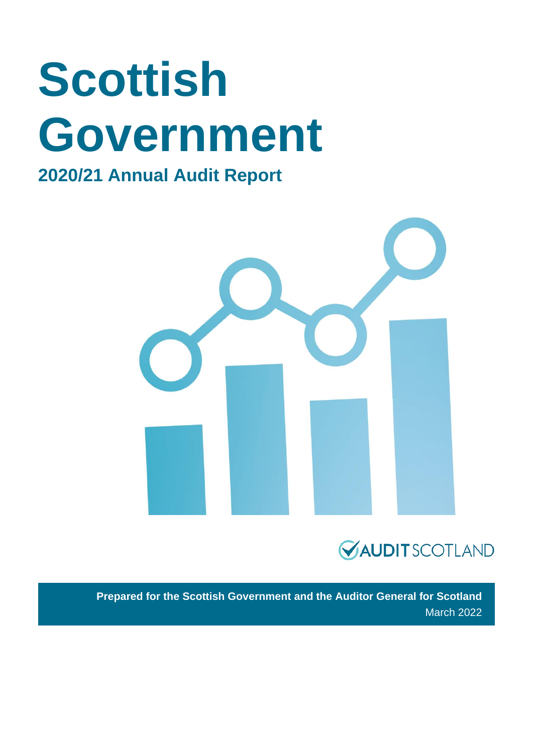# Scottish Government

## 2020/21 Annual Audit Report

AUDIT SCOTLAND

**Prepared for the Scottish Government and the Auditor General for Scotland**

March 2022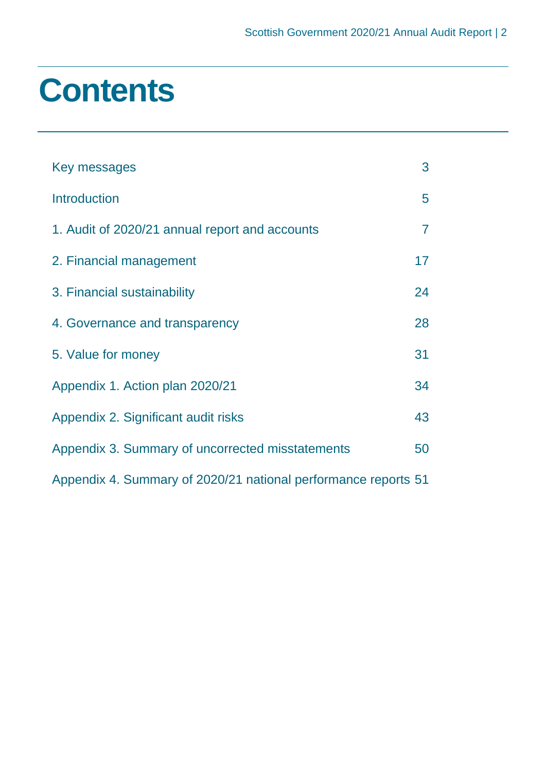# Contents

| | |
|---|---|
| Key messages | 3 |
| Introduction | 5 |
| 1. Audit of 2020/21 annual report and accounts | 7 |
| 2. Financial management | 17 |
| 3. Financial sustainability | 24 |
| 4. Governance and transparency | 28 |
| 5. Value for money | 31 |
| Appendix 1. Action plan 2020/21 | 34 |
| Appendix 2. Significant audit risks | 43 |
| Appendix 3. Summary of uncorrected misstatements | 50 |
| Appendix 4. Summary of 2020/21 national performance reports | 51 |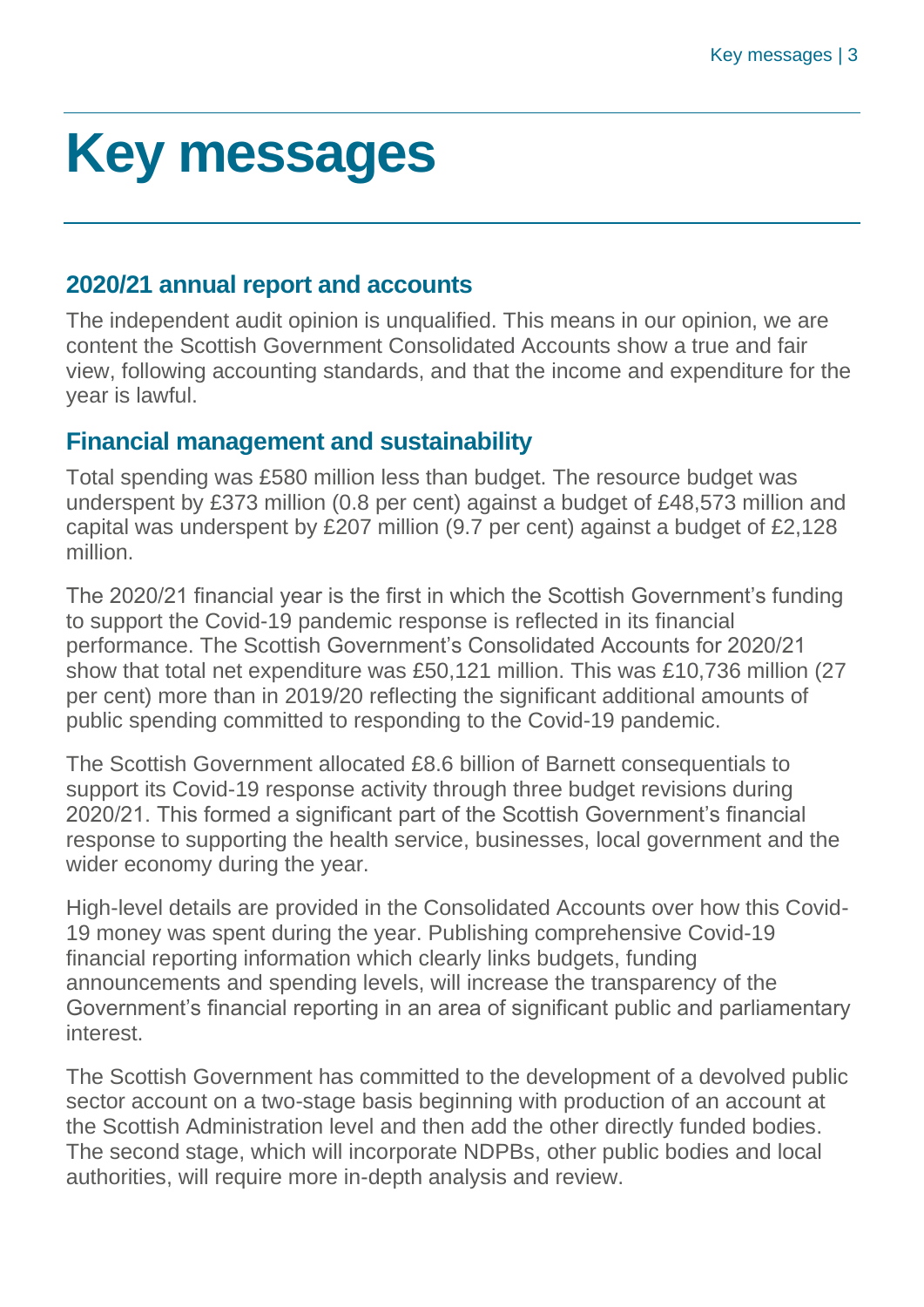# Key messages

## 2020/21 annual report and accounts

The independent audit opinion is unqualified. This means in our opinion, we are content the Scottish Government Consolidated Accounts show a true and fair view, following accounting standards, and that the income and expenditure for the year is lawful.

## Financial management and sustainability

Total spending was £580 million less than budget. The resource budget was underspent by £373 million (0.8 per cent) against a budget of £48,573 million and capital was underspent by £207 million (9.7 per cent) against a budget of £2,128 million.

The 2020/21 financial year is the first in which the Scottish Government's funding to support the Covid-19 pandemic response is reflected in its financial performance. The Scottish Government's Consolidated Accounts for 2020/21 show that total net expenditure was £50,121 million. This was £10,736 million (27 per cent) more than in 2019/20 reflecting the significant additional amounts of public spending committed to responding to the Covid-19 pandemic.

The Scottish Government allocated £8.6 billion of Barnett consequentials to support its Covid-19 response activity through three budget revisions during 2020/21. This formed a significant part of the Scottish Government's financial response to supporting the health service, businesses, local government and the wider economy during the year.

High-level details are provided in the Consolidated Accounts over how this Covid-19 money was spent during the year. Publishing comprehensive Covid-19 financial reporting information which clearly links budgets, funding announcements and spending levels, will increase the transparency of the Government's financial reporting in an area of significant public and parliamentary interest.

The Scottish Government has committed to the development of a devolved public sector account on a two-stage basis beginning with production of an account at the Scottish Administration level and then add the other directly funded bodies. The second stage, which will incorporate NDPBs, other public bodies and local authorities, will require more in-depth analysis and review.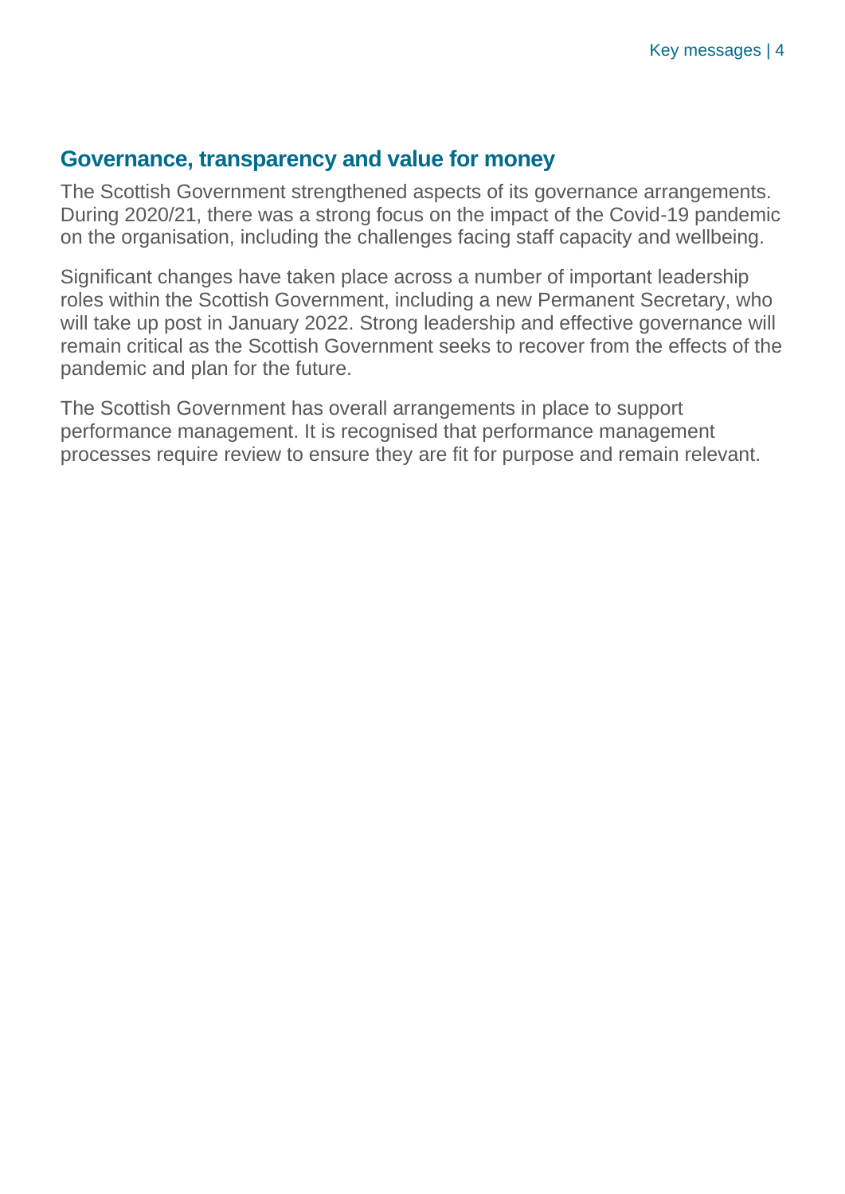## Governance, transparency and value for money

The Scottish Government strengthened aspects of its governance arrangements. During 2020/21, there was a strong focus on the impact of the Covid-19 pandemic on the organisation, including the challenges facing staff capacity and wellbeing.

Significant changes have taken place across a number of important leadership roles within the Scottish Government, including a new Permanent Secretary, who will take up post in January 2022. Strong leadership and effective governance will remain critical as the Scottish Government seeks to recover from the effects of the pandemic and plan for the future.

The Scottish Government has overall arrangements in place to support performance management. It is recognised that performance management processes require review to ensure they are fit for purpose and remain relevant.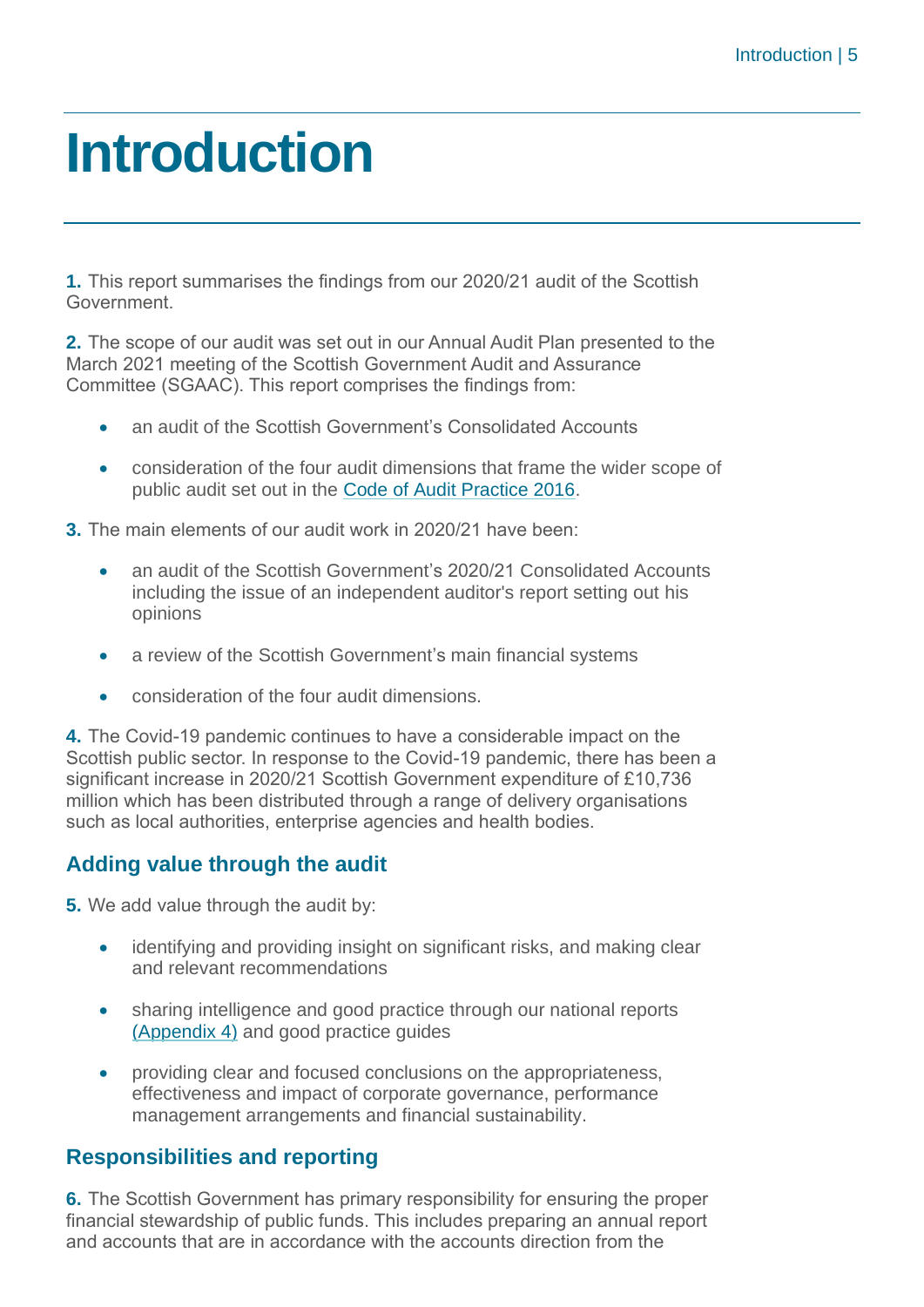# Introduction

**1.** This report summarises the findings from our 2020/21 audit of the Scottish Government.

**2.** The scope of our audit was set out in our Annual Audit Plan presented to the March 2021 meeting of the Scottish Government Audit and Assurance Committee (SGAAC). This report comprises the findings from:

- an audit of the Scottish Government's Consolidated Accounts
- consideration of the four audit dimensions that frame the wider scope of public audit set out in the Code of Audit Practice 2016.

**3.** The main elements of our audit work in 2020/21 have been:

- an audit of the Scottish Government's 2020/21 Consolidated Accounts including the issue of an independent auditor's report setting out his opinions
- a review of the Scottish Government's main financial systems
- consideration of the four audit dimensions.

**4.** The Covid-19 pandemic continues to have a considerable impact on the Scottish public sector. In response to the Covid-19 pandemic, there has been a significant increase in 2020/21 Scottish Government expenditure of £10,736 million which has been distributed through a range of delivery organisations such as local authorities, enterprise agencies and health bodies.

## Adding value through the audit

**5.** We add value through the audit by:

- identifying and providing insight on significant risks, and making clear and relevant recommendations
- sharing intelligence and good practice through our national reports (Appendix 4) and good practice guides
- providing clear and focused conclusions on the appropriateness, effectiveness and impact of corporate governance, performance management arrangements and financial sustainability.

## Responsibilities and reporting

**6.** The Scottish Government has primary responsibility for ensuring the proper financial stewardship of public funds. This includes preparing an annual report and accounts that are in accordance with the accounts direction from the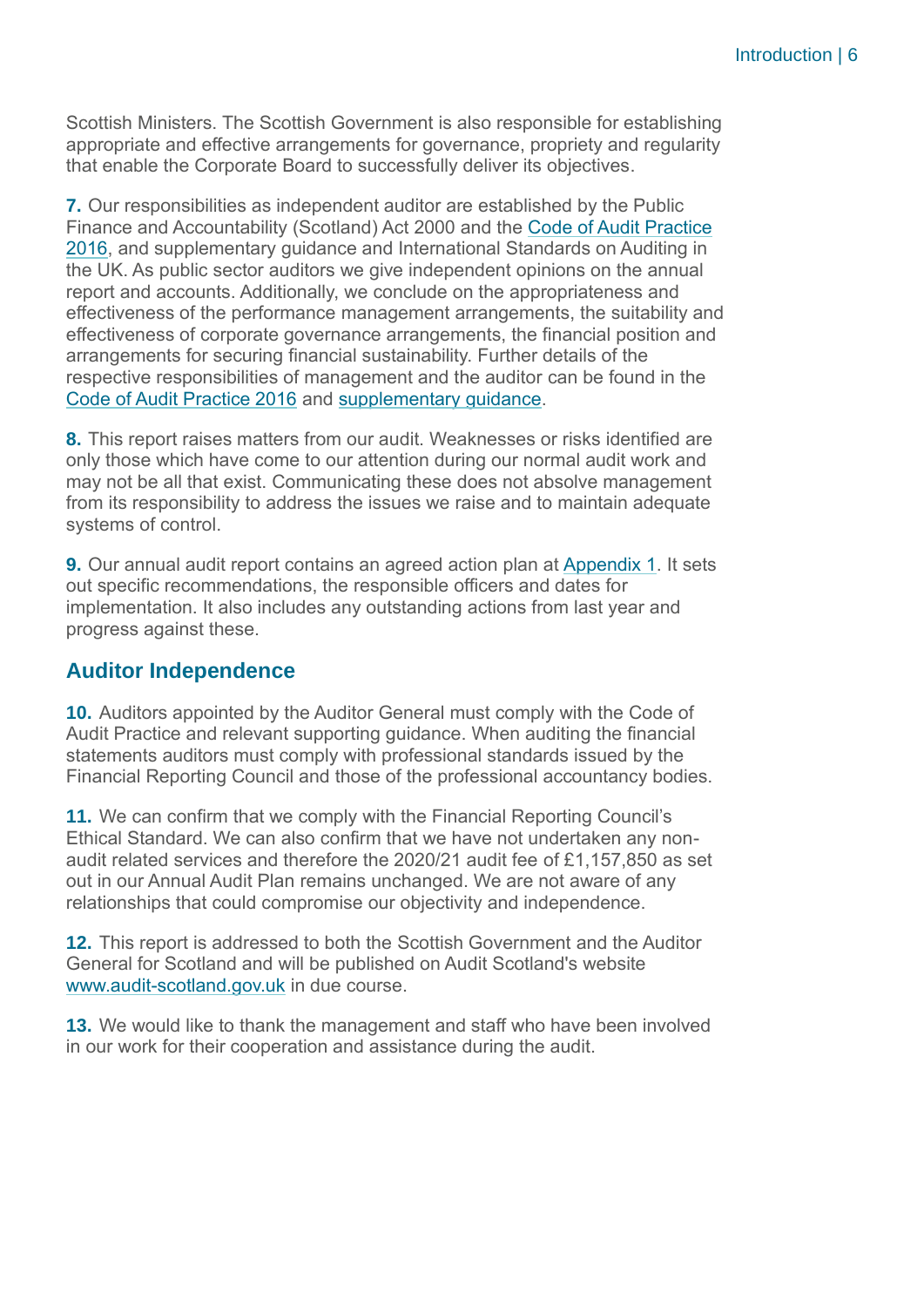Scottish Ministers. The Scottish Government is also responsible for establishing appropriate and effective arrangements for governance, propriety and regularity that enable the Corporate Board to successfully deliver its objectives.

**7.** Our responsibilities as independent auditor are established by the Public Finance and Accountability (Scotland) Act 2000 and the Code of Audit Practice 2016, and supplementary guidance and International Standards on Auditing in the UK. As public sector auditors we give independent opinions on the annual report and accounts. Additionally, we conclude on the appropriateness and effectiveness of the performance management arrangements, the suitability and effectiveness of corporate governance arrangements, the financial position and arrangements for securing financial sustainability. Further details of the respective responsibilities of management and the auditor can be found in the Code of Audit Practice 2016 and supplementary guidance.

**8.** This report raises matters from our audit. Weaknesses or risks identified are only those which have come to our attention during our normal audit work and may not be all that exist. Communicating these does not absolve management from its responsibility to address the issues we raise and to maintain adequate systems of control.

**9.** Our annual audit report contains an agreed action plan at Appendix 1. It sets out specific recommendations, the responsible officers and dates for implementation. It also includes any outstanding actions from last year and progress against these.

## Auditor Independence

**10.** Auditors appointed by the Auditor General must comply with the Code of Audit Practice and relevant supporting guidance. When auditing the financial statements auditors must comply with professional standards issued by the Financial Reporting Council and those of the professional accountancy bodies.

**11.** We can confirm that we comply with the Financial Reporting Council's Ethical Standard. We can also confirm that we have not undertaken any non-audit related services and therefore the 2020/21 audit fee of £1,157,850 as set out in our Annual Audit Plan remains unchanged. We are not aware of any relationships that could compromise our objectivity and independence.

**12.** This report is addressed to both the Scottish Government and the Auditor General for Scotland and will be published on Audit Scotland's website www.audit-scotland.gov.uk in due course.

**13.** We would like to thank the management and staff who have been involved in our work for their cooperation and assistance during the audit.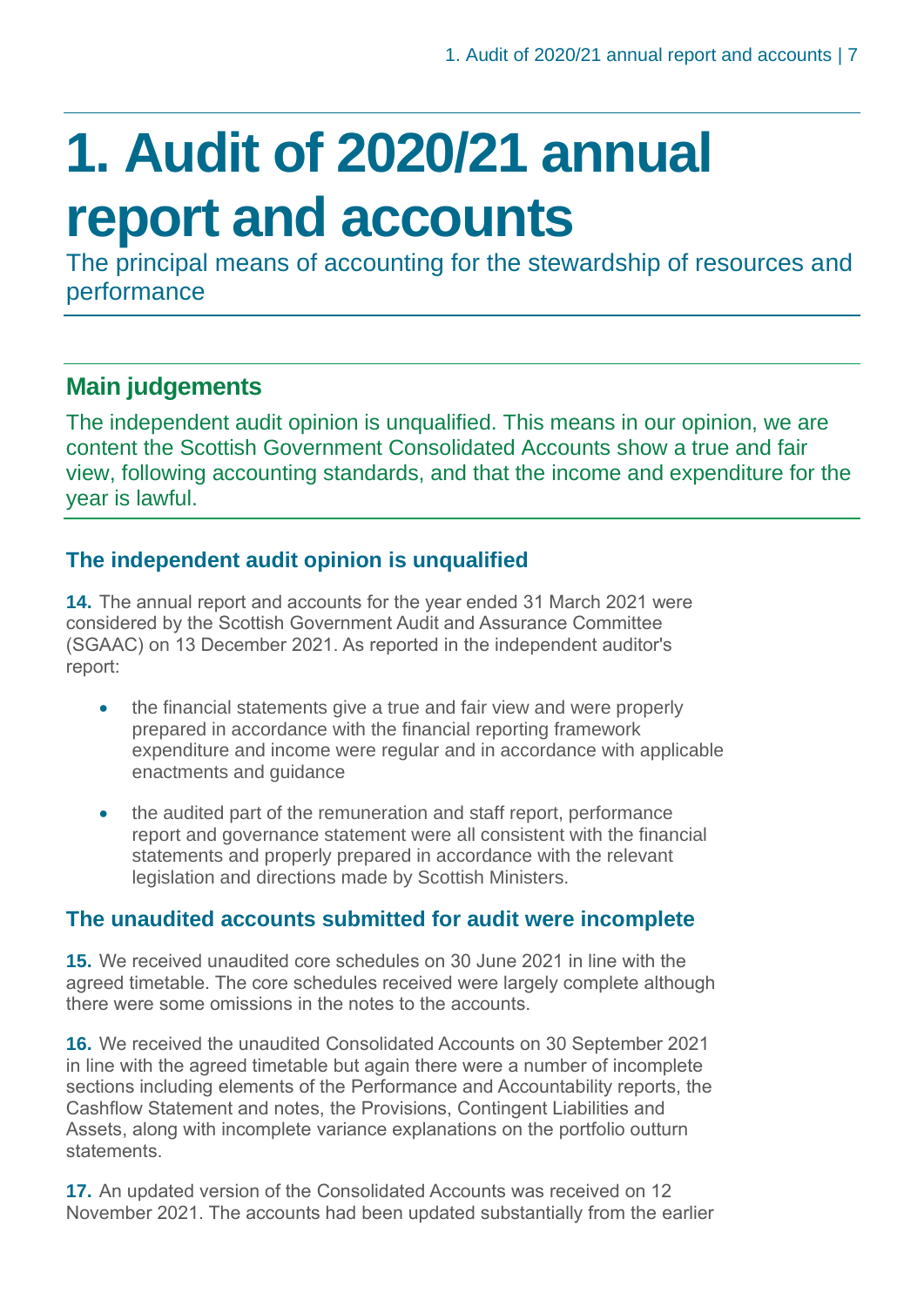# 1. Audit of 2020/21 annual report and accounts

The principal means of accounting for the stewardship of resources and performance

## Main judgements

The independent audit opinion is unqualified. This means in our opinion, we are content the Scottish Government Consolidated Accounts show a true and fair view, following accounting standards, and that the income and expenditure for the year is lawful.

### The independent audit opinion is unqualified

**14.** The annual report and accounts for the year ended 31 March 2021 were considered by the Scottish Government Audit and Assurance Committee (SGAAC) on 13 December 2021. As reported in the independent auditor's report:

- the financial statements give a true and fair view and were properly prepared in accordance with the financial reporting framework expenditure and income were regular and in accordance with applicable enactments and guidance
- the audited part of the remuneration and staff report, performance report and governance statement were all consistent with the financial statements and properly prepared in accordance with the relevant legislation and directions made by Scottish Ministers.

### The unaudited accounts submitted for audit were incomplete

**15.** We received unaudited core schedules on 30 June 2021 in line with the agreed timetable. The core schedules received were largely complete although there were some omissions in the notes to the accounts.

**16.** We received the unaudited Consolidated Accounts on 30 September 2021 in line with the agreed timetable but again there were a number of incomplete sections including elements of the Performance and Accountability reports, the Cashflow Statement and notes, the Provisions, Contingent Liabilities and Assets, along with incomplete variance explanations on the portfolio outturn statements.

**17.** An updated version of the Consolidated Accounts was received on 12 November 2021. The accounts had been updated substantially from the earlier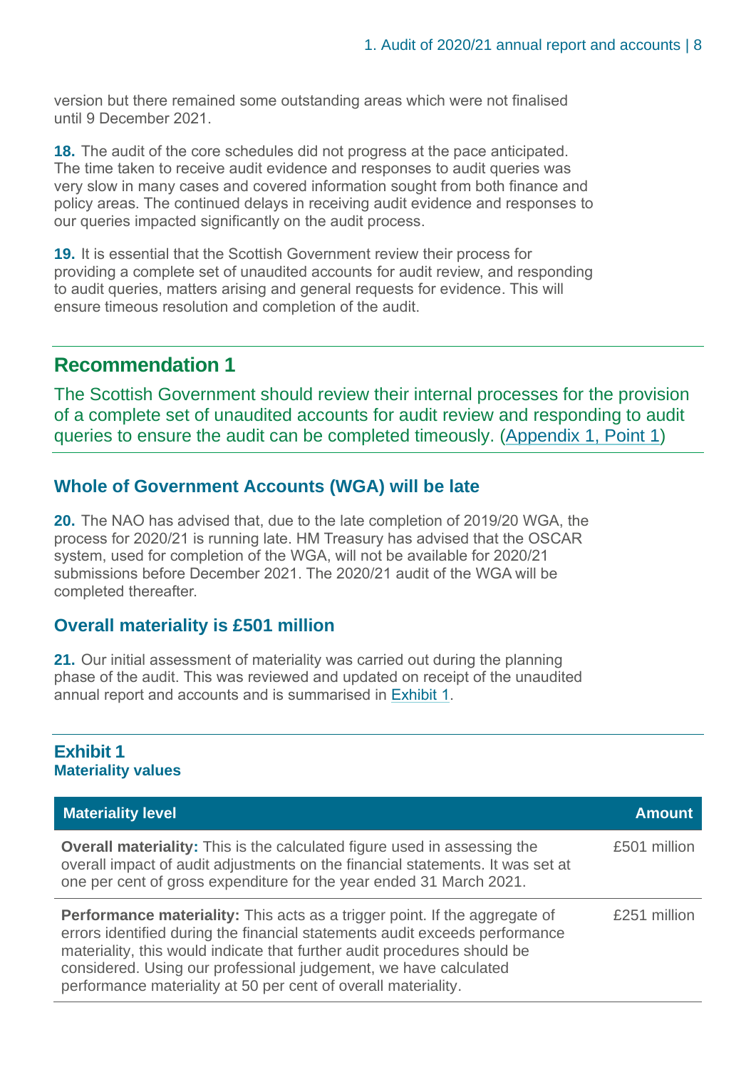version but there remained some outstanding areas which were not finalised until 9 December 2021.

**18.** The audit of the core schedules did not progress at the pace anticipated. The time taken to receive audit evidence and responses to audit queries was very slow in many cases and covered information sought from both finance and policy areas. The continued delays in receiving audit evidence and responses to our queries impacted significantly on the audit process.

**19.** It is essential that the Scottish Government review their process for providing a complete set of unaudited accounts for audit review, and responding to audit queries, matters arising and general requests for evidence. This will ensure timeous resolution and completion of the audit.

## Recommendation 1

The Scottish Government should review their internal processes for the provision of a complete set of unaudited accounts for audit review and responding to audit queries to ensure the audit can be completed timeously. (Appendix 1, Point 1)

### Whole of Government Accounts (WGA) will be late

**20.** The NAO has advised that, due to the late completion of 2019/20 WGA, the process for 2020/21 is running late. HM Treasury has advised that the OSCAR system, used for completion of the WGA, will not be available for 2020/21 submissions before December 2021. The 2020/21 audit of the WGA will be completed thereafter.

### Overall materiality is £501 million

**21.** Our initial assessment of materiality was carried out during the planning phase of the audit. This was reviewed and updated on receipt of the unaudited annual report and accounts and is summarised in Exhibit 1.

**Exhibit 1**
**Materiality values**

| Materiality level | Amount |
|---|---|
| **Overall materiality:** This is the calculated figure used in assessing the overall impact of audit adjustments on the financial statements. It was set at one per cent of gross expenditure for the year ended 31 March 2021. | £501 million |
| **Performance materiality:** This acts as a trigger point. If the aggregate of errors identified during the financial statements audit exceeds performance materiality, this would indicate that further audit procedures should be considered. Using our professional judgement, we have calculated performance materiality at 50 per cent of overall materiality. | £251 million |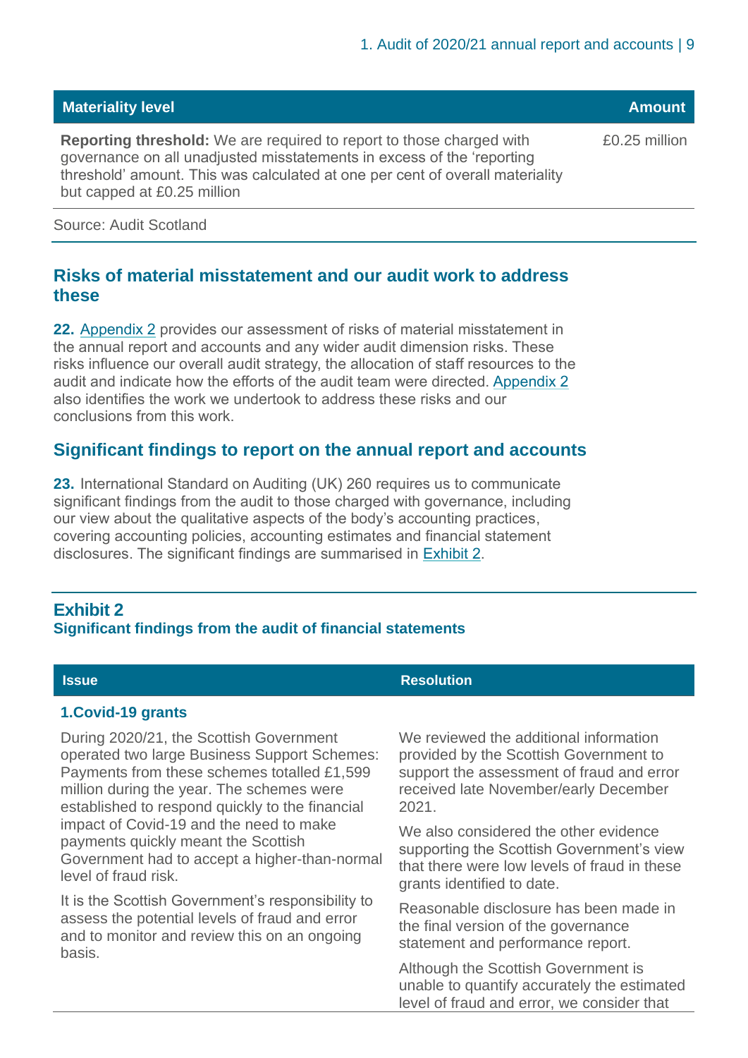| Materiality level | Amount |
|---|---|
| **Reporting threshold:** We are required to report to those charged with governance on all unadjusted misstatements in excess of the 'reporting threshold' amount. This was calculated at one per cent of overall materiality but capped at £0.25 million | £0.25 million |

Source: Audit Scotland

## Risks of material misstatement and our audit work to address these

**22.** Appendix 2 provides our assessment of risks of material misstatement in the annual report and accounts and any wider audit dimension risks. These risks influence our overall audit strategy, the allocation of staff resources to the audit and indicate how the efforts of the audit team were directed. Appendix 2 also identifies the work we undertook to address these risks and our conclusions from this work.

## Significant findings to report on the annual report and accounts

**23.** International Standard on Auditing (UK) 260 requires us to communicate significant findings from the audit to those charged with governance, including our view about the qualitative aspects of the body's accounting practices, covering accounting policies, accounting estimates and financial statement disclosures. The significant findings are summarised in Exhibit 2.

### Exhibit 2
**Significant findings from the audit of financial statements**

| Issue | Resolution |
|---|---|
| **1.Covid-19 grants** | |
| During 2020/21, the Scottish Government operated two large Business Support Schemes: Payments from these schemes totalled £1,599 million during the year. The schemes were established to respond quickly to the financial impact of Covid-19 and the need to make payments quickly meant the Scottish Government had to accept a higher-than-normal level of fraud risk.<br><br>It is the Scottish Government's responsibility to assess the potential levels of fraud and error and to monitor and review this on an ongoing basis. | We reviewed the additional information provided by the Scottish Government to support the assessment of fraud and error received late November/early December 2021.<br><br>We also considered the other evidence supporting the Scottish Government's view that there were low levels of fraud in these grants identified to date.<br><br>Reasonable disclosure has been made in the final version of the governance statement and performance report.<br><br>Although the Scottish Government is unable to quantify accurately the estimated level of fraud and error, we consider that |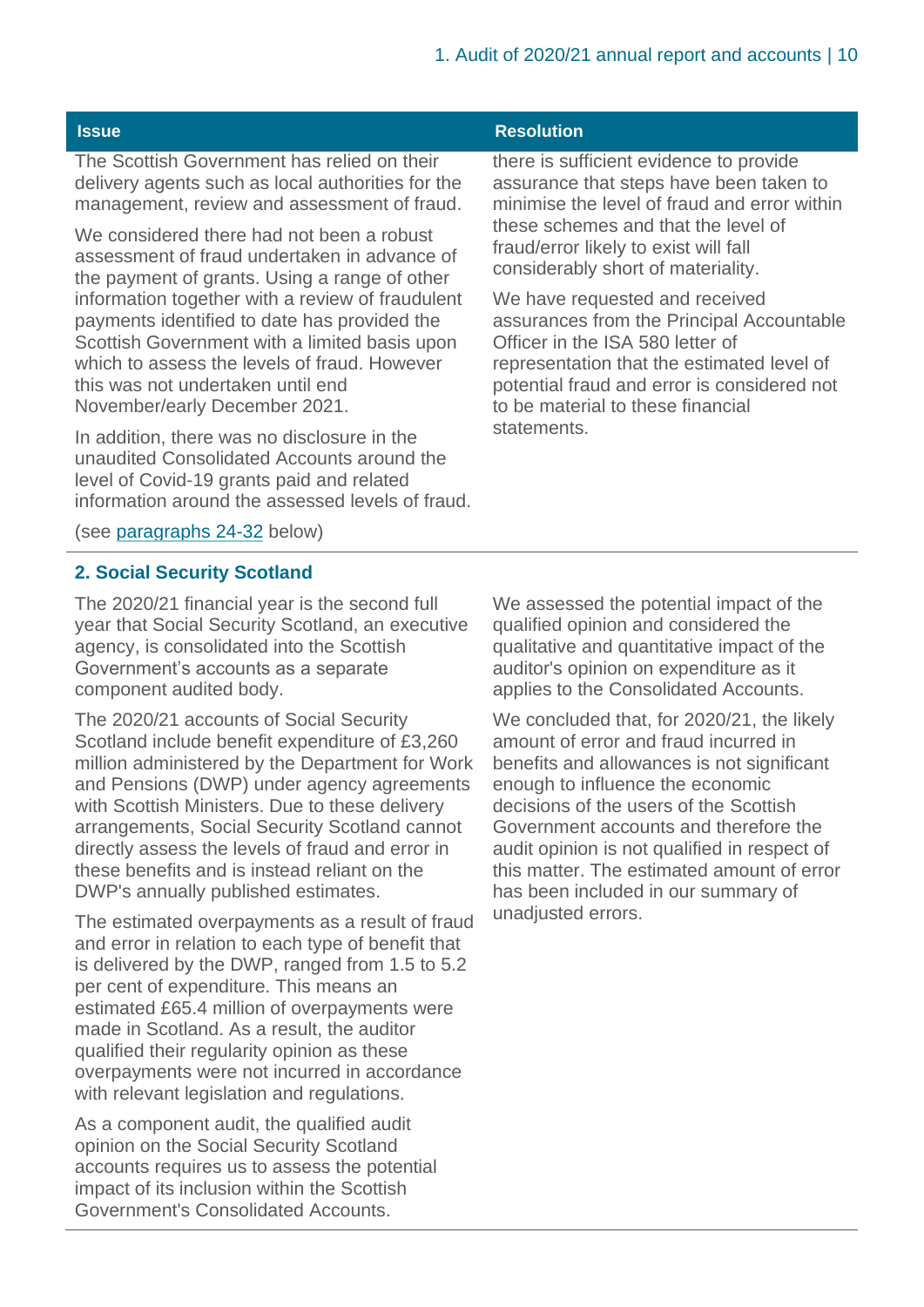| Issue | Resolution |
|---|---|
| The Scottish Government has relied on their delivery agents such as local authorities for the management, review and assessment of fraud.<br><br>We considered there had not been a robust assessment of fraud undertaken in advance of the payment of grants. Using a range of other information together with a review of fraudulent payments identified to date has provided the Scottish Government with a limited basis upon which to assess the levels of fraud. However this was not undertaken until end November/early December 2021.<br><br>In addition, there was no disclosure in the unaudited Consolidated Accounts around the level of Covid-19 grants paid and related information around the assessed levels of fraud.<br><br>(see [paragraphs 24-32](#) below) | there is sufficient evidence to provide assurance that steps have been taken to minimise the level of fraud and error within these schemes and that the level of fraud/error likely to exist will fall considerably short of materiality.<br><br>We have requested and received assurances from the Principal Accountable Officer in the ISA 580 letter of representation that the estimated level of potential fraud and error is considered not to be material to these financial statements. |
| **2. Social Security Scotland**<br><br>The 2020/21 financial year is the second full year that Social Security Scotland, an executive agency, is consolidated into the Scottish Government's accounts as a separate component audited body.<br><br>The 2020/21 accounts of Social Security Scotland include benefit expenditure of £3,260 million administered by the Department for Work and Pensions (DWP) under agency agreements with Scottish Ministers. Due to these delivery arrangements, Social Security Scotland cannot directly assess the levels of fraud and error in these benefits and is instead reliant on the DWP's annually published estimates.<br><br>The estimated overpayments as a result of fraud and error in relation to each type of benefit that is delivered by the DWP, ranged from 1.5 to 5.2 per cent of expenditure. This means an estimated £65.4 million of overpayments were made in Scotland. As a result, the auditor qualified their regularity opinion as these overpayments were not incurred in accordance with relevant legislation and regulations.<br><br>As a component audit, the qualified audit opinion on the Social Security Scotland accounts requires us to assess the potential impact of its inclusion within the Scottish Government's Consolidated Accounts. | We assessed the potential impact of the qualified opinion and considered the qualitative and quantitative impact of the auditor's opinion on expenditure as it applies to the Consolidated Accounts.<br><br>We concluded that, for 2020/21, the likely amount of error and fraud incurred in benefits and allowances is not significant enough to influence the economic decisions of the users of the Scottish Government accounts and therefore the audit opinion is not qualified in respect of this matter. The estimated amount of error has been included in our summary of unadjusted errors. |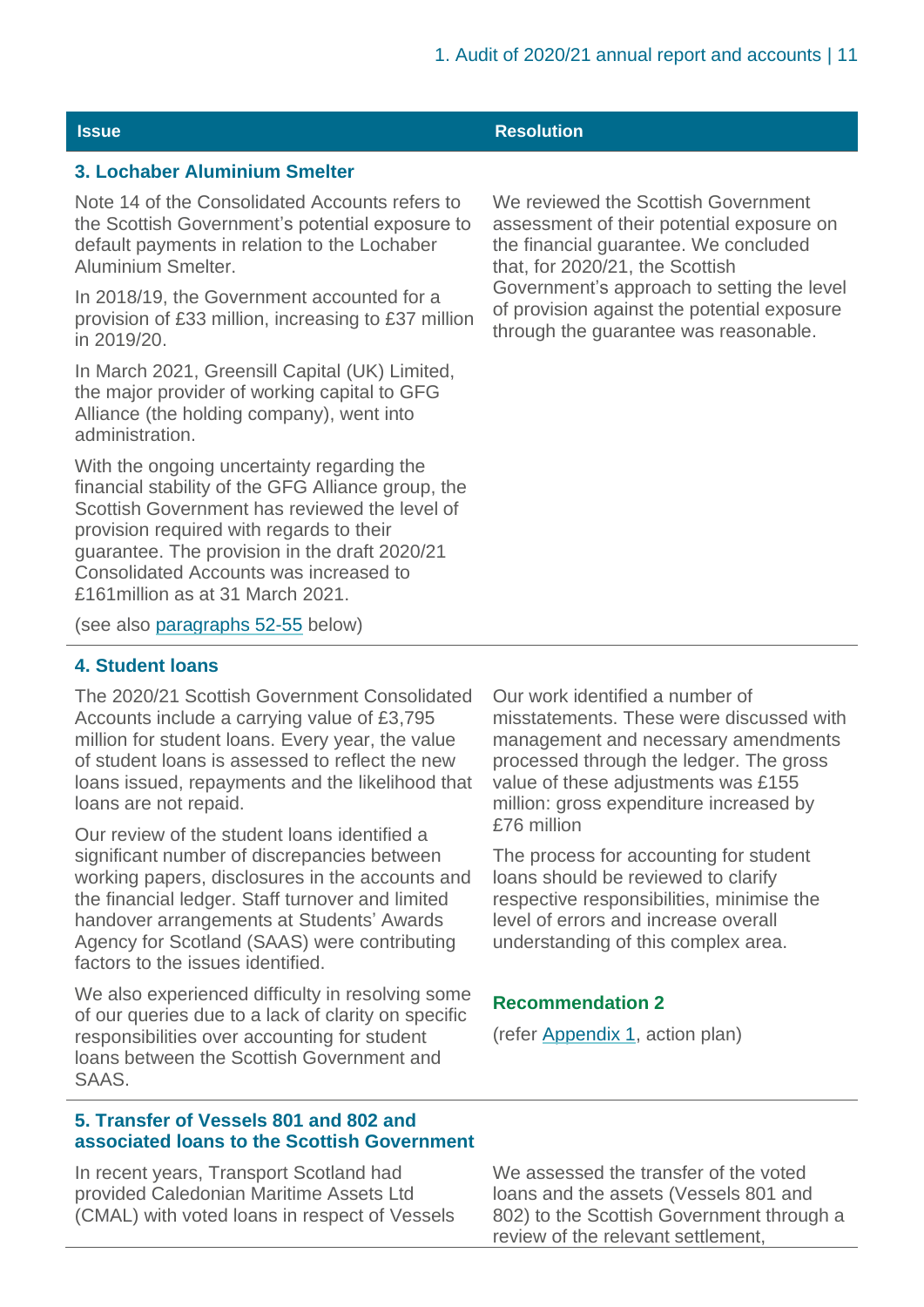| Issue | Resolution |
| --- | --- |
| **3. Lochaber Aluminium Smelter** | |
| Note 14 of the Consolidated Accounts refers to the Scottish Government's potential exposure to default payments in relation to the Lochaber Aluminium Smelter.<br><br>In 2018/19, the Government accounted for a provision of £33 million, increasing to £37 million in 2019/20.<br><br>In March 2021, Greensill Capital (UK) Limited, the major provider of working capital to GFG Alliance (the holding company), went into administration.<br><br>With the ongoing uncertainty regarding the financial stability of the GFG Alliance group, the Scottish Government has reviewed the level of provision required with regards to their guarantee. The provision in the draft 2020/21 Consolidated Accounts was increased to £161million as at 31 March 2021.<br><br>(see also paragraphs 52-55 below) | We reviewed the Scottish Government assessment of their potential exposure on the financial guarantee. We concluded that, for 2020/21, the Scottish Government's approach to setting the level of provision against the potential exposure through the guarantee was reasonable. |
| **4. Student loans** | |
| The 2020/21 Scottish Government Consolidated Accounts include a carrying value of £3,795 million for student loans. Every year, the value of student loans is assessed to reflect the new loans issued, repayments and the likelihood that loans are not repaid.<br><br>Our review of the student loans identified a significant number of discrepancies between working papers, disclosures in the accounts and the financial ledger. Staff turnover and limited handover arrangements at Students' Awards Agency for Scotland (SAAS) were contributing factors to the issues identified.<br><br>We also experienced difficulty in resolving some of our queries due to a lack of clarity on specific responsibilities over accounting for student loans between the Scottish Government and SAAS. | Our work identified a number of misstatements. These were discussed with management and necessary amendments processed through the ledger. The gross value of these adjustments was £155 million: gross expenditure increased by £76 million<br><br>The process for accounting for student loans should be reviewed to clarify respective responsibilities, minimise the level of errors and increase overall understanding of this complex area.<br><br>**Recommendation 2**<br><br>(refer Appendix 1, action plan) |
| **5. Transfer of Vessels 801 and 802 and associated loans to the Scottish Government** | |
| In recent years, Transport Scotland had provided Caledonian Maritime Assets Ltd (CMAL) with voted loans in respect of Vessels | We assessed the transfer of the voted loans and the assets (Vessels 801 and 802) to the Scottish Government through a review of the relevant settlement, |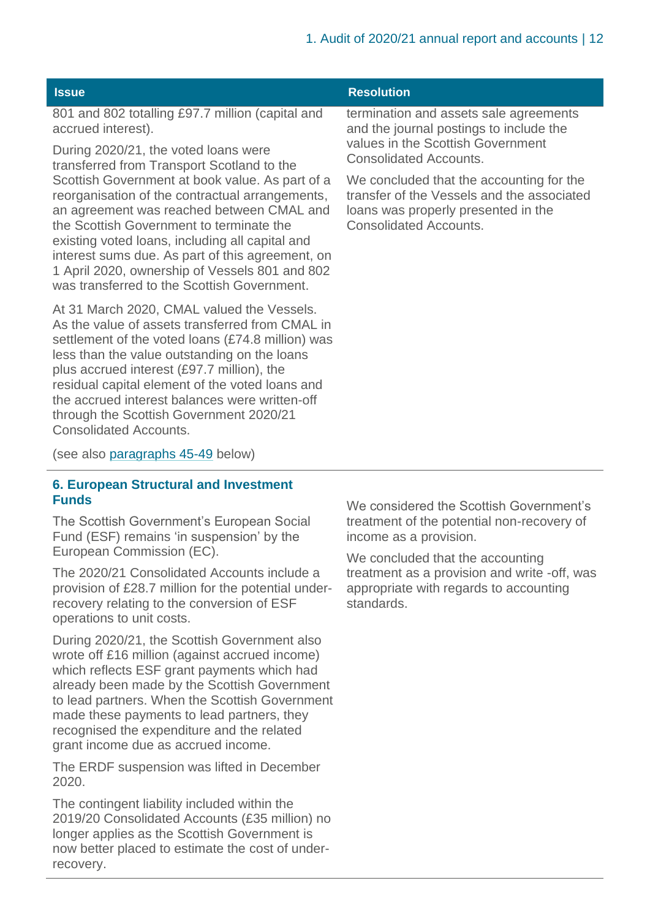| Issue | Resolution |
| --- | --- |
| 801 and 802 totalling £97.7 million (capital and accrued interest).<br><br>During 2020/21, the voted loans were transferred from Transport Scotland to the Scottish Government at book value. As part of a reorganisation of the contractual arrangements, an agreement was reached between CMAL and the Scottish Government to terminate the existing voted loans, including all capital and interest sums due. As part of this agreement, on 1 April 2020, ownership of Vessels 801 and 802 was transferred to the Scottish Government.<br><br>At 31 March 2020, CMAL valued the Vessels. As the value of assets transferred from CMAL in settlement of the voted loans (£74.8 million) was less than the value outstanding on the loans plus accrued interest (£97.7 million), the residual capital element of the voted loans and the accrued interest balances were written-off through the Scottish Government 2020/21 Consolidated Accounts.<br><br>(see also paragraphs 45-49 below) | termination and assets sale agreements and the journal postings to include the values in the Scottish Government Consolidated Accounts.<br><br>We concluded that the accounting for the transfer of the Vessels and the associated loans was properly presented in the Consolidated Accounts. |
| **6. European Structural and Investment Funds**<br><br>The Scottish Government's European Social Fund (ESF) remains 'in suspension' by the European Commission (EC).<br><br>The 2020/21 Consolidated Accounts include a provision of £28.7 million for the potential under-recovery relating to the conversion of ESF operations to unit costs.<br><br>During 2020/21, the Scottish Government also wrote off £16 million (against accrued income) which reflects ESF grant payments which had already been made by the Scottish Government to lead partners. When the Scottish Government made these payments to lead partners, they recognised the expenditure and the related grant income due as accrued income.<br><br>The ERDF suspension was lifted in December 2020.<br><br>The contingent liability included within the 2019/20 Consolidated Accounts (£35 million) no longer applies as the Scottish Government is now better placed to estimate the cost of under-recovery. | We considered the Scottish Government's treatment of the potential non-recovery of income as a provision.<br><br>We concluded that the accounting treatment as a provision and write -off, was appropriate with regards to accounting standards. |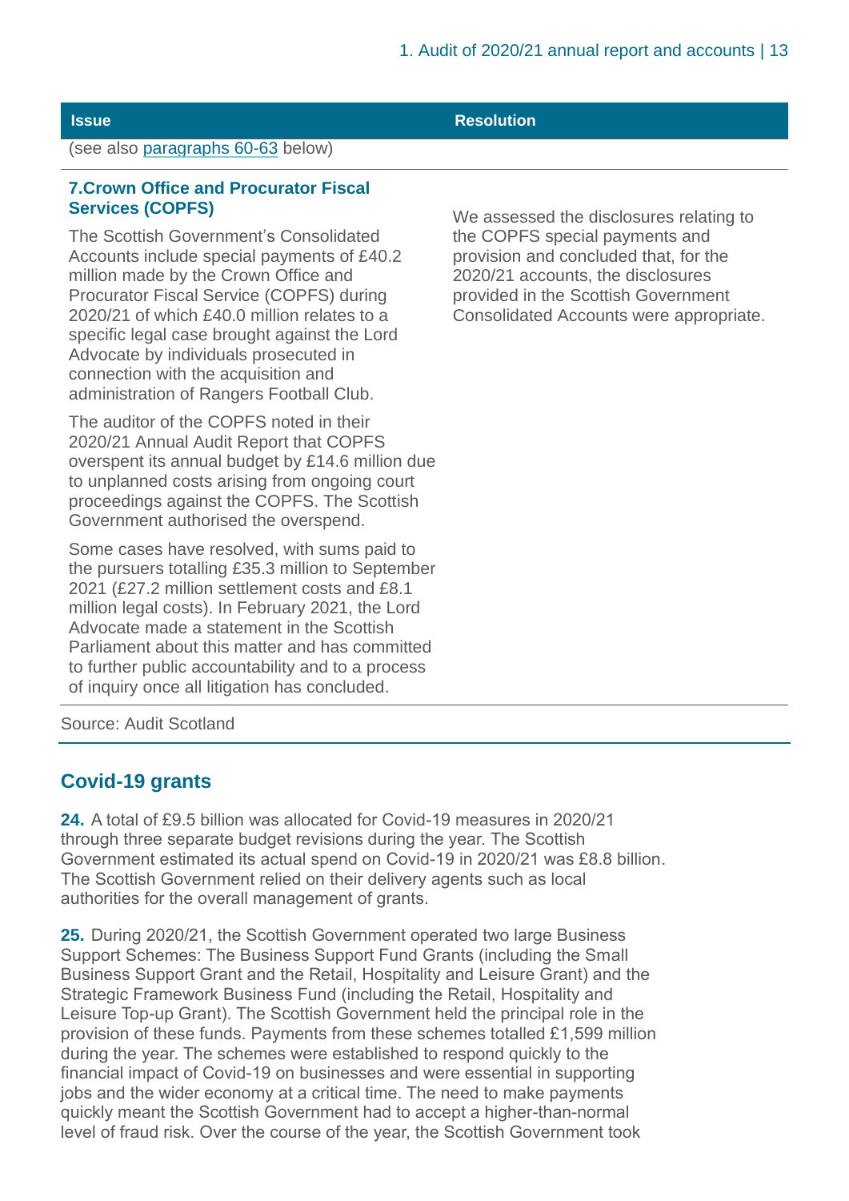| Issue | Resolution |
|---|---|
| (see also paragraphs 60-63 below) | |
| **7.Crown Office and Procurator Fiscal Services (COPFS)**<br><br>The Scottish Government's Consolidated Accounts include special payments of £40.2 million made by the Crown Office and Procurator Fiscal Service (COPFS) during 2020/21 of which £40.0 million relates to a specific legal case brought against the Lord Advocate by individuals prosecuted in connection with the acquisition and administration of Rangers Football Club.<br><br>The auditor of the COPFS noted in their 2020/21 Annual Audit Report that COPFS overspent its annual budget by £14.6 million due to unplanned costs arising from ongoing court proceedings against the COPFS. The Scottish Government authorised the overspend.<br><br>Some cases have resolved, with sums paid to the pursuers totalling £35.3 million to September 2021 (£27.2 million settlement costs and £8.1 million legal costs). In February 2021, the Lord Advocate made a statement in the Scottish Parliament about this matter and has committed to further public accountability and to a process of inquiry once all litigation has concluded. | We assessed the disclosures relating to the COPFS special payments and provision and concluded that, for the 2020/21 accounts, the disclosures provided in the Scottish Government Consolidated Accounts were appropriate. |

Source: Audit Scotland

## Covid-19 grants

**24.** A total of £9.5 billion was allocated for Covid-19 measures in 2020/21 through three separate budget revisions during the year. The Scottish Government estimated its actual spend on Covid-19 in 2020/21 was £8.8 billion. The Scottish Government relied on their delivery agents such as local authorities for the overall management of grants.

**25.** During 2020/21, the Scottish Government operated two large Business Support Schemes: The Business Support Fund Grants (including the Small Business Support Grant and the Retail, Hospitality and Leisure Grant) and the Strategic Framework Business Fund (including the Retail, Hospitality and Leisure Top-up Grant). The Scottish Government held the principal role in the provision of these funds. Payments from these schemes totalled £1,599 million during the year. The schemes were established to respond quickly to the financial impact of Covid-19 on businesses and were essential in supporting jobs and the wider economy at a critical time. The need to make payments quickly meant the Scottish Government had to accept a higher-than-normal level of fraud risk. Over the course of the year, the Scottish Government took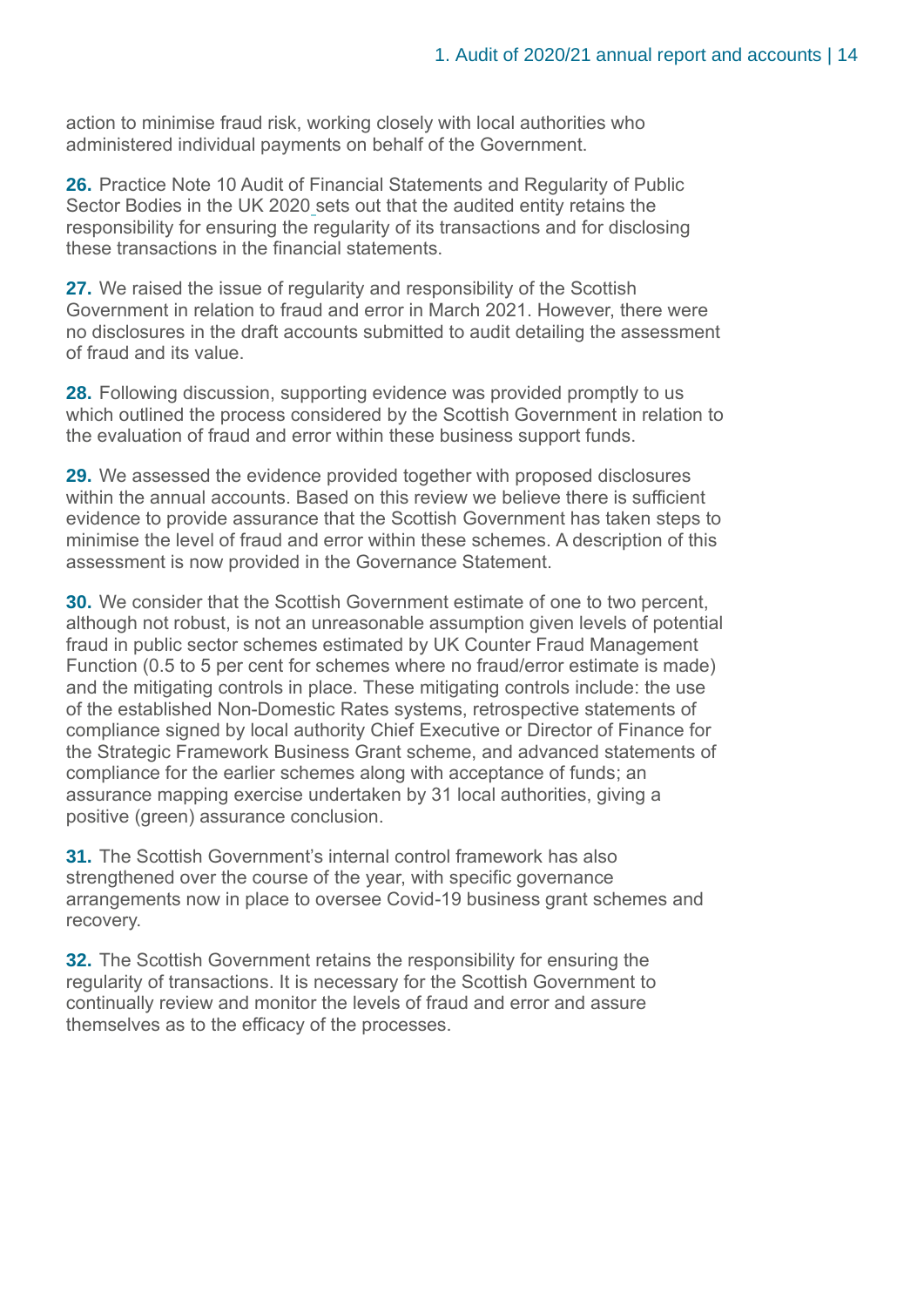action to minimise fraud risk, working closely with local authorities who administered individual payments on behalf of the Government.

**26.** Practice Note 10 Audit of Financial Statements and Regularity of Public Sector Bodies in the UK 2020 sets out that the audited entity retains the responsibility for ensuring the regularity of its transactions and for disclosing these transactions in the financial statements.

**27.** We raised the issue of regularity and responsibility of the Scottish Government in relation to fraud and error in March 2021. However, there were no disclosures in the draft accounts submitted to audit detailing the assessment of fraud and its value.

**28.** Following discussion, supporting evidence was provided promptly to us which outlined the process considered by the Scottish Government in relation to the evaluation of fraud and error within these business support funds.

**29.** We assessed the evidence provided together with proposed disclosures within the annual accounts. Based on this review we believe there is sufficient evidence to provide assurance that the Scottish Government has taken steps to minimise the level of fraud and error within these schemes. A description of this assessment is now provided in the Governance Statement.

**30.** We consider that the Scottish Government estimate of one to two percent, although not robust, is not an unreasonable assumption given levels of potential fraud in public sector schemes estimated by UK Counter Fraud Management Function (0.5 to 5 per cent for schemes where no fraud/error estimate is made) and the mitigating controls in place. These mitigating controls include: the use of the established Non-Domestic Rates systems, retrospective statements of compliance signed by local authority Chief Executive or Director of Finance for the Strategic Framework Business Grant scheme, and advanced statements of compliance for the earlier schemes along with acceptance of funds; an assurance mapping exercise undertaken by 31 local authorities, giving a positive (green) assurance conclusion.

**31.** The Scottish Government's internal control framework has also strengthened over the course of the year, with specific governance arrangements now in place to oversee Covid-19 business grant schemes and recovery.

**32.** The Scottish Government retains the responsibility for ensuring the regularity of transactions. It is necessary for the Scottish Government to continually review and monitor the levels of fraud and error and assure themselves as to the efficacy of the processes.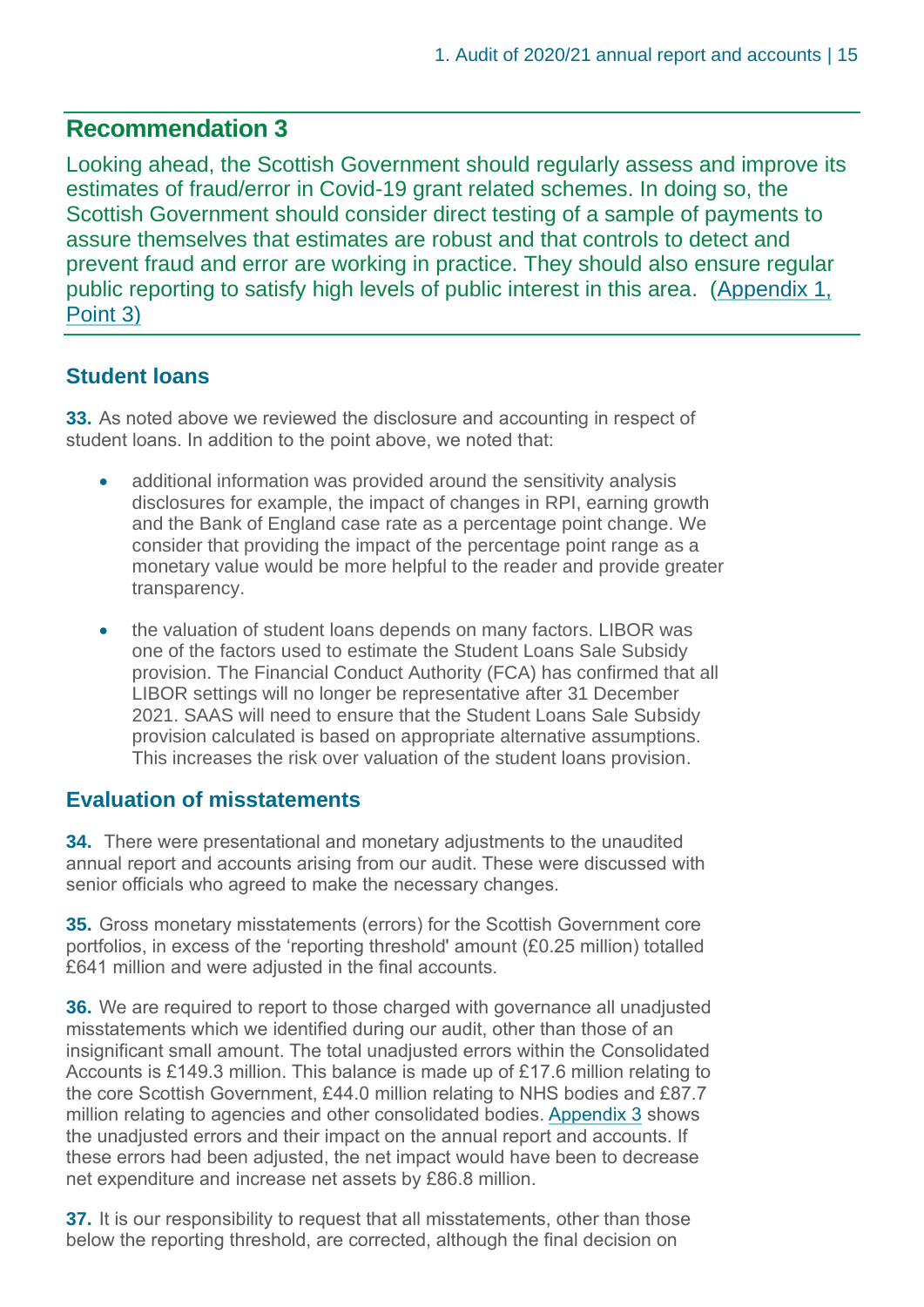## Recommendation 3

Looking ahead, the Scottish Government should regularly assess and improve its estimates of fraud/error in Covid-19 grant related schemes. In doing so, the Scottish Government should consider direct testing of a sample of payments to assure themselves that estimates are robust and that controls to detect and prevent fraud and error are working in practice. They should also ensure regular public reporting to satisfy high levels of public interest in this area. (Appendix 1, Point 3)

### Student loans

**33.** As noted above we reviewed the disclosure and accounting in respect of student loans. In addition to the point above, we noted that:

- additional information was provided around the sensitivity analysis disclosures for example, the impact of changes in RPI, earning growth and the Bank of England case rate as a percentage point change. We consider that providing the impact of the percentage point range as a monetary value would be more helpful to the reader and provide greater transparency.
- the valuation of student loans depends on many factors. LIBOR was one of the factors used to estimate the Student Loans Sale Subsidy provision. The Financial Conduct Authority (FCA) has confirmed that all LIBOR settings will no longer be representative after 31 December 2021. SAAS will need to ensure that the Student Loans Sale Subsidy provision calculated is based on appropriate alternative assumptions. This increases the risk over valuation of the student loans provision.

### Evaluation of misstatements

**34.** There were presentational and monetary adjustments to the unaudited annual report and accounts arising from our audit. These were discussed with senior officials who agreed to make the necessary changes.

**35.** Gross monetary misstatements (errors) for the Scottish Government core portfolios, in excess of the 'reporting threshold' amount (£0.25 million) totalled £641 million and were adjusted in the final accounts.

**36.** We are required to report to those charged with governance all unadjusted misstatements which we identified during our audit, other than those of an insignificant small amount. The total unadjusted errors within the Consolidated Accounts is £149.3 million. This balance is made up of £17.6 million relating to the core Scottish Government, £44.0 million relating to NHS bodies and £87.7 million relating to agencies and other consolidated bodies. Appendix 3 shows the unadjusted errors and their impact on the annual report and accounts. If these errors had been adjusted, the net impact would have been to decrease net expenditure and increase net assets by £86.8 million.

**37.** It is our responsibility to request that all misstatements, other than those below the reporting threshold, are corrected, although the final decision on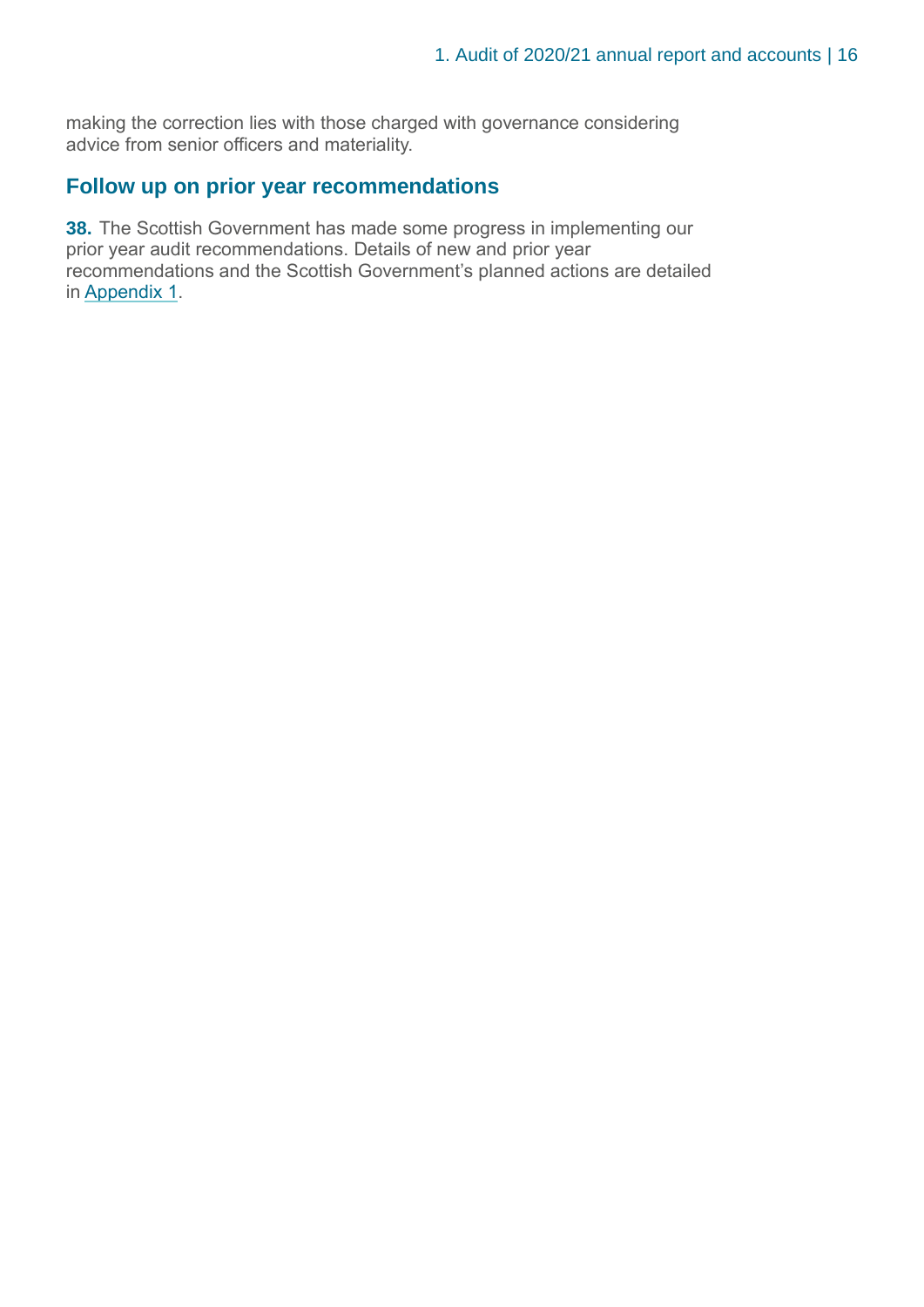making the correction lies with those charged with governance considering advice from senior officers and materiality.

## Follow up on prior year recommendations

**38.** The Scottish Government has made some progress in implementing our prior year audit recommendations. Details of new and prior year recommendations and the Scottish Government's planned actions are detailed in Appendix 1.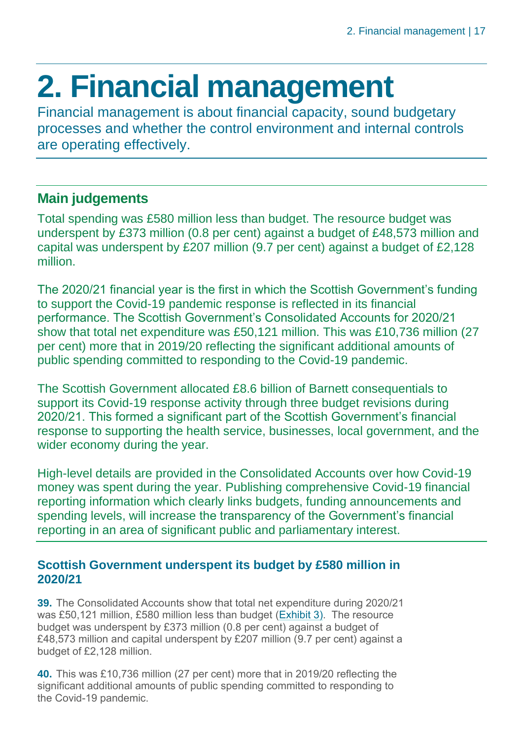# 2. Financial management

Financial management is about financial capacity, sound budgetary processes and whether the control environment and internal controls are operating effectively.

## Main judgements

Total spending was £580 million less than budget. The resource budget was underspent by £373 million (0.8 per cent) against a budget of £48,573 million and capital was underspent by £207 million (9.7 per cent) against a budget of £2,128 million.

The 2020/21 financial year is the first in which the Scottish Government's funding to support the Covid-19 pandemic response is reflected in its financial performance. The Scottish Government's Consolidated Accounts for 2020/21 show that total net expenditure was £50,121 million. This was £10,736 million (27 per cent) more that in 2019/20 reflecting the significant additional amounts of public spending committed to responding to the Covid-19 pandemic.

The Scottish Government allocated £8.6 billion of Barnett consequentials to support its Covid-19 response activity through three budget revisions during 2020/21. This formed a significant part of the Scottish Government's financial response to supporting the health service, businesses, local government, and the wider economy during the year.

High-level details are provided in the Consolidated Accounts over how Covid-19 money was spent during the year. Publishing comprehensive Covid-19 financial reporting information which clearly links budgets, funding announcements and spending levels, will increase the transparency of the Government's financial reporting in an area of significant public and parliamentary interest.

### Scottish Government underspent its budget by £580 million in 2020/21

**39.** The Consolidated Accounts show that total net expenditure during 2020/21 was £50,121 million, £580 million less than budget (Exhibit 3). The resource budget was underspent by £373 million (0.8 per cent) against a budget of £48,573 million and capital underspent by £207 million (9.7 per cent) against a budget of £2,128 million.

**40.** This was £10,736 million (27 per cent) more that in 2019/20 reflecting the significant additional amounts of public spending committed to responding to the Covid-19 pandemic.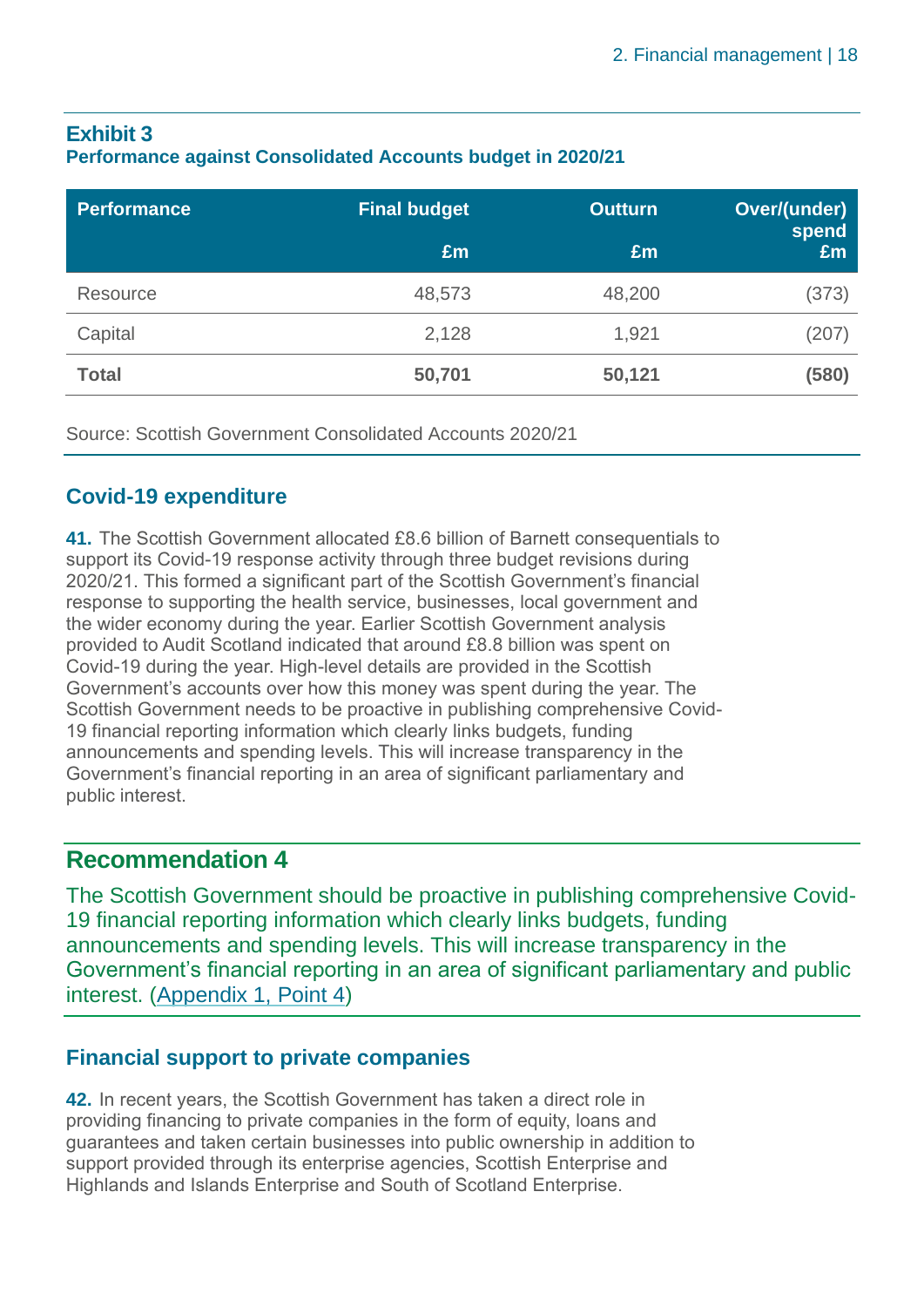**Exhibit 3**
**Performance against Consolidated Accounts budget in 2020/21**

| Performance | Final budget £m | Outturn £m | Over/(under) spend £m |
|---|---|---|---|
| Resource | 48,573 | 48,200 | (373) |
| Capital | 2,128 | 1,921 | (207) |
| **Total** | **50,701** | **50,121** | **(580)** |

Source: Scottish Government Consolidated Accounts 2020/21

### Covid-19 expenditure

**41.** The Scottish Government allocated £8.6 billion of Barnett consequentials to support its Covid-19 response activity through three budget revisions during 2020/21. This formed a significant part of the Scottish Government's financial response to supporting the health service, businesses, local government and the wider economy during the year. Earlier Scottish Government analysis provided to Audit Scotland indicated that around £8.8 billion was spent on Covid-19 during the year. High-level details are provided in the Scottish Government's accounts over how this money was spent during the year. The Scottish Government needs to be proactive in publishing comprehensive Covid-19 financial reporting information which clearly links budgets, funding announcements and spending levels. This will increase transparency in the Government's financial reporting in an area of significant parliamentary and public interest.

## Recommendation 4

The Scottish Government should be proactive in publishing comprehensive Covid-19 financial reporting information which clearly links budgets, funding announcements and spending levels. This will increase transparency in the Government's financial reporting in an area of significant parliamentary and public interest. (Appendix 1, Point 4)

### Financial support to private companies

**42.** In recent years, the Scottish Government has taken a direct role in providing financing to private companies in the form of equity, loans and guarantees and taken certain businesses into public ownership in addition to support provided through its enterprise agencies, Scottish Enterprise and Highlands and Islands Enterprise and South of Scotland Enterprise.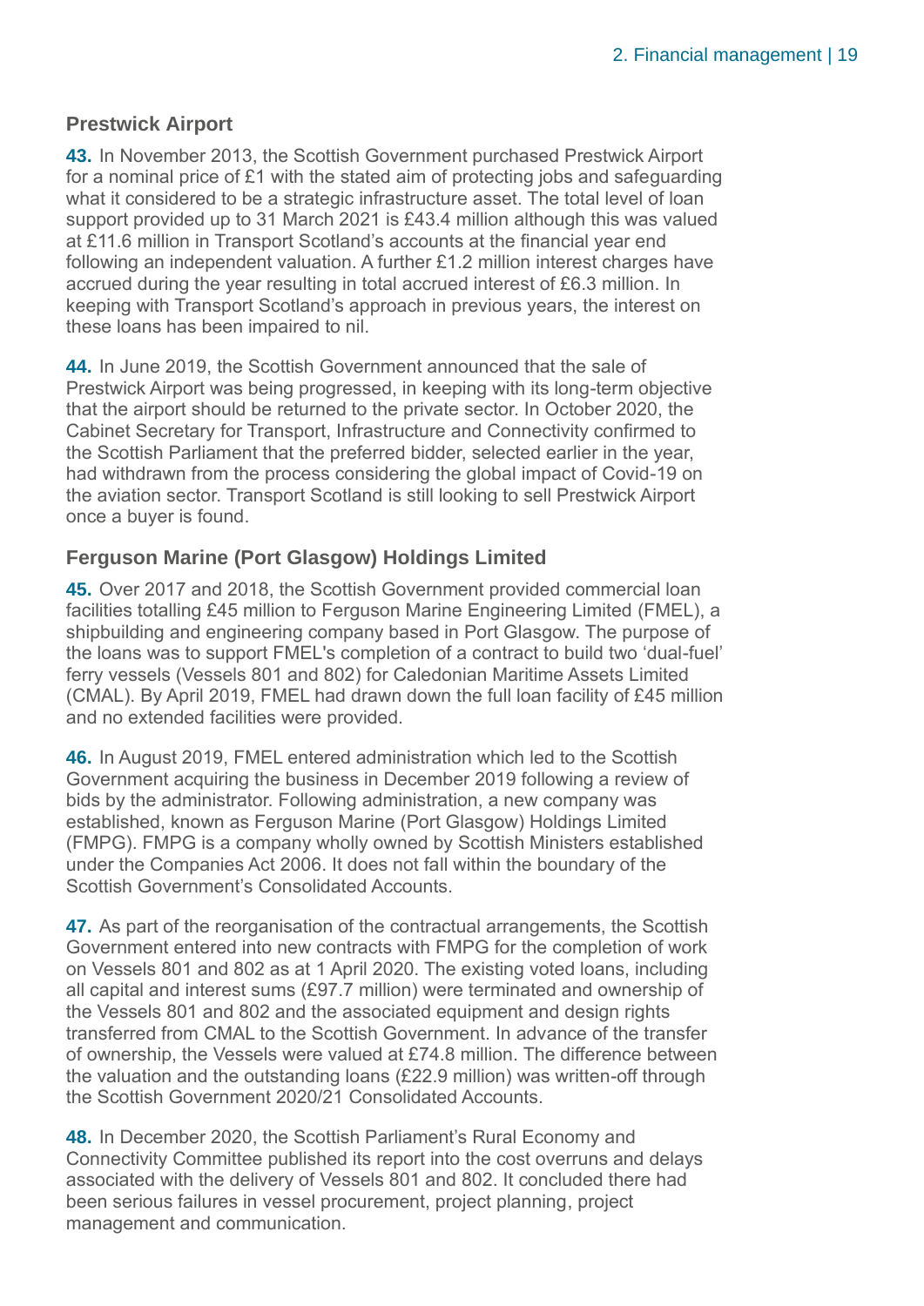### Prestwick Airport

**43.** In November 2013, the Scottish Government purchased Prestwick Airport for a nominal price of £1 with the stated aim of protecting jobs and safeguarding what it considered to be a strategic infrastructure asset. The total level of loan support provided up to 31 March 2021 is £43.4 million although this was valued at £11.6 million in Transport Scotland's accounts at the financial year end following an independent valuation. A further £1.2 million interest charges have accrued during the year resulting in total accrued interest of £6.3 million. In keeping with Transport Scotland's approach in previous years, the interest on these loans has been impaired to nil.

**44.** In June 2019, the Scottish Government announced that the sale of Prestwick Airport was being progressed, in keeping with its long-term objective that the airport should be returned to the private sector. In October 2020, the Cabinet Secretary for Transport, Infrastructure and Connectivity confirmed to the Scottish Parliament that the preferred bidder, selected earlier in the year, had withdrawn from the process considering the global impact of Covid-19 on the aviation sector. Transport Scotland is still looking to sell Prestwick Airport once a buyer is found.

### Ferguson Marine (Port Glasgow) Holdings Limited

**45.** Over 2017 and 2018, the Scottish Government provided commercial loan facilities totalling £45 million to Ferguson Marine Engineering Limited (FMEL), a shipbuilding and engineering company based in Port Glasgow. The purpose of the loans was to support FMEL's completion of a contract to build two 'dual-fuel' ferry vessels (Vessels 801 and 802) for Caledonian Maritime Assets Limited (CMAL). By April 2019, FMEL had drawn down the full loan facility of £45 million and no extended facilities were provided.

**46.** In August 2019, FMEL entered administration which led to the Scottish Government acquiring the business in December 2019 following a review of bids by the administrator. Following administration, a new company was established, known as Ferguson Marine (Port Glasgow) Holdings Limited (FMPG). FMPG is a company wholly owned by Scottish Ministers established under the Companies Act 2006. It does not fall within the boundary of the Scottish Government's Consolidated Accounts.

**47.** As part of the reorganisation of the contractual arrangements, the Scottish Government entered into new contracts with FMPG for the completion of work on Vessels 801 and 802 as at 1 April 2020. The existing voted loans, including all capital and interest sums (£97.7 million) were terminated and ownership of the Vessels 801 and 802 and the associated equipment and design rights transferred from CMAL to the Scottish Government. In advance of the transfer of ownership, the Vessels were valued at £74.8 million. The difference between the valuation and the outstanding loans (£22.9 million) was written-off through the Scottish Government 2020/21 Consolidated Accounts.

**48.** In December 2020, the Scottish Parliament's Rural Economy and Connectivity Committee published its report into the cost overruns and delays associated with the delivery of Vessels 801 and 802. It concluded there had been serious failures in vessel procurement, project planning, project management and communication.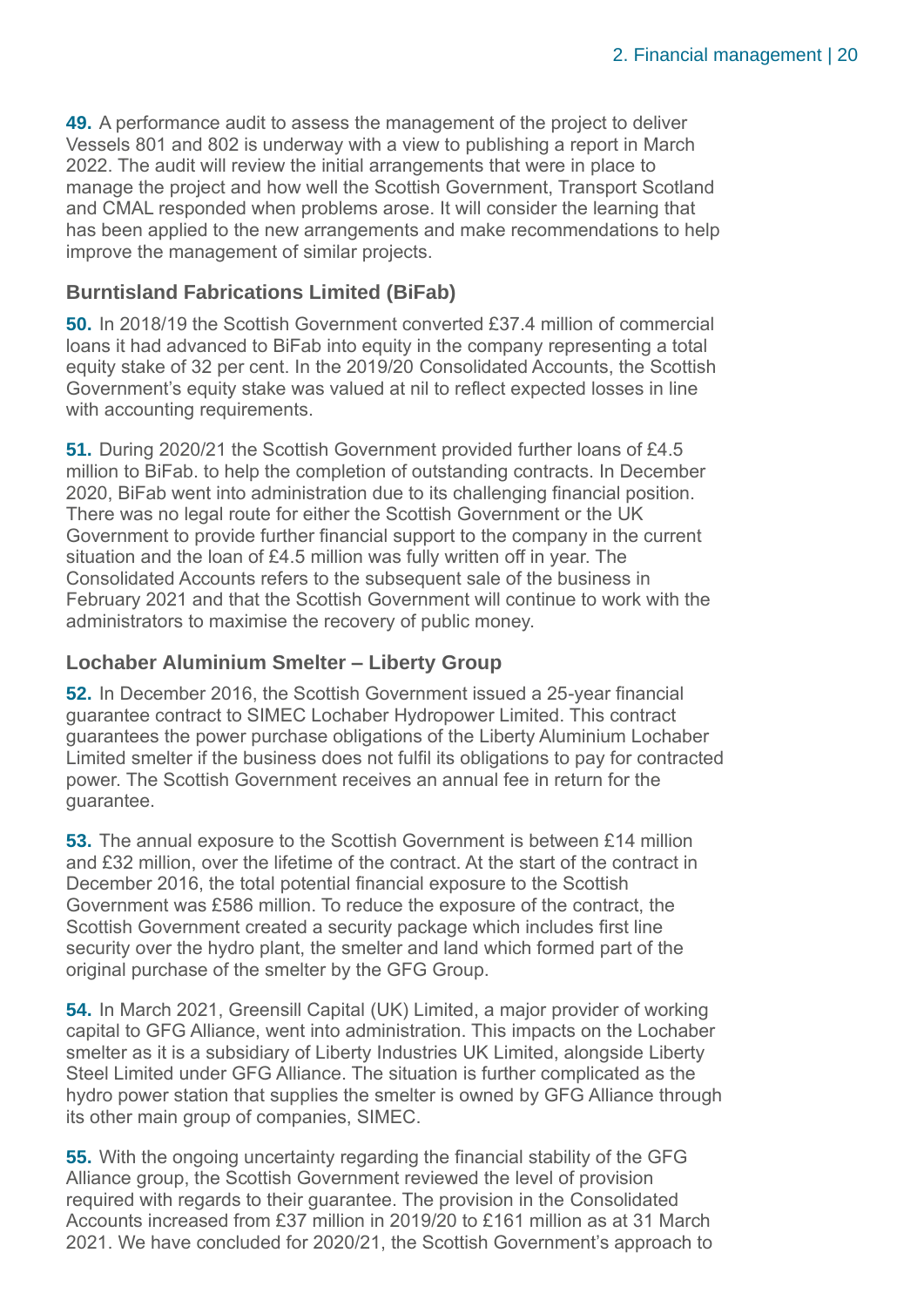**49.** A performance audit to assess the management of the project to deliver Vessels 801 and 802 is underway with a view to publishing a report in March 2022. The audit will review the initial arrangements that were in place to manage the project and how well the Scottish Government, Transport Scotland and CMAL responded when problems arose. It will consider the learning that has been applied to the new arrangements and make recommendations to help improve the management of similar projects.

### Burntisland Fabrications Limited (BiFab)

**50.** In 2018/19 the Scottish Government converted £37.4 million of commercial loans it had advanced to BiFab into equity in the company representing a total equity stake of 32 per cent. In the 2019/20 Consolidated Accounts, the Scottish Government's equity stake was valued at nil to reflect expected losses in line with accounting requirements.

**51.** During 2020/21 the Scottish Government provided further loans of £4.5 million to BiFab. to help the completion of outstanding contracts. In December 2020, BiFab went into administration due to its challenging financial position. There was no legal route for either the Scottish Government or the UK Government to provide further financial support to the company in the current situation and the loan of £4.5 million was fully written off in year. The Consolidated Accounts refers to the subsequent sale of the business in February 2021 and that the Scottish Government will continue to work with the administrators to maximise the recovery of public money.

### Lochaber Aluminium Smelter – Liberty Group

**52.** In December 2016, the Scottish Government issued a 25-year financial guarantee contract to SIMEC Lochaber Hydropower Limited. This contract guarantees the power purchase obligations of the Liberty Aluminium Lochaber Limited smelter if the business does not fulfil its obligations to pay for contracted power. The Scottish Government receives an annual fee in return for the guarantee.

**53.** The annual exposure to the Scottish Government is between £14 million and £32 million, over the lifetime of the contract. At the start of the contract in December 2016, the total potential financial exposure to the Scottish Government was £586 million. To reduce the exposure of the contract, the Scottish Government created a security package which includes first line security over the hydro plant, the smelter and land which formed part of the original purchase of the smelter by the GFG Group.

**54.** In March 2021, Greensill Capital (UK) Limited, a major provider of working capital to GFG Alliance, went into administration. This impacts on the Lochaber smelter as it is a subsidiary of Liberty Industries UK Limited, alongside Liberty Steel Limited under GFG Alliance. The situation is further complicated as the hydro power station that supplies the smelter is owned by GFG Alliance through its other main group of companies, SIMEC.

**55.** With the ongoing uncertainty regarding the financial stability of the GFG Alliance group, the Scottish Government reviewed the level of provision required with regards to their guarantee. The provision in the Consolidated Accounts increased from £37 million in 2019/20 to £161 million as at 31 March 2021. We have concluded for 2020/21, the Scottish Government's approach to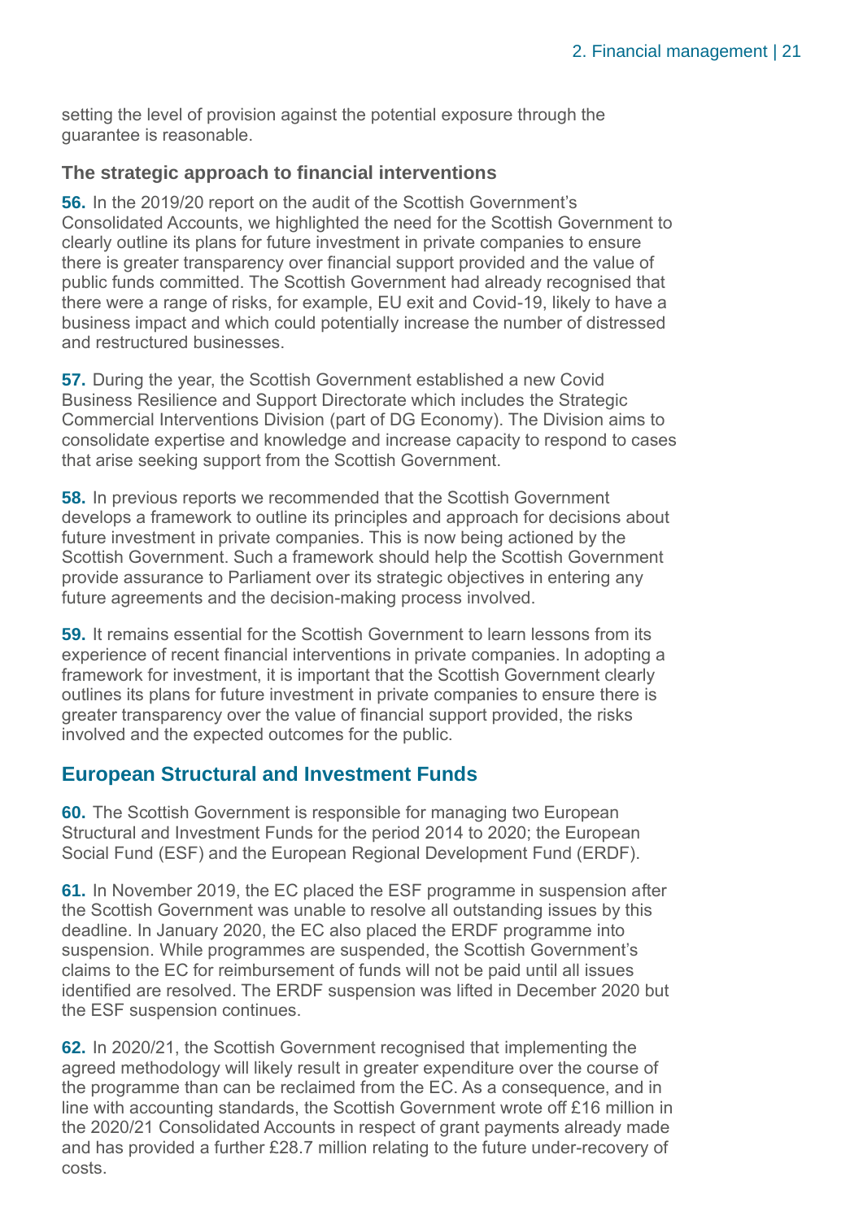setting the level of provision against the potential exposure through the guarantee is reasonable.

### The strategic approach to financial interventions

**56.** In the 2019/20 report on the audit of the Scottish Government's Consolidated Accounts, we highlighted the need for the Scottish Government to clearly outline its plans for future investment in private companies to ensure there is greater transparency over financial support provided and the value of public funds committed. The Scottish Government had already recognised that there were a range of risks, for example, EU exit and Covid-19, likely to have a business impact and which could potentially increase the number of distressed and restructured businesses.

**57.** During the year, the Scottish Government established a new Covid Business Resilience and Support Directorate which includes the Strategic Commercial Interventions Division (part of DG Economy). The Division aims to consolidate expertise and knowledge and increase capacity to respond to cases that arise seeking support from the Scottish Government.

**58.** In previous reports we recommended that the Scottish Government develops a framework to outline its principles and approach for decisions about future investment in private companies. This is now being actioned by the Scottish Government. Such a framework should help the Scottish Government provide assurance to Parliament over its strategic objectives in entering any future agreements and the decision-making process involved.

**59.** It remains essential for the Scottish Government to learn lessons from its experience of recent financial interventions in private companies. In adopting a framework for investment, it is important that the Scottish Government clearly outlines its plans for future investment in private companies to ensure there is greater transparency over the value of financial support provided, the risks involved and the expected outcomes for the public.

## European Structural and Investment Funds

**60.** The Scottish Government is responsible for managing two European Structural and Investment Funds for the period 2014 to 2020; the European Social Fund (ESF) and the European Regional Development Fund (ERDF).

**61.** In November 2019, the EC placed the ESF programme in suspension after the Scottish Government was unable to resolve all outstanding issues by this deadline. In January 2020, the EC also placed the ERDF programme into suspension. While programmes are suspended, the Scottish Government's claims to the EC for reimbursement of funds will not be paid until all issues identified are resolved. The ERDF suspension was lifted in December 2020 but the ESF suspension continues.

**62.** In 2020/21, the Scottish Government recognised that implementing the agreed methodology will likely result in greater expenditure over the course of the programme than can be reclaimed from the EC. As a consequence, and in line with accounting standards, the Scottish Government wrote off £16 million in the 2020/21 Consolidated Accounts in respect of grant payments already made and has provided a further £28.7 million relating to the future under-recovery of costs.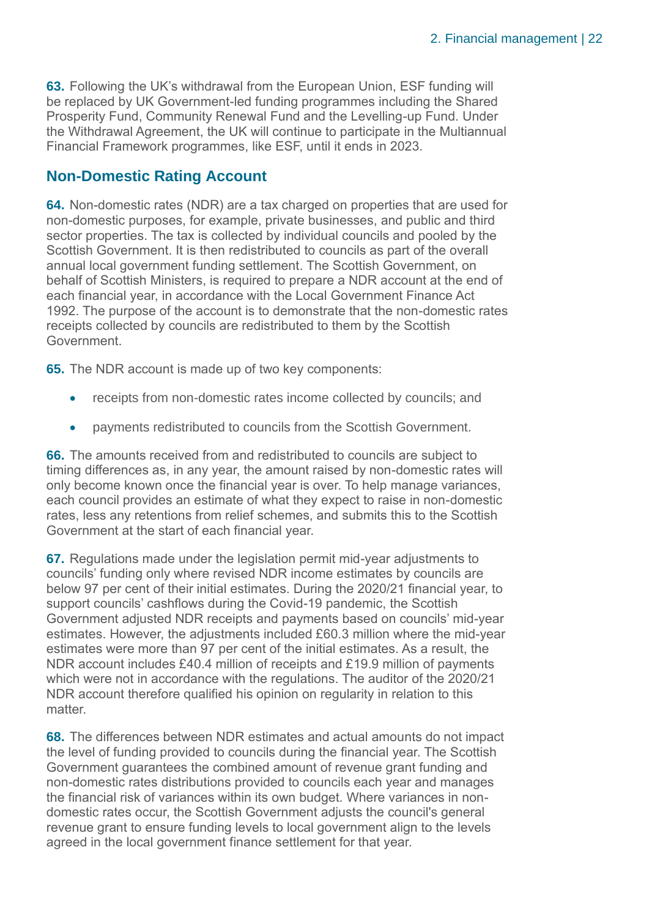**63.** Following the UK's withdrawal from the European Union, ESF funding will be replaced by UK Government-led funding programmes including the Shared Prosperity Fund, Community Renewal Fund and the Levelling-up Fund. Under the Withdrawal Agreement, the UK will continue to participate in the Multiannual Financial Framework programmes, like ESF, until it ends in 2023.

## Non-Domestic Rating Account

**64.** Non-domestic rates (NDR) are a tax charged on properties that are used for non-domestic purposes, for example, private businesses, and public and third sector properties. The tax is collected by individual councils and pooled by the Scottish Government. It is then redistributed to councils as part of the overall annual local government funding settlement. The Scottish Government, on behalf of Scottish Ministers, is required to prepare a NDR account at the end of each financial year, in accordance with the Local Government Finance Act 1992. The purpose of the account is to demonstrate that the non-domestic rates receipts collected by councils are redistributed to them by the Scottish Government.

**65.** The NDR account is made up of two key components:

- receipts from non-domestic rates income collected by councils; and
- payments redistributed to councils from the Scottish Government.

**66.** The amounts received from and redistributed to councils are subject to timing differences as, in any year, the amount raised by non-domestic rates will only become known once the financial year is over. To help manage variances, each council provides an estimate of what they expect to raise in non-domestic rates, less any retentions from relief schemes, and submits this to the Scottish Government at the start of each financial year.

**67.** Regulations made under the legislation permit mid-year adjustments to councils' funding only where revised NDR income estimates by councils are below 97 per cent of their initial estimates. During the 2020/21 financial year, to support councils' cashflows during the Covid-19 pandemic, the Scottish Government adjusted NDR receipts and payments based on councils' mid-year estimates. However, the adjustments included £60.3 million where the mid-year estimates were more than 97 per cent of the initial estimates. As a result, the NDR account includes £40.4 million of receipts and £19.9 million of payments which were not in accordance with the regulations. The auditor of the 2020/21 NDR account therefore qualified his opinion on regularity in relation to this matter.

**68.** The differences between NDR estimates and actual amounts do not impact the level of funding provided to councils during the financial year. The Scottish Government guarantees the combined amount of revenue grant funding and non-domestic rates distributions provided to councils each year and manages the financial risk of variances within its own budget. Where variances in non-domestic rates occur, the Scottish Government adjusts the council's general revenue grant to ensure funding levels to local government align to the levels agreed in the local government finance settlement for that year.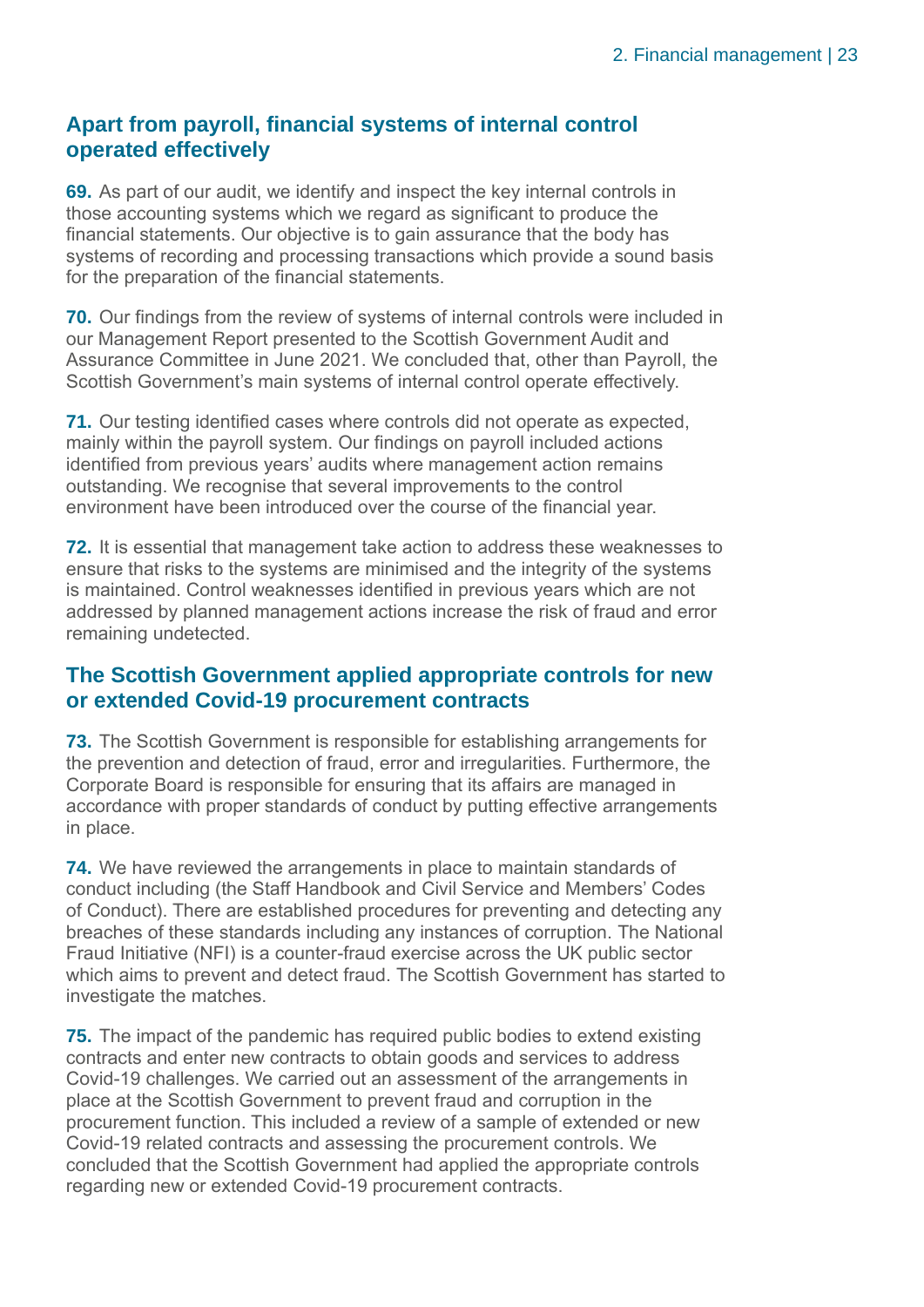## Apart from payroll, financial systems of internal control operated effectively

**69.** As part of our audit, we identify and inspect the key internal controls in those accounting systems which we regard as significant to produce the financial statements. Our objective is to gain assurance that the body has systems of recording and processing transactions which provide a sound basis for the preparation of the financial statements.

**70.** Our findings from the review of systems of internal controls were included in our Management Report presented to the Scottish Government Audit and Assurance Committee in June 2021. We concluded that, other than Payroll, the Scottish Government's main systems of internal control operate effectively.

**71.** Our testing identified cases where controls did not operate as expected, mainly within the payroll system. Our findings on payroll included actions identified from previous years' audits where management action remains outstanding. We recognise that several improvements to the control environment have been introduced over the course of the financial year.

**72.** It is essential that management take action to address these weaknesses to ensure that risks to the systems are minimised and the integrity of the systems is maintained. Control weaknesses identified in previous years which are not addressed by planned management actions increase the risk of fraud and error remaining undetected.

## The Scottish Government applied appropriate controls for new or extended Covid-19 procurement contracts

**73.** The Scottish Government is responsible for establishing arrangements for the prevention and detection of fraud, error and irregularities. Furthermore, the Corporate Board is responsible for ensuring that its affairs are managed in accordance with proper standards of conduct by putting effective arrangements in place.

**74.** We have reviewed the arrangements in place to maintain standards of conduct including (the Staff Handbook and Civil Service and Members' Codes of Conduct). There are established procedures for preventing and detecting any breaches of these standards including any instances of corruption. The National Fraud Initiative (NFI) is a counter-fraud exercise across the UK public sector which aims to prevent and detect fraud. The Scottish Government has started to investigate the matches.

**75.** The impact of the pandemic has required public bodies to extend existing contracts and enter new contracts to obtain goods and services to address Covid-19 challenges. We carried out an assessment of the arrangements in place at the Scottish Government to prevent fraud and corruption in the procurement function. This included a review of a sample of extended or new Covid-19 related contracts and assessing the procurement controls. We concluded that the Scottish Government had applied the appropriate controls regarding new or extended Covid-19 procurement contracts.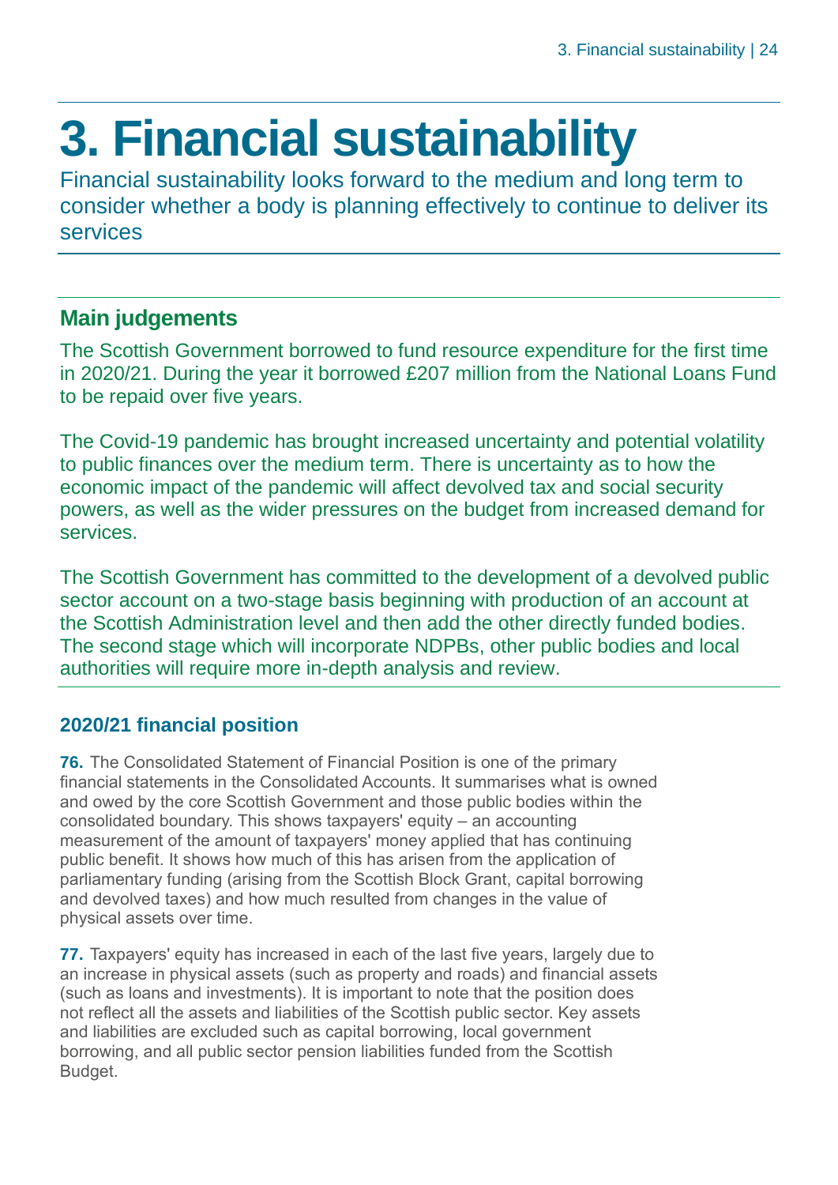# 3. Financial sustainability

Financial sustainability looks forward to the medium and long term to consider whether a body is planning effectively to continue to deliver its services

## Main judgements

The Scottish Government borrowed to fund resource expenditure for the first time in 2020/21. During the year it borrowed £207 million from the National Loans Fund to be repaid over five years.

The Covid-19 pandemic has brought increased uncertainty and potential volatility to public finances over the medium term. There is uncertainty as to how the economic impact of the pandemic will affect devolved tax and social security powers, as well as the wider pressures on the budget from increased demand for services.

The Scottish Government has committed to the development of a devolved public sector account on a two-stage basis beginning with production of an account at the Scottish Administration level and then add the other directly funded bodies. The second stage which will incorporate NDPBs, other public bodies and local authorities will require more in-depth analysis and review.

### 2020/21 financial position

**76.** The Consolidated Statement of Financial Position is one of the primary financial statements in the Consolidated Accounts. It summarises what is owned and owed by the core Scottish Government and those public bodies within the consolidated boundary. This shows taxpayers' equity – an accounting measurement of the amount of taxpayers' money applied that has continuing public benefit. It shows how much of this has arisen from the application of parliamentary funding (arising from the Scottish Block Grant, capital borrowing and devolved taxes) and how much resulted from changes in the value of physical assets over time.

**77.** Taxpayers' equity has increased in each of the last five years, largely due to an increase in physical assets (such as property and roads) and financial assets (such as loans and investments). It is important to note that the position does not reflect all the assets and liabilities of the Scottish public sector. Key assets and liabilities are excluded such as capital borrowing, local government borrowing, and all public sector pension liabilities funded from the Scottish Budget.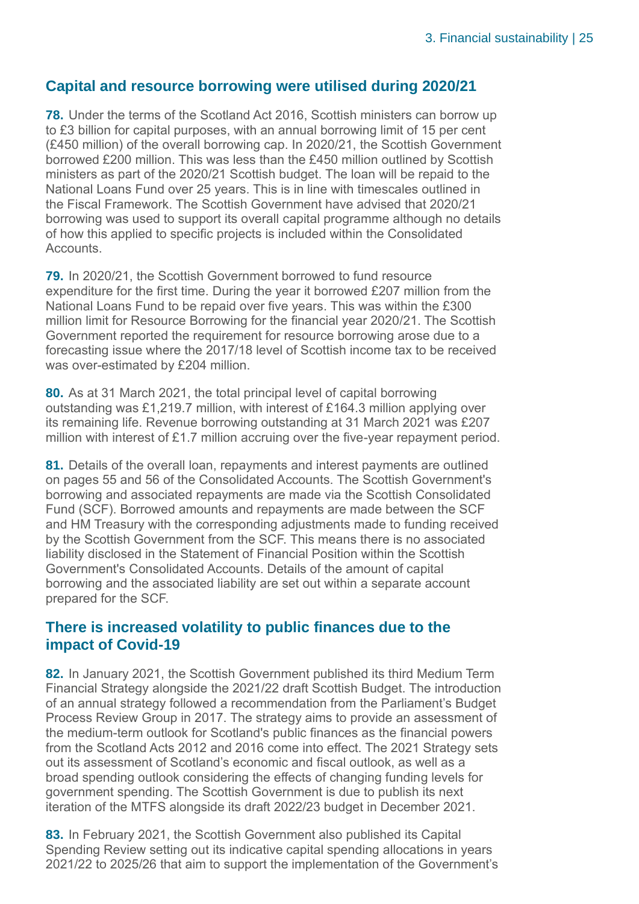## Capital and resource borrowing were utilised during 2020/21

**78.** Under the terms of the Scotland Act 2016, Scottish ministers can borrow up to £3 billion for capital purposes, with an annual borrowing limit of 15 per cent (£450 million) of the overall borrowing cap. In 2020/21, the Scottish Government borrowed £200 million. This was less than the £450 million outlined by Scottish ministers as part of the 2020/21 Scottish budget. The loan will be repaid to the National Loans Fund over 25 years. This is in line with timescales outlined in the Fiscal Framework. The Scottish Government have advised that 2020/21 borrowing was used to support its overall capital programme although no details of how this applied to specific projects is included within the Consolidated Accounts.

**79.** In 2020/21, the Scottish Government borrowed to fund resource expenditure for the first time. During the year it borrowed £207 million from the National Loans Fund to be repaid over five years. This was within the £300 million limit for Resource Borrowing for the financial year 2020/21. The Scottish Government reported the requirement for resource borrowing arose due to a forecasting issue where the 2017/18 level of Scottish income tax to be received was over-estimated by £204 million.

**80.** As at 31 March 2021, the total principal level of capital borrowing outstanding was £1,219.7 million, with interest of £164.3 million applying over its remaining life. Revenue borrowing outstanding at 31 March 2021 was £207 million with interest of £1.7 million accruing over the five-year repayment period.

**81.** Details of the overall loan, repayments and interest payments are outlined on pages 55 and 56 of the Consolidated Accounts. The Scottish Government's borrowing and associated repayments are made via the Scottish Consolidated Fund (SCF). Borrowed amounts and repayments are made between the SCF and HM Treasury with the corresponding adjustments made to funding received by the Scottish Government from the SCF. This means there is no associated liability disclosed in the Statement of Financial Position within the Scottish Government's Consolidated Accounts. Details of the amount of capital borrowing and the associated liability are set out within a separate account prepared for the SCF.

## There is increased volatility to public finances due to the impact of Covid-19

**82.** In January 2021, the Scottish Government published its third Medium Term Financial Strategy alongside the 2021/22 draft Scottish Budget. The introduction of an annual strategy followed a recommendation from the Parliament's Budget Process Review Group in 2017. The strategy aims to provide an assessment of the medium-term outlook for Scotland's public finances as the financial powers from the Scotland Acts 2012 and 2016 come into effect. The 2021 Strategy sets out its assessment of Scotland's economic and fiscal outlook, as well as a broad spending outlook considering the effects of changing funding levels for government spending. The Scottish Government is due to publish its next iteration of the MTFS alongside its draft 2022/23 budget in December 2021.

**83.** In February 2021, the Scottish Government also published its Capital Spending Review setting out its indicative capital spending allocations in years 2021/22 to 2025/26 that aim to support the implementation of the Government's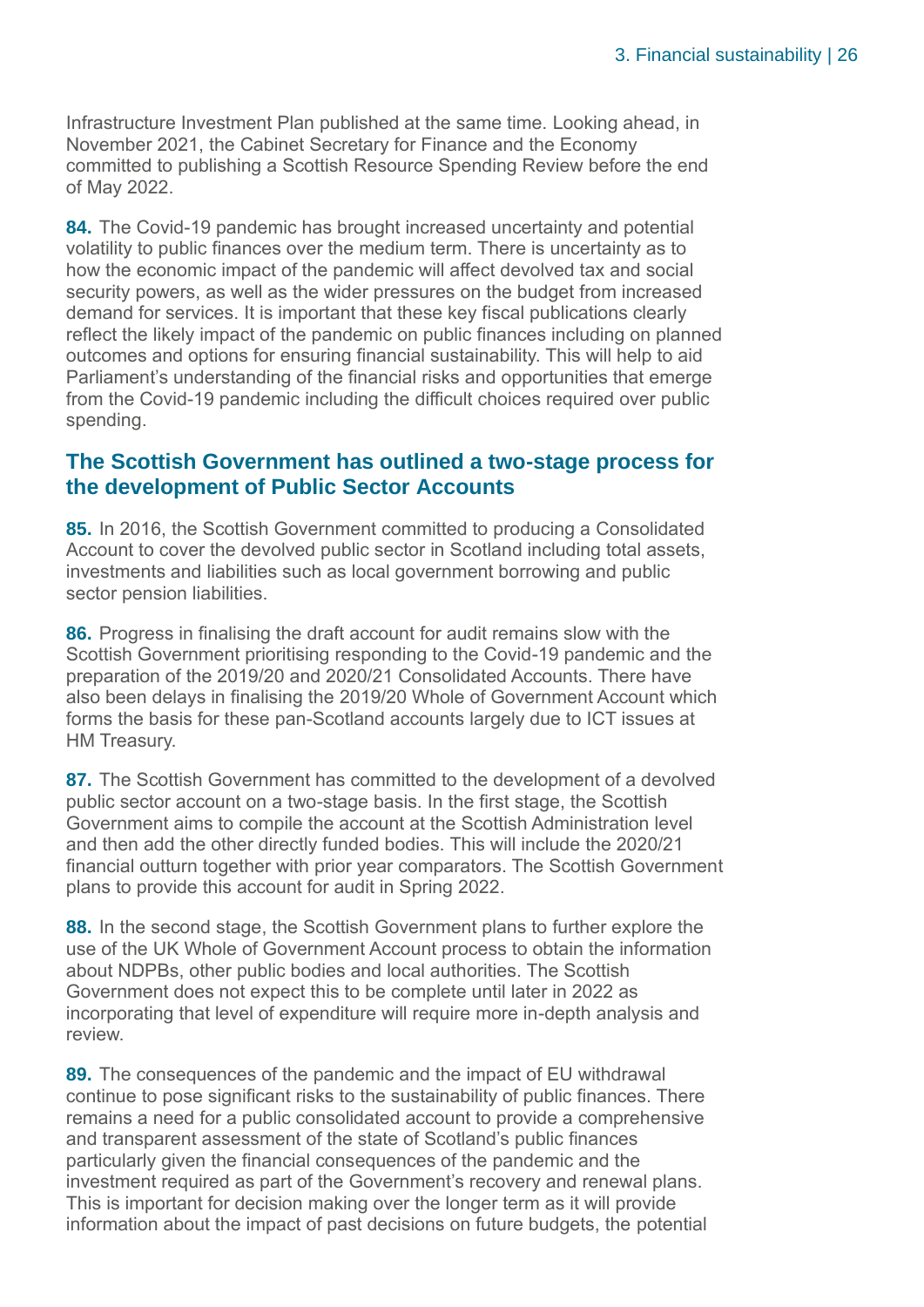Infrastructure Investment Plan published at the same time. Looking ahead, in November 2021, the Cabinet Secretary for Finance and the Economy committed to publishing a Scottish Resource Spending Review before the end of May 2022.

**84.** The Covid-19 pandemic has brought increased uncertainty and potential volatility to public finances over the medium term. There is uncertainty as to how the economic impact of the pandemic will affect devolved tax and social security powers, as well as the wider pressures on the budget from increased demand for services. It is important that these key fiscal publications clearly reflect the likely impact of the pandemic on public finances including on planned outcomes and options for ensuring financial sustainability. This will help to aid Parliament's understanding of the financial risks and opportunities that emerge from the Covid-19 pandemic including the difficult choices required over public spending.

## The Scottish Government has outlined a two-stage process for the development of Public Sector Accounts

**85.** In 2016, the Scottish Government committed to producing a Consolidated Account to cover the devolved public sector in Scotland including total assets, investments and liabilities such as local government borrowing and public sector pension liabilities.

**86.** Progress in finalising the draft account for audit remains slow with the Scottish Government prioritising responding to the Covid-19 pandemic and the preparation of the 2019/20 and 2020/21 Consolidated Accounts. There have also been delays in finalising the 2019/20 Whole of Government Account which forms the basis for these pan-Scotland accounts largely due to ICT issues at HM Treasury.

**87.** The Scottish Government has committed to the development of a devolved public sector account on a two-stage basis. In the first stage, the Scottish Government aims to compile the account at the Scottish Administration level and then add the other directly funded bodies. This will include the 2020/21 financial outturn together with prior year comparators. The Scottish Government plans to provide this account for audit in Spring 2022.

**88.** In the second stage, the Scottish Government plans to further explore the use of the UK Whole of Government Account process to obtain the information about NDPBs, other public bodies and local authorities. The Scottish Government does not expect this to be complete until later in 2022 as incorporating that level of expenditure will require more in-depth analysis and review.

**89.** The consequences of the pandemic and the impact of EU withdrawal continue to pose significant risks to the sustainability of public finances. There remains a need for a public consolidated account to provide a comprehensive and transparent assessment of the state of Scotland's public finances particularly given the financial consequences of the pandemic and the investment required as part of the Government's recovery and renewal plans. This is important for decision making over the longer term as it will provide information about the impact of past decisions on future budgets, the potential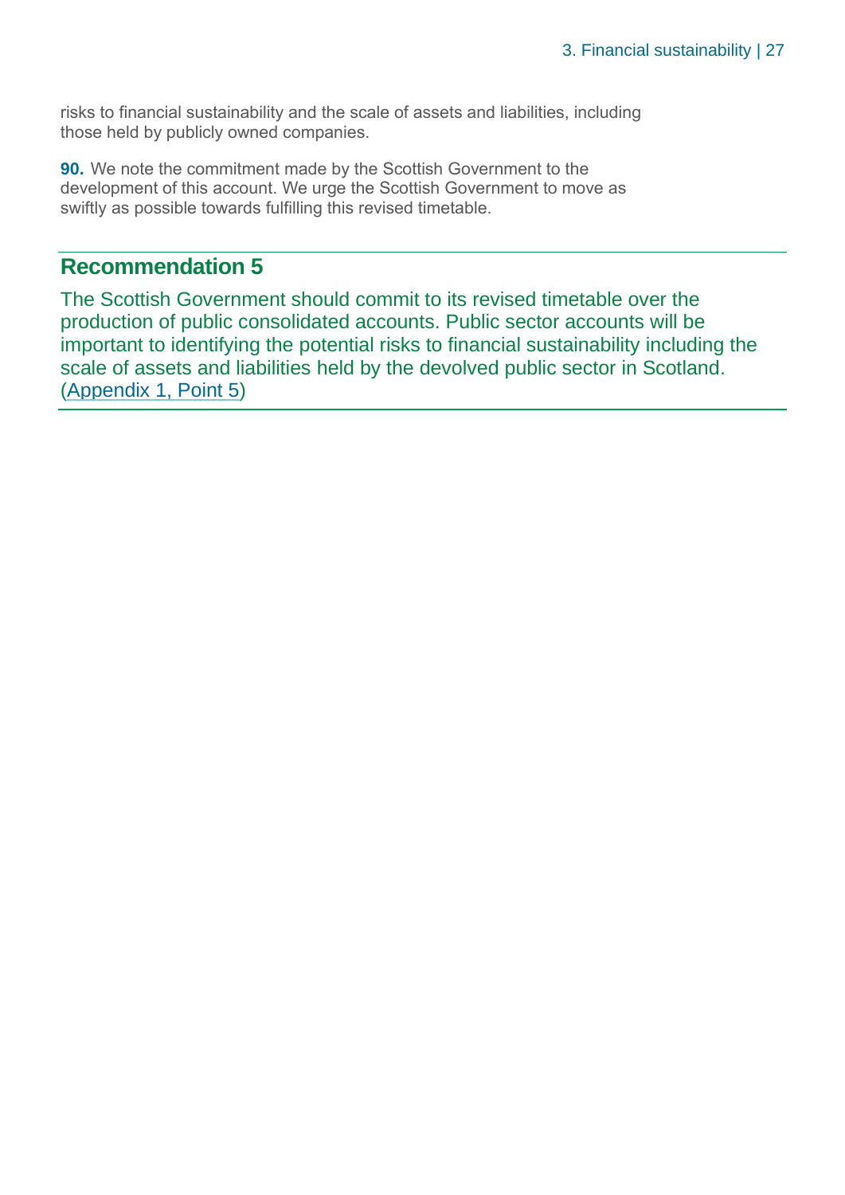risks to financial sustainability and the scale of assets and liabilities, including those held by publicly owned companies.

**90.** We note the commitment made by the Scottish Government to the development of this account. We urge the Scottish Government to move as swiftly as possible towards fulfilling this revised timetable.

## Recommendation 5

The Scottish Government should commit to its revised timetable over the production of public consolidated accounts. Public sector accounts will be important to identifying the potential risks to financial sustainability including the scale of assets and liabilities held by the devolved public sector in Scotland. (Appendix 1, Point 5)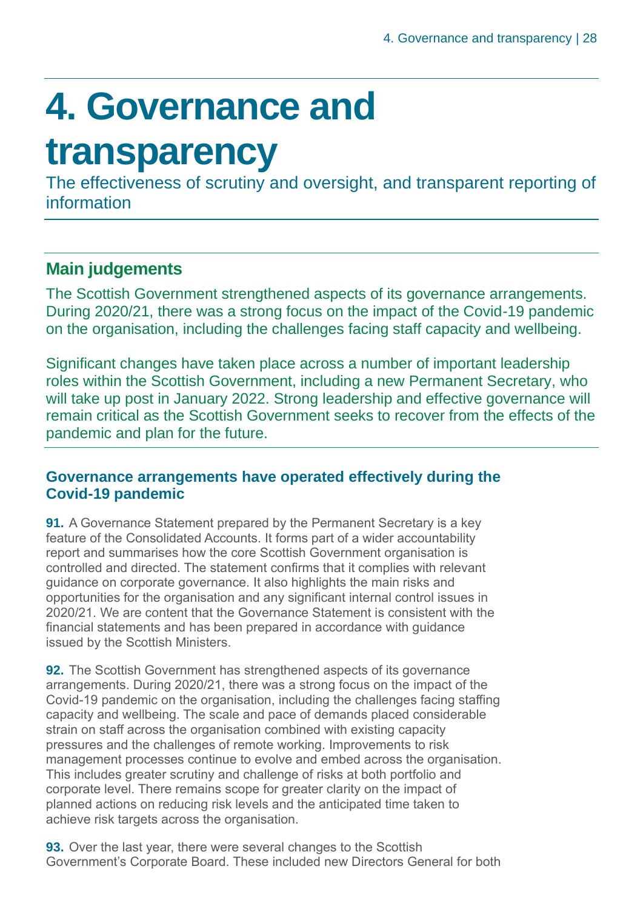# 4. Governance and transparency

The effectiveness of scrutiny and oversight, and transparent reporting of information

## Main judgements

The Scottish Government strengthened aspects of its governance arrangements. During 2020/21, there was a strong focus on the impact of the Covid-19 pandemic on the organisation, including the challenges facing staff capacity and wellbeing.

Significant changes have taken place across a number of important leadership roles within the Scottish Government, including a new Permanent Secretary, who will take up post in January 2022. Strong leadership and effective governance will remain critical as the Scottish Government seeks to recover from the effects of the pandemic and plan for the future.

### Governance arrangements have operated effectively during the Covid-19 pandemic

**91.** A Governance Statement prepared by the Permanent Secretary is a key feature of the Consolidated Accounts. It forms part of a wider accountability report and summarises how the core Scottish Government organisation is controlled and directed. The statement confirms that it complies with relevant guidance on corporate governance. It also highlights the main risks and opportunities for the organisation and any significant internal control issues in 2020/21. We are content that the Governance Statement is consistent with the financial statements and has been prepared in accordance with guidance issued by the Scottish Ministers.

**92.** The Scottish Government has strengthened aspects of its governance arrangements. During 2020/21, there was a strong focus on the impact of the Covid-19 pandemic on the organisation, including the challenges facing staffing capacity and wellbeing. The scale and pace of demands placed considerable strain on staff across the organisation combined with existing capacity pressures and the challenges of remote working. Improvements to risk management processes continue to evolve and embed across the organisation. This includes greater scrutiny and challenge of risks at both portfolio and corporate level. There remains scope for greater clarity on the impact of planned actions on reducing risk levels and the anticipated time taken to achieve risk targets across the organisation.

**93.** Over the last year, there were several changes to the Scottish Government's Corporate Board. These included new Directors General for both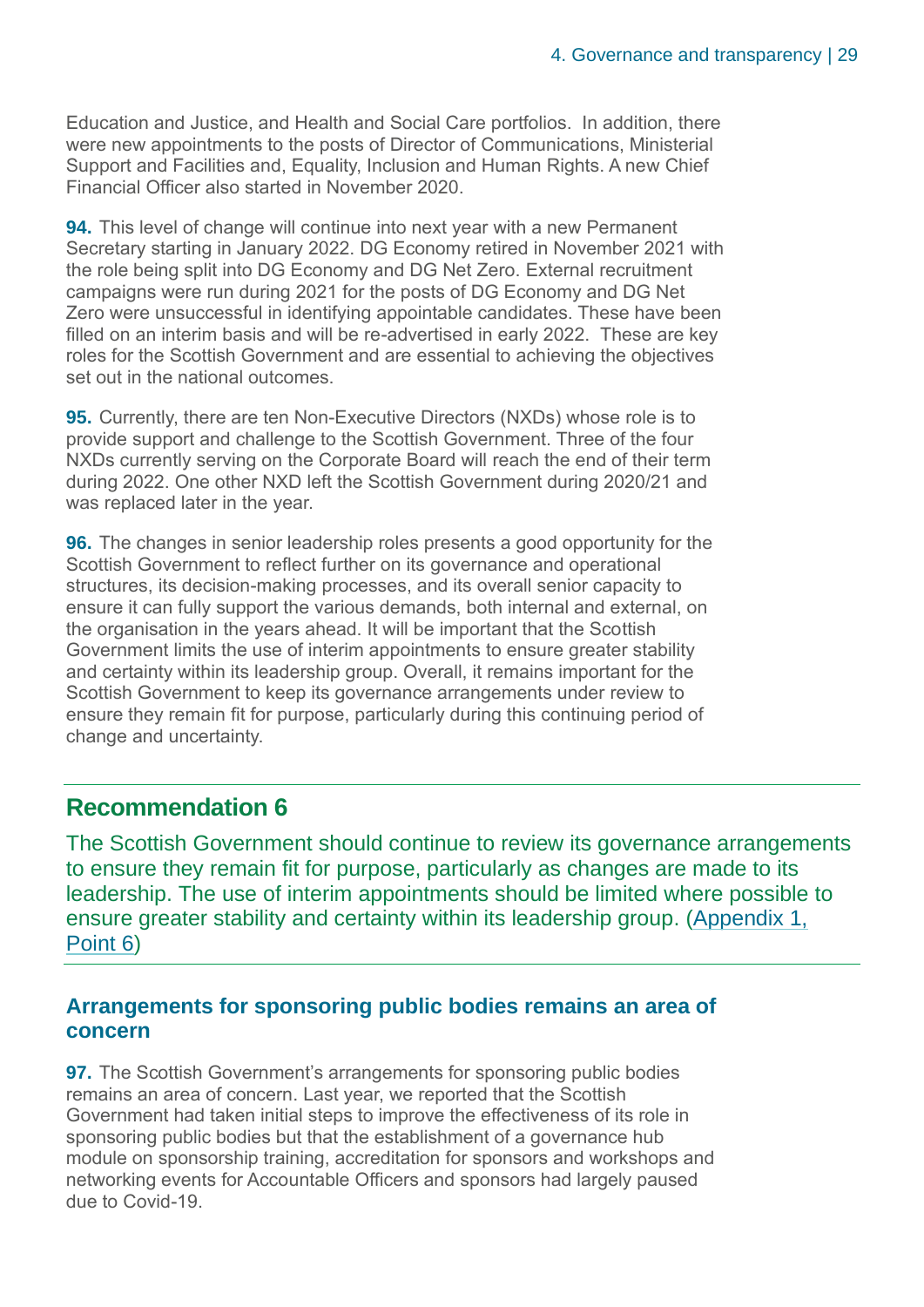Education and Justice, and Health and Social Care portfolios. In addition, there were new appointments to the posts of Director of Communications, Ministerial Support and Facilities and, Equality, Inclusion and Human Rights. A new Chief Financial Officer also started in November 2020.

**94.** This level of change will continue into next year with a new Permanent Secretary starting in January 2022. DG Economy retired in November 2021 with the role being split into DG Economy and DG Net Zero. External recruitment campaigns were run during 2021 for the posts of DG Economy and DG Net Zero were unsuccessful in identifying appointable candidates. These have been filled on an interim basis and will be re-advertised in early 2022. These are key roles for the Scottish Government and are essential to achieving the objectives set out in the national outcomes.

**95.** Currently, there are ten Non-Executive Directors (NXDs) whose role is to provide support and challenge to the Scottish Government. Three of the four NXDs currently serving on the Corporate Board will reach the end of their term during 2022. One other NXD left the Scottish Government during 2020/21 and was replaced later in the year.

**96.** The changes in senior leadership roles presents a good opportunity for the Scottish Government to reflect further on its governance and operational structures, its decision-making processes, and its overall senior capacity to ensure it can fully support the various demands, both internal and external, on the organisation in the years ahead. It will be important that the Scottish Government limits the use of interim appointments to ensure greater stability and certainty within its leadership group. Overall, it remains important for the Scottish Government to keep its governance arrangements under review to ensure they remain fit for purpose, particularly during this continuing period of change and uncertainty.

## Recommendation 6

The Scottish Government should continue to review its governance arrangements to ensure they remain fit for purpose, particularly as changes are made to its leadership. The use of interim appointments should be limited where possible to ensure greater stability and certainty within its leadership group. (Appendix 1, Point 6)

### Arrangements for sponsoring public bodies remains an area of concern

**97.** The Scottish Government's arrangements for sponsoring public bodies remains an area of concern. Last year, we reported that the Scottish Government had taken initial steps to improve the effectiveness of its role in sponsoring public bodies but that the establishment of a governance hub module on sponsorship training, accreditation for sponsors and workshops and networking events for Accountable Officers and sponsors had largely paused due to Covid-19.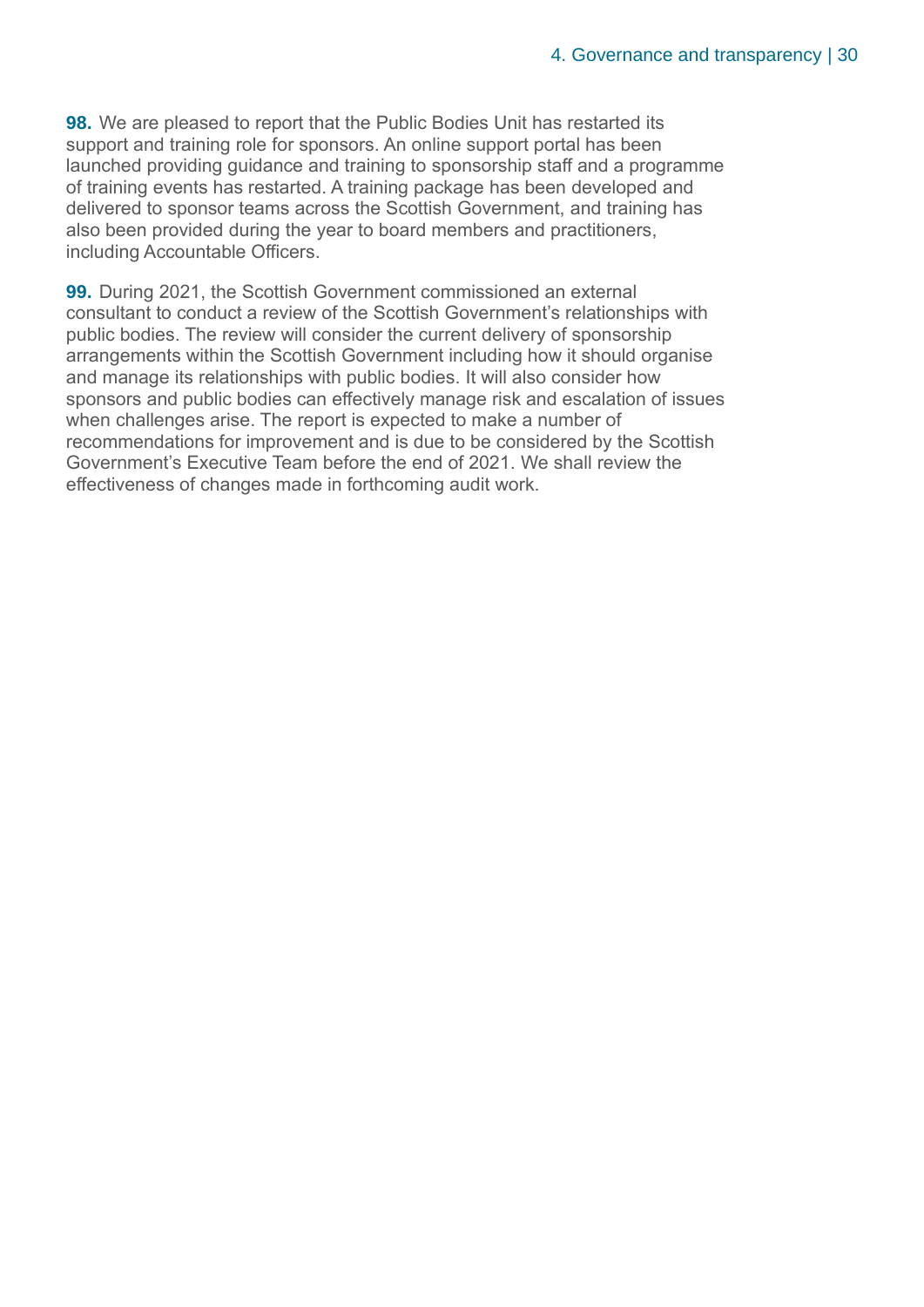**98.** We are pleased to report that the Public Bodies Unit has restarted its support and training role for sponsors. An online support portal has been launched providing guidance and training to sponsorship staff and a programme of training events has restarted. A training package has been developed and delivered to sponsor teams across the Scottish Government, and training has also been provided during the year to board members and practitioners, including Accountable Officers.

**99.** During 2021, the Scottish Government commissioned an external consultant to conduct a review of the Scottish Government's relationships with public bodies. The review will consider the current delivery of sponsorship arrangements within the Scottish Government including how it should organise and manage its relationships with public bodies. It will also consider how sponsors and public bodies can effectively manage risk and escalation of issues when challenges arise. The report is expected to make a number of recommendations for improvement and is due to be considered by the Scottish Government's Executive Team before the end of 2021. We shall review the effectiveness of changes made in forthcoming audit work.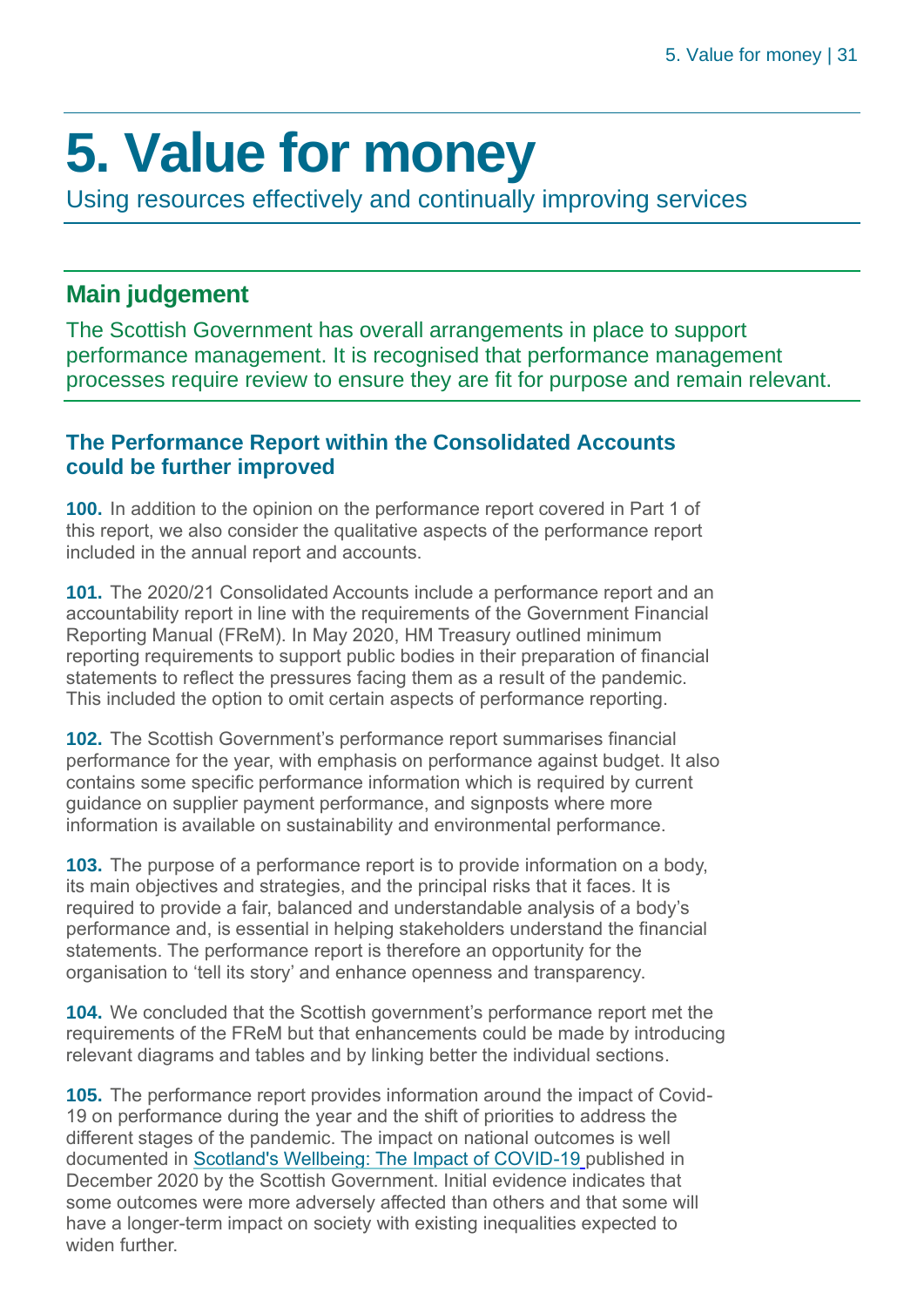# 5. Value for money

Using resources effectively and continually improving services

## Main judgement

The Scottish Government has overall arrangements in place to support performance management. It is recognised that performance management processes require review to ensure they are fit for purpose and remain relevant.

### The Performance Report within the Consolidated Accounts could be further improved

**100.** In addition to the opinion on the performance report covered in Part 1 of this report, we also consider the qualitative aspects of the performance report included in the annual report and accounts.

**101.** The 2020/21 Consolidated Accounts include a performance report and an accountability report in line with the requirements of the Government Financial Reporting Manual (FReM). In May 2020, HM Treasury outlined minimum reporting requirements to support public bodies in their preparation of financial statements to reflect the pressures facing them as a result of the pandemic. This included the option to omit certain aspects of performance reporting.

**102.** The Scottish Government's performance report summarises financial performance for the year, with emphasis on performance against budget. It also contains some specific performance information which is required by current guidance on supplier payment performance, and signposts where more information is available on sustainability and environmental performance.

**103.** The purpose of a performance report is to provide information on a body, its main objectives and strategies, and the principal risks that it faces. It is required to provide a fair, balanced and understandable analysis of a body's performance and, is essential in helping stakeholders understand the financial statements. The performance report is therefore an opportunity for the organisation to 'tell its story' and enhance openness and transparency.

**104.** We concluded that the Scottish government's performance report met the requirements of the FReM but that enhancements could be made by introducing relevant diagrams and tables and by linking better the individual sections.

**105.** The performance report provides information around the impact of Covid-19 on performance during the year and the shift of priorities to address the different stages of the pandemic. The impact on national outcomes is well documented in Scotland's Wellbeing: The Impact of COVID-19 published in December 2020 by the Scottish Government. Initial evidence indicates that some outcomes were more adversely affected than others and that some will have a longer-term impact on society with existing inequalities expected to widen further.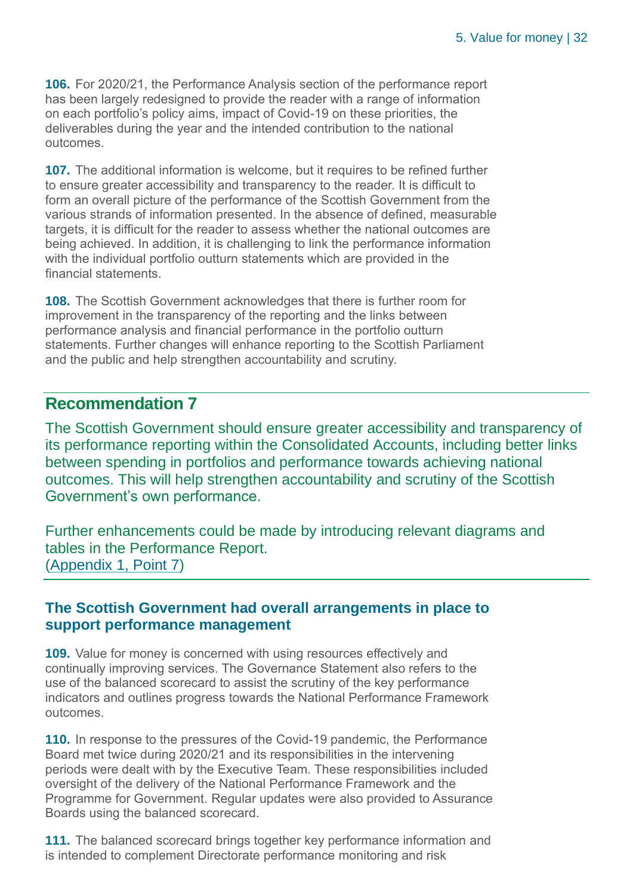**106.** For 2020/21, the Performance Analysis section of the performance report has been largely redesigned to provide the reader with a range of information on each portfolio's policy aims, impact of Covid-19 on these priorities, the deliverables during the year and the intended contribution to the national outcomes.

**107.** The additional information is welcome, but it requires to be refined further to ensure greater accessibility and transparency to the reader. It is difficult to form an overall picture of the performance of the Scottish Government from the various strands of information presented. In the absence of defined, measurable targets, it is difficult for the reader to assess whether the national outcomes are being achieved. In addition, it is challenging to link the performance information with the individual portfolio outturn statements which are provided in the financial statements.

**108.** The Scottish Government acknowledges that there is further room for improvement in the transparency of the reporting and the links between performance analysis and financial performance in the portfolio outturn statements. Further changes will enhance reporting to the Scottish Parliament and the public and help strengthen accountability and scrutiny.

## Recommendation 7

The Scottish Government should ensure greater accessibility and transparency of its performance reporting within the Consolidated Accounts, including better links between spending in portfolios and performance towards achieving national outcomes. This will help strengthen accountability and scrutiny of the Scottish Government's own performance.

Further enhancements could be made by introducing relevant diagrams and tables in the Performance Report.
(Appendix 1, Point 7)

### The Scottish Government had overall arrangements in place to support performance management

**109.** Value for money is concerned with using resources effectively and continually improving services. The Governance Statement also refers to the use of the balanced scorecard to assist the scrutiny of the key performance indicators and outlines progress towards the National Performance Framework outcomes.

**110.** In response to the pressures of the Covid-19 pandemic, the Performance Board met twice during 2020/21 and its responsibilities in the intervening periods were dealt with by the Executive Team. These responsibilities included oversight of the delivery of the National Performance Framework and the Programme for Government. Regular updates were also provided to Assurance Boards using the balanced scorecard.

**111.** The balanced scorecard brings together key performance information and is intended to complement Directorate performance monitoring and risk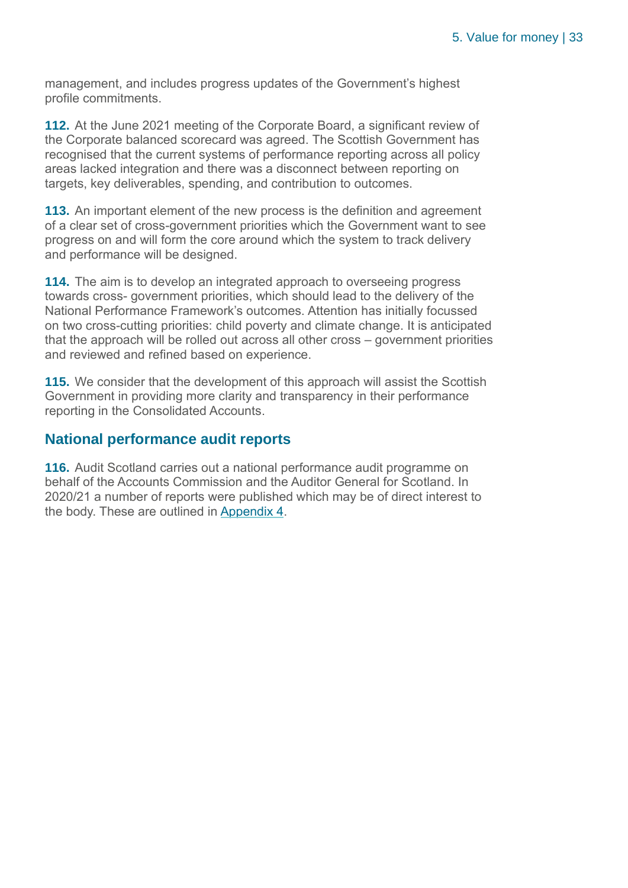management, and includes progress updates of the Government's highest profile commitments.

**112.** At the June 2021 meeting of the Corporate Board, a significant review of the Corporate balanced scorecard was agreed. The Scottish Government has recognised that the current systems of performance reporting across all policy areas lacked integration and there was a disconnect between reporting on targets, key deliverables, spending, and contribution to outcomes.

**113.** An important element of the new process is the definition and agreement of a clear set of cross-government priorities which the Government want to see progress on and will form the core around which the system to track delivery and performance will be designed.

**114.** The aim is to develop an integrated approach to overseeing progress towards cross- government priorities, which should lead to the delivery of the National Performance Framework's outcomes. Attention has initially focussed on two cross-cutting priorities: child poverty and climate change. It is anticipated that the approach will be rolled out across all other cross – government priorities and reviewed and refined based on experience.

**115.** We consider that the development of this approach will assist the Scottish Government in providing more clarity and transparency in their performance reporting in the Consolidated Accounts.

## National performance audit reports

**116.** Audit Scotland carries out a national performance audit programme on behalf of the Accounts Commission and the Auditor General for Scotland. In 2020/21 a number of reports were published which may be of direct interest to the body. These are outlined in Appendix 4.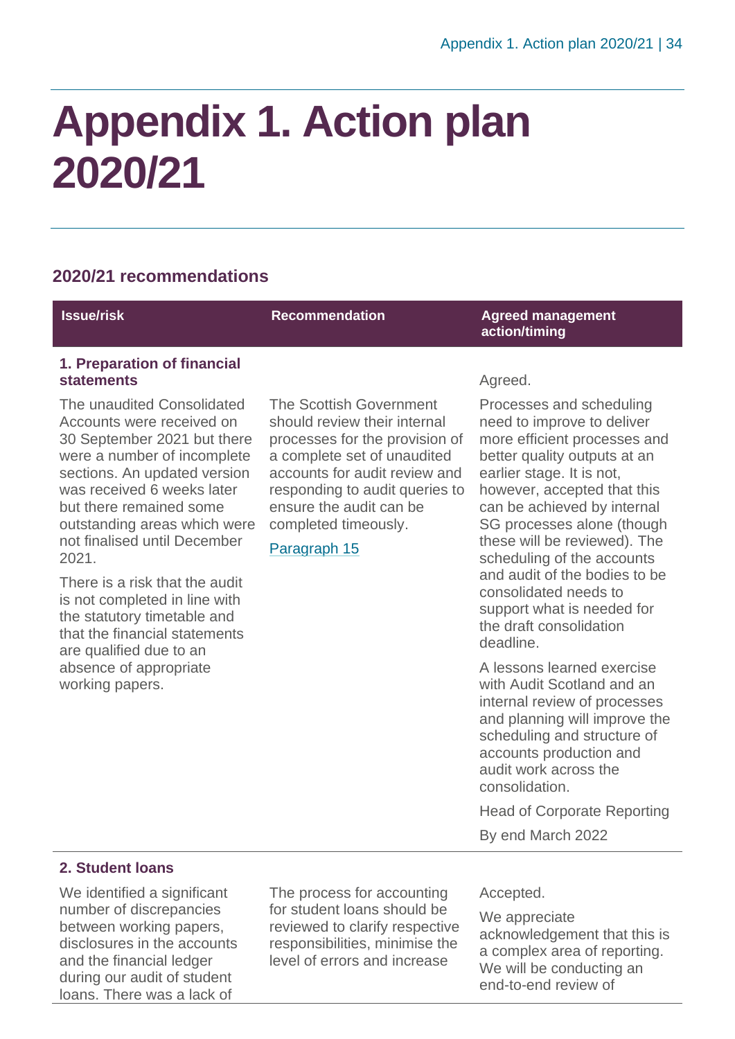# Appendix 1. Action plan 2020/21

## 2020/21 recommendations

| Issue/risk | Recommendation | Agreed management action/timing |
|---|---|---|
| **1. Preparation of financial statements**<br><br>The unaudited Consolidated Accounts were received on 30 September 2021 but there were a number of incomplete sections. An updated version was received 6 weeks later but there remained some outstanding areas which were not finalised until December 2021.<br><br>There is a risk that the audit is not completed in line with the statutory timetable and that the financial statements are qualified due to an absence of appropriate working papers. | The Scottish Government should review their internal processes for the provision of a complete set of unaudited accounts for audit review and responding to audit queries to ensure the audit can be completed timeously.<br><br>Paragraph 15 | Agreed.<br><br>Processes and scheduling need to improve to deliver more efficient processes and better quality outputs at an earlier stage. It is not, however, accepted that this can be achieved by internal SG processes alone (though these will be reviewed). The scheduling of the accounts and audit of the bodies to be consolidated needs to support what is needed for the draft consolidation deadline.<br><br>A lessons learned exercise with Audit Scotland and an internal review of processes and planning will improve the scheduling and structure of accounts production and audit work across the consolidation.<br><br>Head of Corporate Reporting<br><br>By end March 2022 |
| **2. Student loans**<br><br>We identified a significant number of discrepancies between working papers, disclosures in the accounts and the financial ledger during our audit of student loans. There was a lack of | The process for accounting for student loans should be reviewed to clarify respective responsibilities, minimise the level of errors and increase | Accepted.<br><br>We appreciate acknowledgement that this is a complex area of reporting. We will be conducting an end-to-end review of |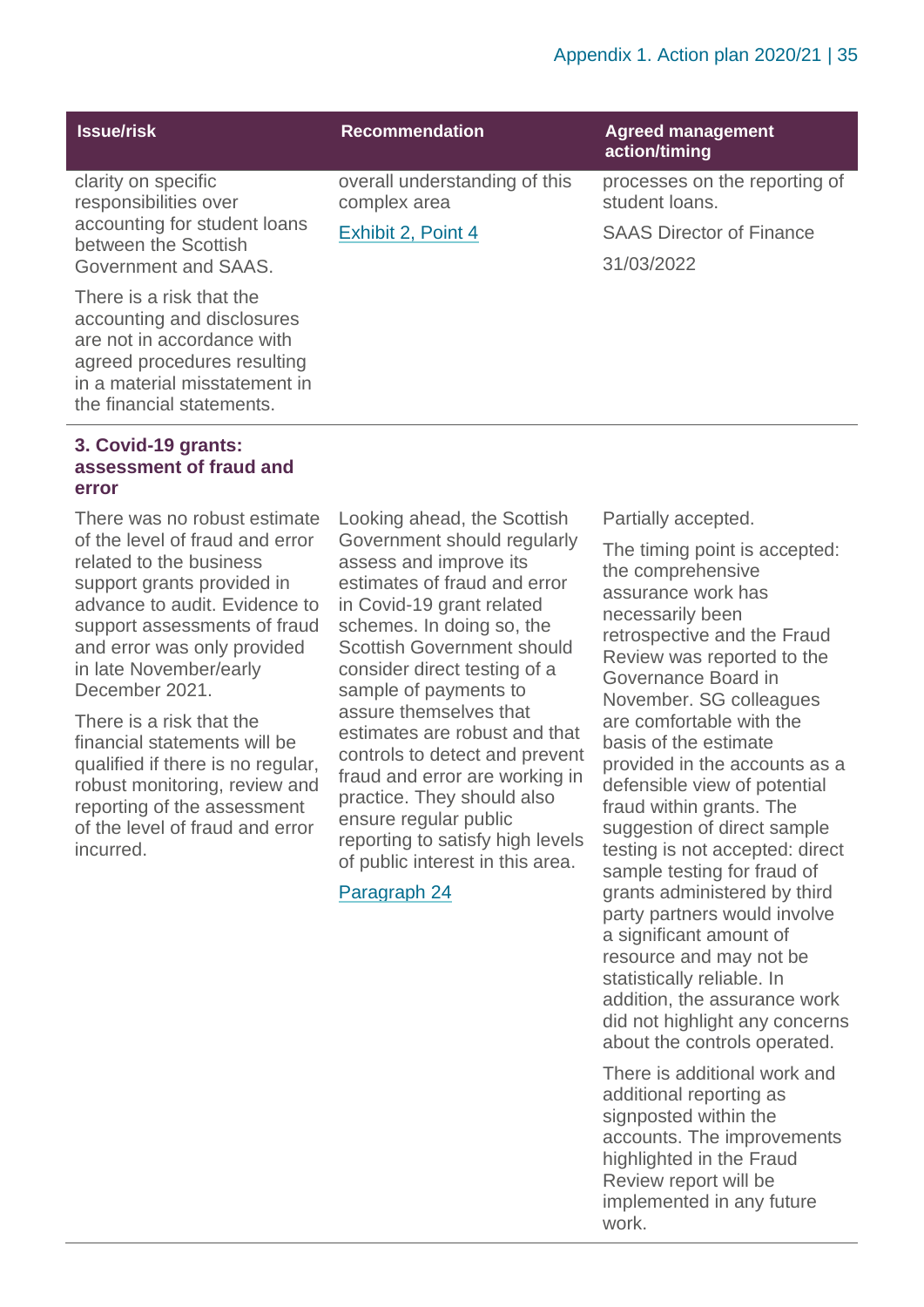| Issue/risk | Recommendation | Agreed management action/timing |
|---|---|---|
| clarity on specific responsibilities over accounting for student loans between the Scottish Government and SAAS.<br><br>There is a risk that the accounting and disclosures are not in accordance with agreed procedures resulting in a material misstatement in the financial statements. | overall understanding of this complex area<br><br>Exhibit 2, Point 4 | processes on the reporting of student loans.<br><br>SAAS Director of Finance<br><br>31/03/2022 |
| **3. Covid-19 grants: assessment of fraud and error** | | |
| There was no robust estimate of the level of fraud and error related to the business support grants provided in advance to audit. Evidence to support assessments of fraud and error was only provided in late November/early December 2021.<br><br>There is a risk that the financial statements will be qualified if there is no regular, robust monitoring, review and reporting of the assessment of the level of fraud and error incurred. | Looking ahead, the Scottish Government should regularly assess and improve its estimates of fraud and error in Covid-19 grant related schemes. In doing so, the Scottish Government should consider direct testing of a sample of payments to assure themselves that estimates are robust and that controls to detect and prevent fraud and error are working in practice. They should also ensure regular public reporting to satisfy high levels of public interest in this area.<br><br>Paragraph 24 | Partially accepted.<br><br>The timing point is accepted: the comprehensive assurance work has necessarily been retrospective and the Fraud Review was reported to the Governance Board in November. SG colleagues are comfortable with the basis of the estimate provided in the accounts as a defensible view of potential fraud within grants. The suggestion of direct sample testing is not accepted: direct sample testing for fraud of grants administered by third party partners would involve a significant amount of resource and may not be statistically reliable. In addition, the assurance work did not highlight any concerns about the controls operated.<br><br>There is additional work and additional reporting as signposted within the accounts. The improvements highlighted in the Fraud Review report will be implemented in any future work. |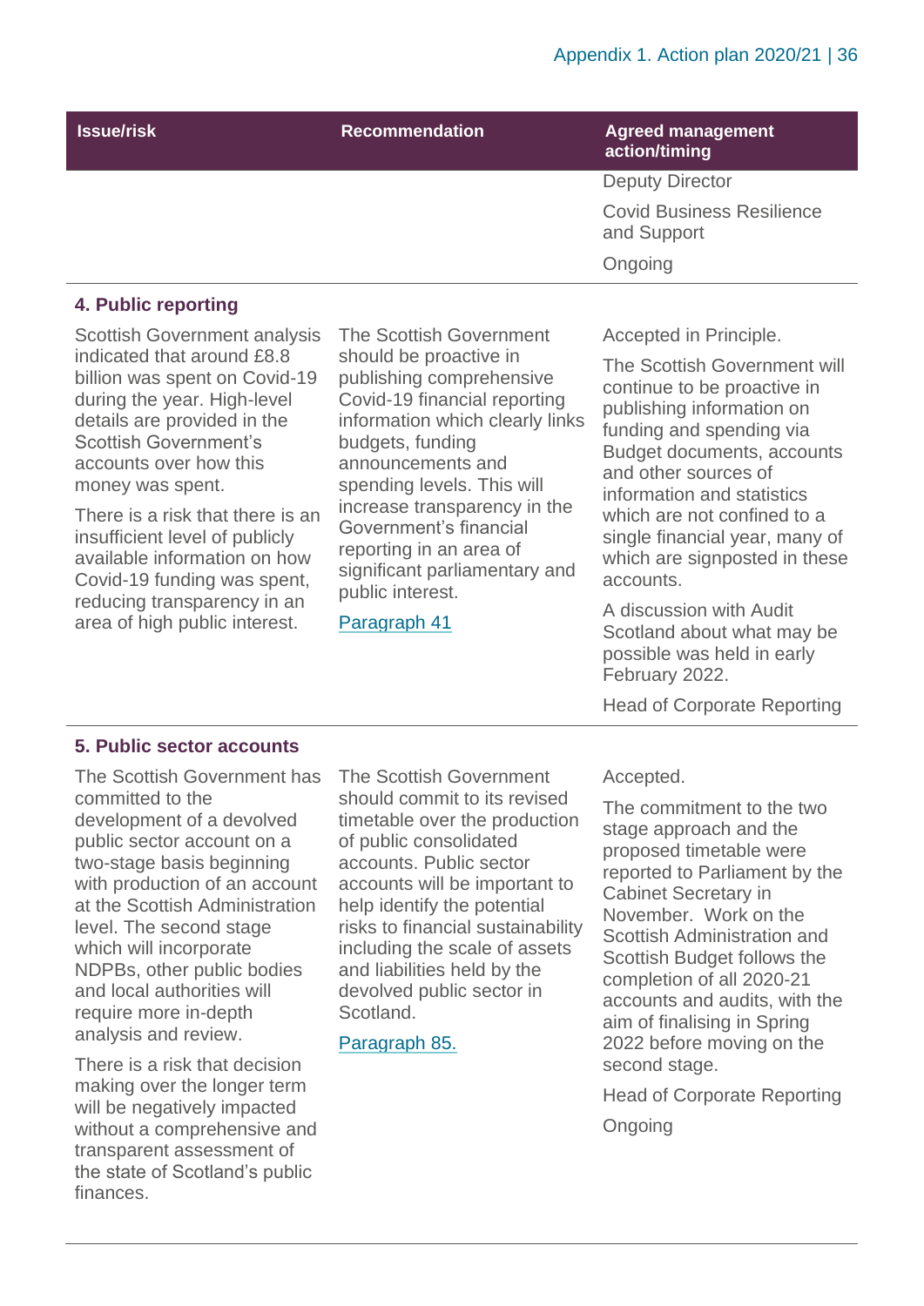| Issue/risk | Recommendation | Agreed management action/timing |
|---|---|---|
| | | Deputy Director<br><br>Covid Business Resilience and Support<br><br>Ongoing |
| **4. Public reporting** | | |
| Scottish Government analysis indicated that around £8.8 billion was spent on Covid-19 during the year. High-level details are provided in the Scottish Government's accounts over how this money was spent.<br><br>There is a risk that there is an insufficient level of publicly available information on how Covid-19 funding was spent, reducing transparency in an area of high public interest. | The Scottish Government should be proactive in publishing comprehensive Covid-19 financial reporting information which clearly links budgets, funding announcements and spending levels. This will increase transparency in the Government's financial reporting in an area of significant parliamentary and public interest.<br><br>Paragraph 41 | Accepted in Principle.<br><br>The Scottish Government will continue to be proactive in publishing information on funding and spending via Budget documents, accounts and other sources of information and statistics which are not confined to a single financial year, many of which are signposted in these accounts.<br><br>A discussion with Audit Scotland about what may be possible was held in early February 2022.<br><br>Head of Corporate Reporting |
| **5. Public sector accounts** | | |
| The Scottish Government has committed to the development of a devolved public sector account on a two-stage basis beginning with production of an account at the Scottish Administration level. The second stage which will incorporate NDPBs, other public bodies and local authorities will require more in-depth analysis and review.<br><br>There is a risk that decision making over the longer term will be negatively impacted without a comprehensive and transparent assessment of the state of Scotland's public finances. | The Scottish Government should commit to its revised timetable over the production of public consolidated accounts. Public sector accounts will be important to help identify the potential risks to financial sustainability including the scale of assets and liabilities held by the devolved public sector in Scotland.<br><br>Paragraph 85. | Accepted.<br><br>The commitment to the two stage approach and the proposed timetable were reported to Parliament by the Cabinet Secretary in November. Work on the Scottish Administration and Scottish Budget follows the completion of all 2020-21 accounts and audits, with the aim of finalising in Spring 2022 before moving on the second stage.<br><br>Head of Corporate Reporting<br><br>Ongoing |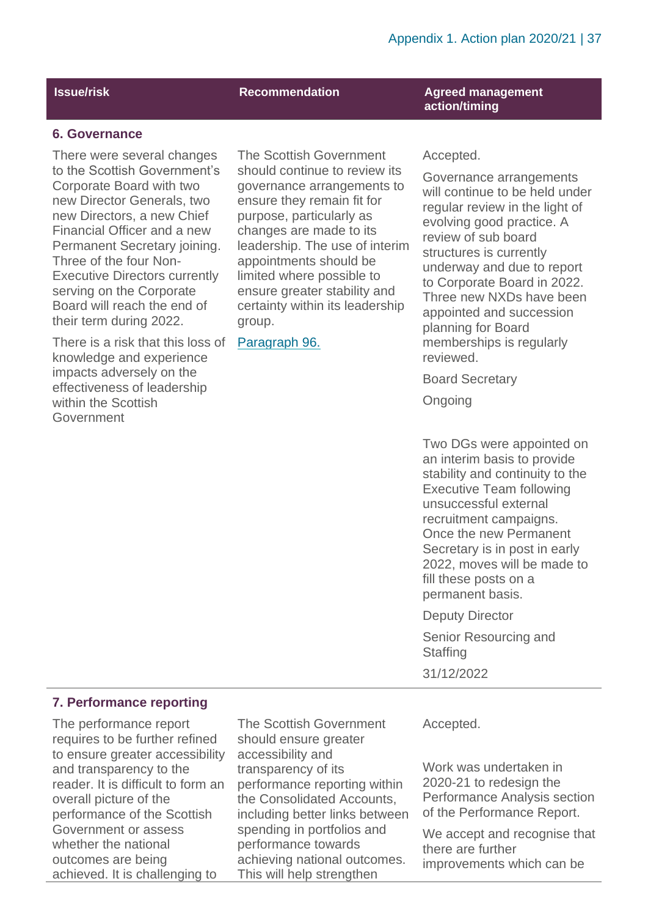| Issue/risk | Recommendation | Agreed management action/timing |
| --- | --- | --- |
| **6. Governance** | | |
| There were several changes to the Scottish Government's Corporate Board with two new Director Generals, two new Directors, a new Chief Financial Officer and a new Permanent Secretary joining. Three of the four Non-Executive Directors currently serving on the Corporate Board will reach the end of their term during 2022.<br><br>There is a risk that this loss of knowledge and experience impacts adversely on the effectiveness of leadership within the Scottish Government | The Scottish Government should continue to review its governance arrangements to ensure they remain fit for purpose, particularly as changes are made to its leadership. The use of interim appointments should be limited where possible to ensure greater stability and certainty within its leadership group.<br><br>Paragraph 96. | Accepted.<br><br>Governance arrangements will continue to be held under regular review in the light of evolving good practice. A review of sub board structures is currently underway and due to report to Corporate Board in 2022. Three new NXDs have been appointed and succession planning for Board memberships is regularly reviewed.<br><br>Board Secretary<br><br>Ongoing<br><br>Two DGs were appointed on an interim basis to provide stability and continuity to the Executive Team following unsuccessful external recruitment campaigns. Once the new Permanent Secretary is in post in early 2022, moves will be made to fill these posts on a permanent basis.<br><br>Deputy Director<br><br>Senior Resourcing and Staffing<br><br>31/12/2022 |
| **7. Performance reporting** | | |
| The performance report requires to be further refined to ensure greater accessibility and transparency to the reader. It is difficult to form an overall picture of the performance of the Scottish Government or assess whether the national outcomes are being achieved. It is challenging to | The Scottish Government should ensure greater accessibility and transparency of its performance reporting within the Consolidated Accounts, including better links between spending in portfolios and performance towards achieving national outcomes. This will help strengthen | Accepted.<br><br>Work was undertaken in 2020-21 to redesign the Performance Analysis section of the Performance Report.<br><br>We accept and recognise that there are further improvements which can be |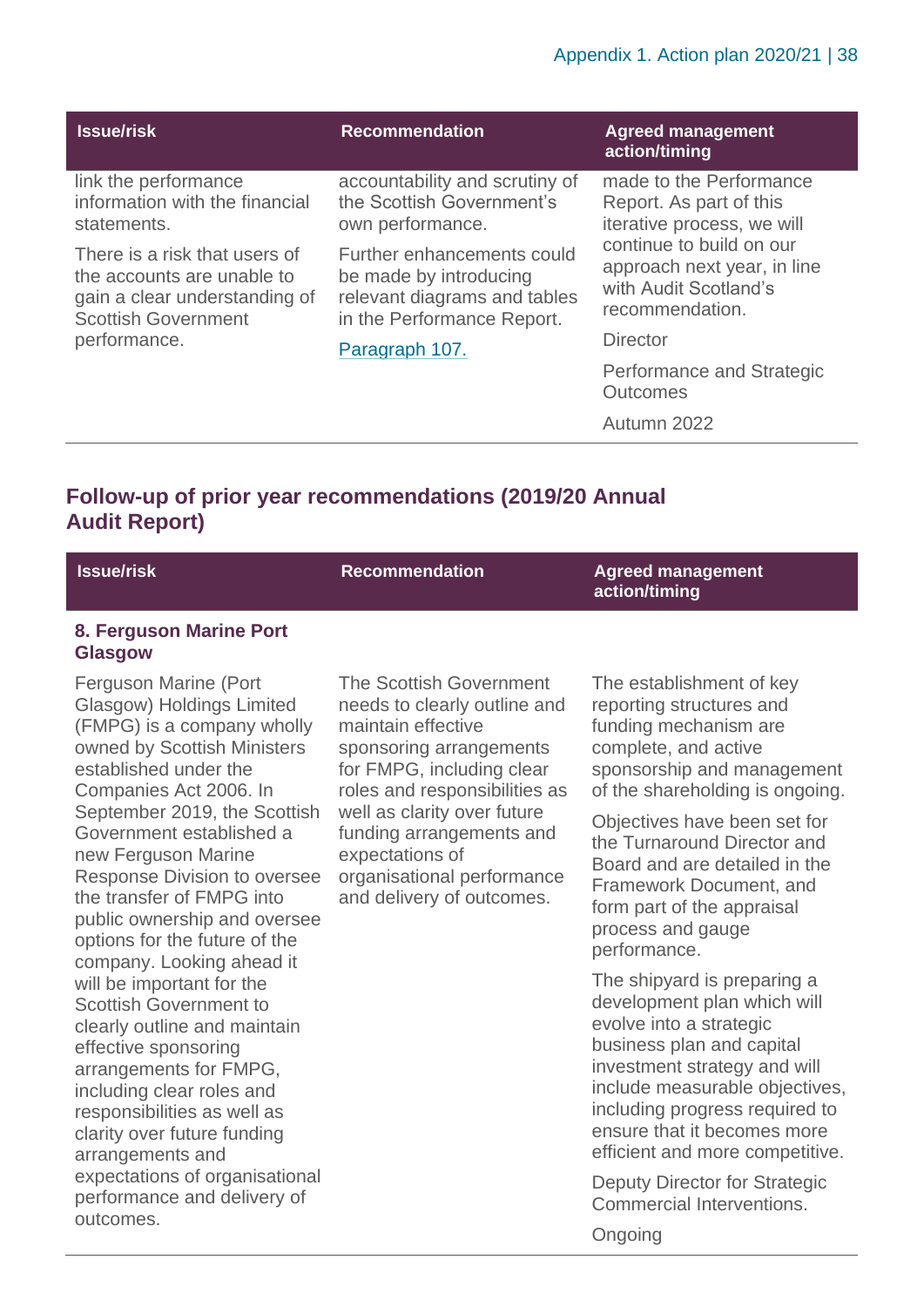| Issue/risk | Recommendation | Agreed management action/timing |
|---|---|---|
| link the performance information with the financial statements. There is a risk that users of the accounts are unable to gain a clear understanding of Scottish Government performance. | accountability and scrutiny of the Scottish Government's own performance. Further enhancements could be made by introducing relevant diagrams and tables in the Performance Report. Paragraph 107. | made to the Performance Report. As part of this iterative process, we will continue to build on our approach next year, in line with Audit Scotland's recommendation. Director Performance and Strategic Outcomes Autumn 2022 |

## Follow-up of prior year recommendations (2019/20 Annual Audit Report)

| Issue/risk | Recommendation | Agreed management action/timing |
|---|---|---|
| **8. Ferguson Marine Port Glasgow** Ferguson Marine (Port Glasgow) Holdings Limited (FMPG) is a company wholly owned by Scottish Ministers established under the Companies Act 2006. In September 2019, the Scottish Government established a new Ferguson Marine Response Division to oversee the transfer of FMPG into public ownership and oversee options for the future of the company. Looking ahead it will be important for the Scottish Government to clearly outline and maintain effective sponsoring arrangements for FMPG, including clear roles and responsibilities as well as clarity over future funding arrangements and expectations of organisational performance and delivery of outcomes. | The Scottish Government needs to clearly outline and maintain effective sponsoring arrangements for FMPG, including clear roles and responsibilities as well as clarity over future funding arrangements and expectations of organisational performance and delivery of outcomes. | The establishment of key reporting structures and funding mechanism are complete, and active sponsorship and management of the shareholding is ongoing. Objectives have been set for the Turnaround Director and Board and are detailed in the Framework Document, and form part of the appraisal process and gauge performance. The shipyard is preparing a development plan which will evolve into a strategic business plan and capital investment strategy and will include measurable objectives, including progress required to ensure that it becomes more efficient and more competitive. Deputy Director for Strategic Commercial Interventions. Ongoing |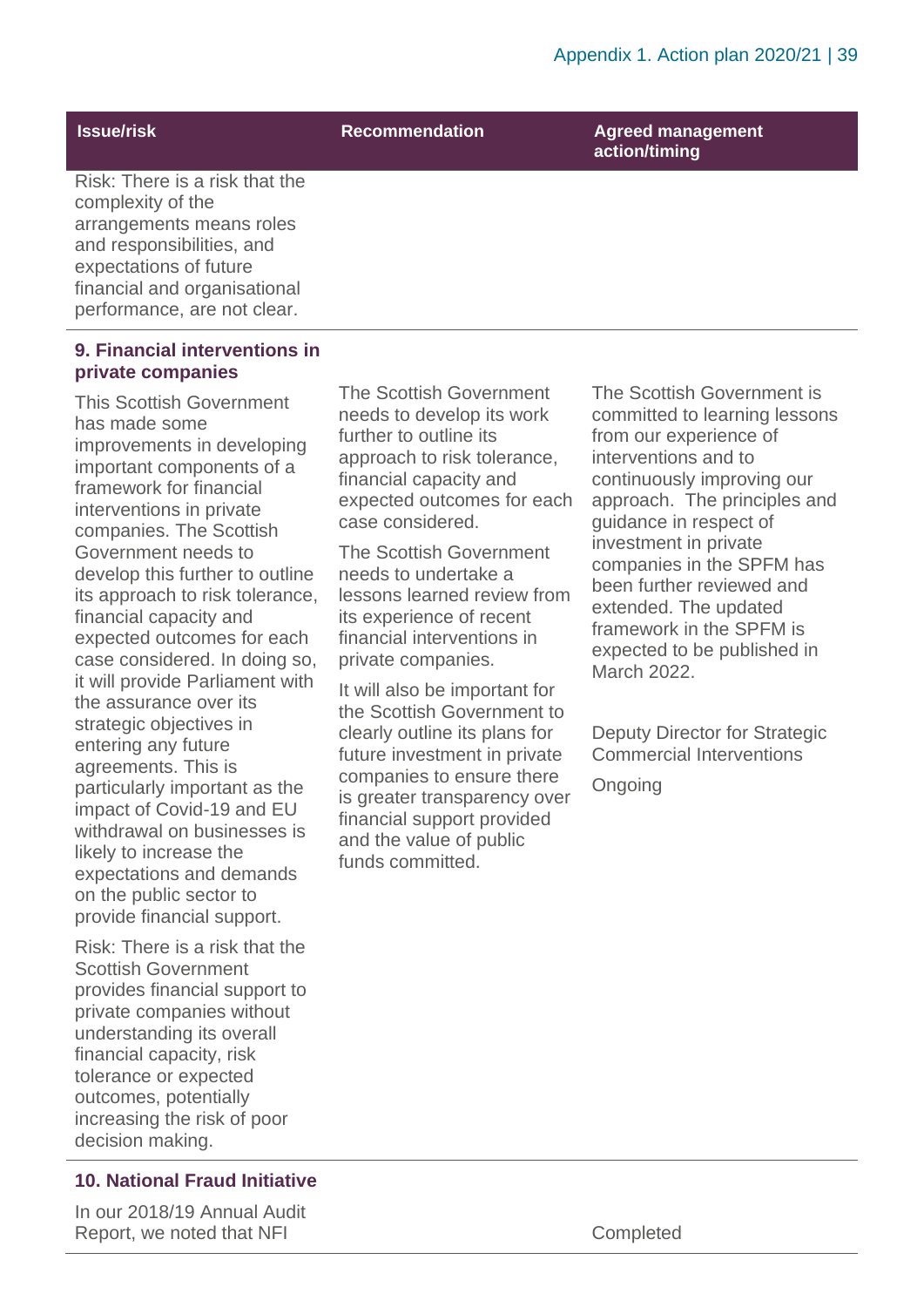| Issue/risk | Recommendation | Agreed management action/timing |
|---|---|---|
| Risk: There is a risk that the complexity of the arrangements means roles and responsibilities, and expectations of future financial and organisational performance, are not clear. | | |
| **9. Financial interventions in private companies**<br><br>This Scottish Government has made some improvements in developing important components of a framework for financial interventions in private companies. The Scottish Government needs to develop this further to outline its approach to risk tolerance, financial capacity and expected outcomes for each case considered. In doing so, it will provide Parliament with the assurance over its strategic objectives in entering any future agreements. This is particularly important as the impact of Covid-19 and EU withdrawal on businesses is likely to increase the expectations and demands on the public sector to provide financial support.<br><br>Risk: There is a risk that the Scottish Government provides financial support to private companies without understanding its overall financial capacity, risk tolerance or expected outcomes, potentially increasing the risk of poor decision making. | The Scottish Government needs to develop its work further to outline its approach to risk tolerance, financial capacity and expected outcomes for each case considered.<br><br>The Scottish Government needs to undertake a lessons learned review from its experience of recent financial interventions in private companies.<br><br>It will also be important for the Scottish Government to clearly outline its plans for future investment in private companies to ensure there is greater transparency over financial support provided and the value of public funds committed. | The Scottish Government is committed to learning lessons from our experience of interventions and to continuously improving our approach. The principles and guidance in respect of investment in private companies in the SPFM has been further reviewed and extended. The updated framework in the SPFM is expected to be published in March 2022.<br><br>Deputy Director for Strategic Commercial Interventions<br><br>Ongoing |
| **10. National Fraud Initiative**<br><br>In our 2018/19 Annual Audit Report, we noted that NFI | | Completed |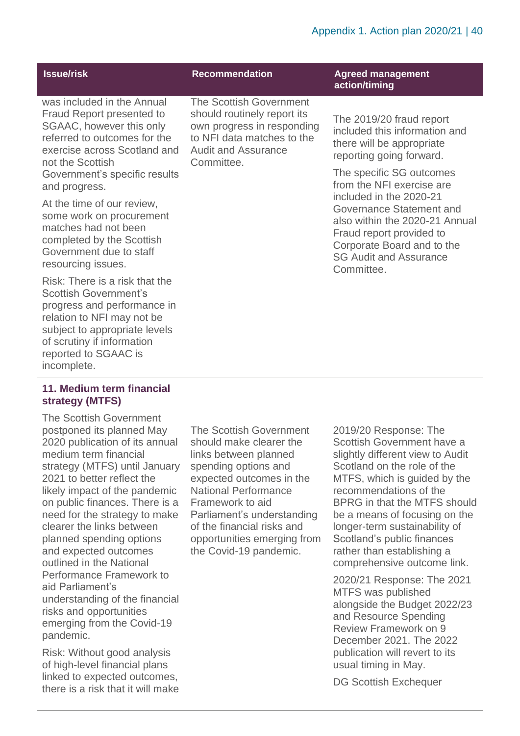| Issue/risk | Recommendation | Agreed management action/timing |
|---|---|---|
| was included in the Annual Fraud Report presented to SGAAC, however this only referred to outcomes for the exercise across Scotland and not the Scottish Government's specific results and progress.<br><br>At the time of our review, some work on procurement matches had not been completed by the Scottish Government due to staff resourcing issues.<br><br>Risk: There is a risk that the Scottish Government's progress and performance in relation to NFI may not be subject to appropriate levels of scrutiny if information reported to SGAAC is incomplete. | The Scottish Government should routinely report its own progress in responding to NFI data matches to the Audit and Assurance Committee. | The 2019/20 fraud report included this information and there will be appropriate reporting going forward.<br><br>The specific SG outcomes from the NFI exercise are included in the 2020-21 Governance Statement and also within the 2020-21 Annual Fraud report provided to Corporate Board and to the SG Audit and Assurance Committee. |
| **11. Medium term financial strategy (MTFS)**<br><br>The Scottish Government postponed its planned May 2020 publication of its annual medium term financial strategy (MTFS) until January 2021 to better reflect the likely impact of the pandemic on public finances. There is a need for the strategy to make clearer the links between planned spending options and expected outcomes outlined in the National Performance Framework to aid Parliament's understanding of the financial risks and opportunities emerging from the Covid-19 pandemic.<br><br>Risk: Without good analysis of high-level financial plans linked to expected outcomes, there is a risk that it will make | The Scottish Government should make clearer the links between planned spending options and expected outcomes in the National Performance Framework to aid Parliament's understanding of the financial risks and opportunities emerging from the Covid-19 pandemic. | 2019/20 Response: The Scottish Government have a slightly different view to Audit Scotland on the role of the MTFS, which is guided by the recommendations of the BPRG in that the MTFS should be a means of focusing on the longer-term sustainability of Scotland's public finances rather than establishing a comprehensive outcome link.<br><br>2020/21 Response: The 2021 MTFS was published alongside the Budget 2022/23 and Resource Spending Review Framework on 9 December 2021. The 2022 publication will revert to its usual timing in May.<br><br>DG Scottish Exchequer |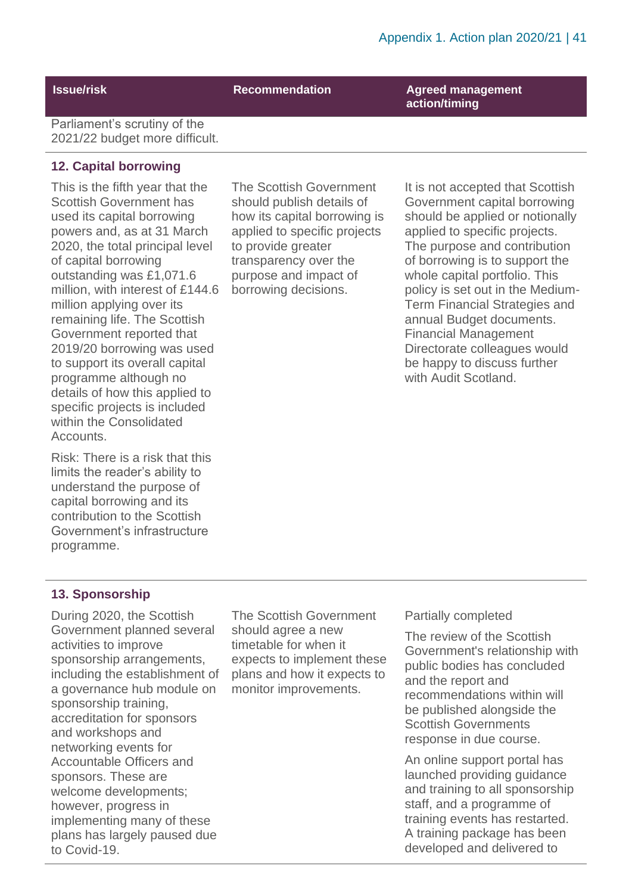| Issue/risk | Recommendation | Agreed management action/timing |
|---|---|---|
| Parliament's scrutiny of the 2021/22 budget more difficult. | | |
| **12. Capital borrowing** | | |
| This is the fifth year that the Scottish Government has used its capital borrowing powers and, as at 31 March 2020, the total principal level of capital borrowing outstanding was £1,071.6 million, with interest of £144.6 million applying over its remaining life. The Scottish Government reported that 2019/20 borrowing was used to support its overall capital programme although no details of how this applied to specific projects is included within the Consolidated Accounts.<br><br>Risk: There is a risk that this limits the reader's ability to understand the purpose of capital borrowing and its contribution to the Scottish Government's infrastructure programme. | The Scottish Government should publish details of how its capital borrowing is applied to specific projects to provide greater transparency over the purpose and impact of borrowing decisions. | It is not accepted that Scottish Government capital borrowing should be applied or notionally applied to specific projects. The purpose and contribution of borrowing is to support the whole capital portfolio. This policy is set out in the Medium-Term Financial Strategies and annual Budget documents. Financial Management Directorate colleagues would be happy to discuss further with Audit Scotland. |
| **13. Sponsorship** | | |
| During 2020, the Scottish Government planned several activities to improve sponsorship arrangements, including the establishment of a governance hub module on sponsorship training, accreditation for sponsors and workshops and networking events for Accountable Officers and sponsors. These are welcome developments; however, progress in implementing many of these plans has largely paused due to Covid-19. | The Scottish Government should agree a new timetable for when it expects to implement these plans and how it expects to monitor improvements. | Partially completed<br><br>The review of the Scottish Government's relationship with public bodies has concluded and the report and recommendations within will be published alongside the Scottish Governments response in due course.<br><br>An online support portal has launched providing guidance and training to all sponsorship staff, and a programme of training events has restarted. A training package has been developed and delivered to |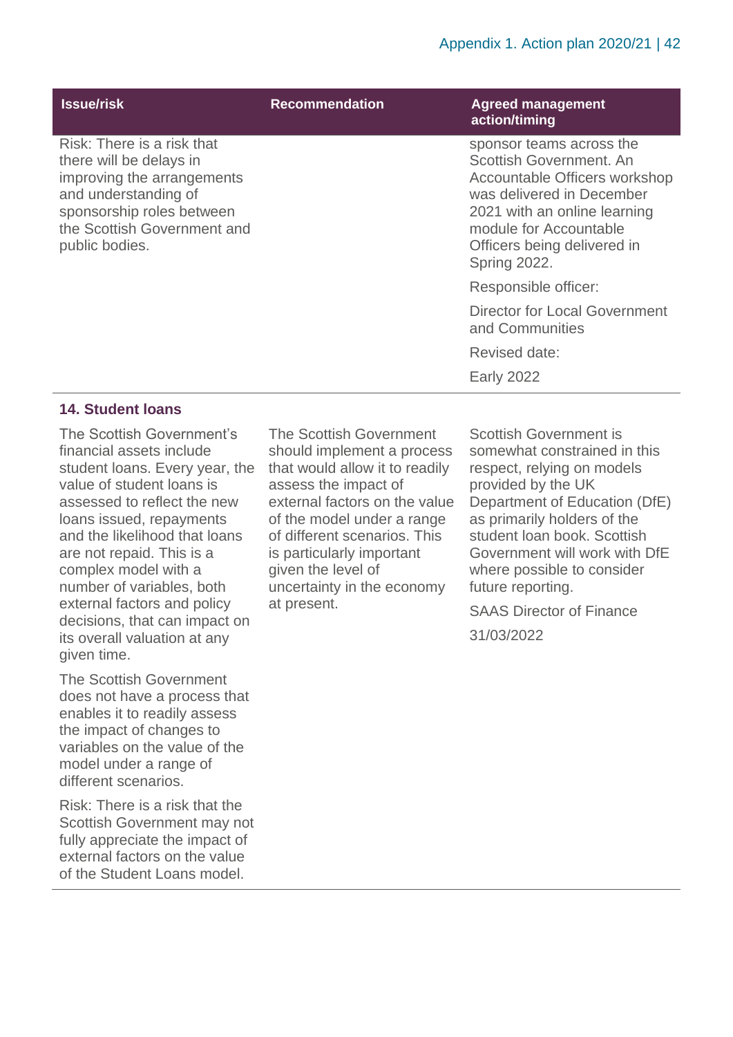| Issue/risk | Recommendation | Agreed management action/timing |
|---|---|---|
| Risk: There is a risk that there will be delays in improving the arrangements and understanding of sponsorship roles between the Scottish Government and public bodies. | | sponsor teams across the Scottish Government. An Accountable Officers workshop was delivered in December 2021 with an online learning module for Accountable Officers being delivered in Spring 2022.<br><br>Responsible officer:<br><br>Director for Local Government and Communities<br><br>Revised date:<br><br>Early 2022 |
| **14. Student loans** | | |
| The Scottish Government's financial assets include student loans. Every year, the value of student loans is assessed to reflect the new loans issued, repayments and the likelihood that loans are not repaid. This is a complex model with a number of variables, both external factors and policy decisions, that can impact on its overall valuation at any given time.<br><br>The Scottish Government does not have a process that enables it to readily assess the impact of changes to variables on the value of the model under a range of different scenarios.<br><br>Risk: There is a risk that the Scottish Government may not fully appreciate the impact of external factors on the value of the Student Loans model. | The Scottish Government should implement a process that would allow it to readily assess the impact of external factors on the value of the model under a range of different scenarios. This is particularly important given the level of uncertainty in the economy at present. | Scottish Government is somewhat constrained in this respect, relying on models provided by the UK Department of Education (DfE) as primarily holders of the student loan book. Scottish Government will work with DfE where possible to consider future reporting.<br><br>SAAS Director of Finance<br><br>31/03/2022 |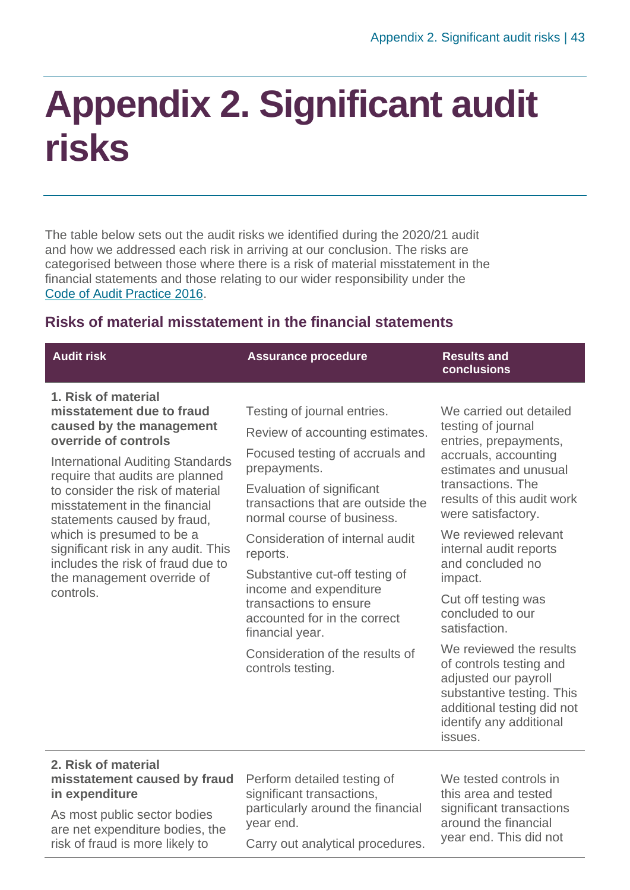# Appendix 2. Significant audit risks

The table below sets out the audit risks we identified during the 2020/21 audit and how we addressed each risk in arriving at our conclusion. The risks are categorised between those where there is a risk of material misstatement in the financial statements and those relating to our wider responsibility under the Code of Audit Practice 2016.

## Risks of material misstatement in the financial statements

| Audit risk | Assurance procedure | Results and conclusions |
|---|---|---|
| **1. Risk of material misstatement due to fraud caused by the management override of controls**<br><br>International Auditing Standards require that audits are planned to consider the risk of material misstatement in the financial statements caused by fraud, which is presumed to be a significant risk in any audit. This includes the risk of fraud due to the management override of controls. | Testing of journal entries.<br><br>Review of accounting estimates.<br><br>Focused testing of accruals and prepayments.<br><br>Evaluation of significant transactions that are outside the normal course of business.<br><br>Consideration of internal audit reports.<br><br>Substantive cut-off testing of income and expenditure transactions to ensure accounted for in the correct financial year.<br><br>Consideration of the results of controls testing. | We carried out detailed testing of journal entries, prepayments, accruals, accounting estimates and unusual transactions. The results of this audit work were satisfactory.<br><br>We reviewed relevant internal audit reports and concluded no impact.<br><br>Cut off testing was concluded to our satisfaction.<br><br>We reviewed the results of controls testing and adjusted our payroll substantive testing. This additional testing did not identify any additional issues. |
| **2. Risk of material misstatement caused by fraud in expenditure**<br><br>As most public sector bodies are net expenditure bodies, the risk of fraud is more likely to | Perform detailed testing of significant transactions, particularly around the financial year end.<br><br>Carry out analytical procedures. | We tested controls in this area and tested significant transactions around the financial year end. This did not |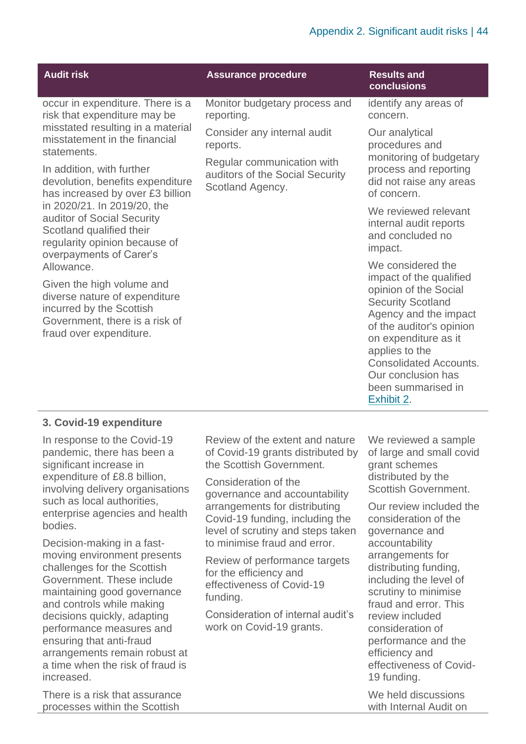| Audit risk | Assurance procedure | Results and conclusions |
|---|---|---|
| occur in expenditure. There is a risk that expenditure may be misstated resulting in a material misstatement in the financial statements.<br><br>In addition, with further devolution, benefits expenditure has increased by over £3 billion in 2020/21. In 2019/20, the auditor of Social Security Scotland qualified their regularity opinion because of overpayments of Carer's Allowance.<br><br>Given the high volume and diverse nature of expenditure incurred by the Scottish Government, there is a risk of fraud over expenditure. | Monitor budgetary process and reporting.<br><br>Consider any internal audit reports.<br><br>Regular communication with auditors of the Social Security Scotland Agency. | identify any areas of concern.<br><br>Our analytical procedures and monitoring of budgetary process and reporting did not raise any areas of concern.<br><br>We reviewed relevant internal audit reports and concluded no impact.<br><br>We considered the impact of the qualified opinion of the Social Security Scotland Agency and the impact of the auditor's opinion on expenditure as it applies to the Consolidated Accounts. Our conclusion has been summarised in Exhibit 2. |
| **3. Covid-19 expenditure** | | |
| In response to the Covid-19 pandemic, there has been a significant increase in expenditure of £8.8 billion, involving delivery organisations such as local authorities, enterprise agencies and health bodies.<br><br>Decision-making in a fast-moving environment presents challenges for the Scottish Government. These include maintaining good governance and controls while making decisions quickly, adapting performance measures and ensuring that anti-fraud arrangements remain robust at a time when the risk of fraud is increased.<br><br>There is a risk that assurance processes within the Scottish | Review of the extent and nature of Covid-19 grants distributed by the Scottish Government.<br><br>Consideration of the governance and accountability arrangements for distributing Covid-19 funding, including the level of scrutiny and steps taken to minimise fraud and error.<br><br>Review of performance targets for the efficiency and effectiveness of Covid-19 funding.<br><br>Consideration of internal audit's work on Covid-19 grants. | We reviewed a sample of large and small covid grant schemes distributed by the Scottish Government.<br><br>Our review included the consideration of the governance and accountability arrangements for distributing funding, including the level of scrutiny to minimise fraud and error. This review included consideration of performance and the efficiency and effectiveness of Covid-19 funding.<br><br>We held discussions with Internal Audit on |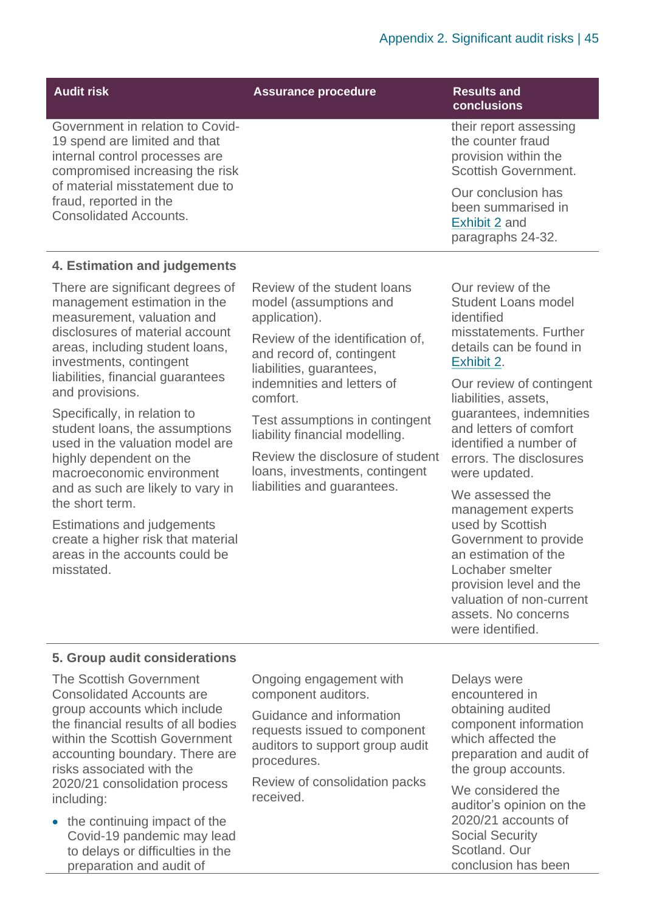| Audit risk | Assurance procedure | Results and conclusions |
|---|---|---|
| Government in relation to Covid-19 spend are limited and that internal control processes are compromised increasing the risk of material misstatement due to fraud, reported in the Consolidated Accounts. | | their report assessing the counter fraud provision within the Scottish Government.<br><br>Our conclusion has been summarised in Exhibit 2 and paragraphs 24-32. |
| **4. Estimation and judgements** | | |
| There are significant degrees of management estimation in the measurement, valuation and disclosures of material account areas, including student loans, investments, contingent liabilities, financial guarantees and provisions.<br><br>Specifically, in relation to student loans, the assumptions used in the valuation model are highly dependent on the macroeconomic environment and as such are likely to vary in the short term.<br><br>Estimations and judgements create a higher risk that material areas in the accounts could be misstated. | Review of the student loans model (assumptions and application).<br><br>Review of the identification of, and record of, contingent liabilities, guarantees, indemnities and letters of comfort.<br><br>Test assumptions in contingent liability financial modelling.<br><br>Review the disclosure of student loans, investments, contingent liabilities and guarantees. | Our review of the Student Loans model identified misstatements. Further details can be found in Exhibit 2.<br><br>Our review of contingent liabilities, assets, guarantees, indemnities and letters of comfort identified a number of errors. The disclosures were updated.<br><br>We assessed the management experts used by Scottish Government to provide an estimation of the Lochaber smelter provision level and the valuation of non-current assets. No concerns were identified. |
| **5. Group audit considerations** | | |
| The Scottish Government Consolidated Accounts are group accounts which include the financial results of all bodies within the Scottish Government accounting boundary. There are risks associated with the 2020/21 consolidation process including:<br><br>• the continuing impact of the Covid-19 pandemic may lead to delays or difficulties in the preparation and audit of | Ongoing engagement with component auditors.<br><br>Guidance and information requests issued to component auditors to support group audit procedures.<br><br>Review of consolidation packs received. | Delays were encountered in obtaining audited component information which affected the preparation and audit of the group accounts.<br><br>We considered the auditor's opinion on the 2020/21 accounts of Social Security Scotland. Our conclusion has been |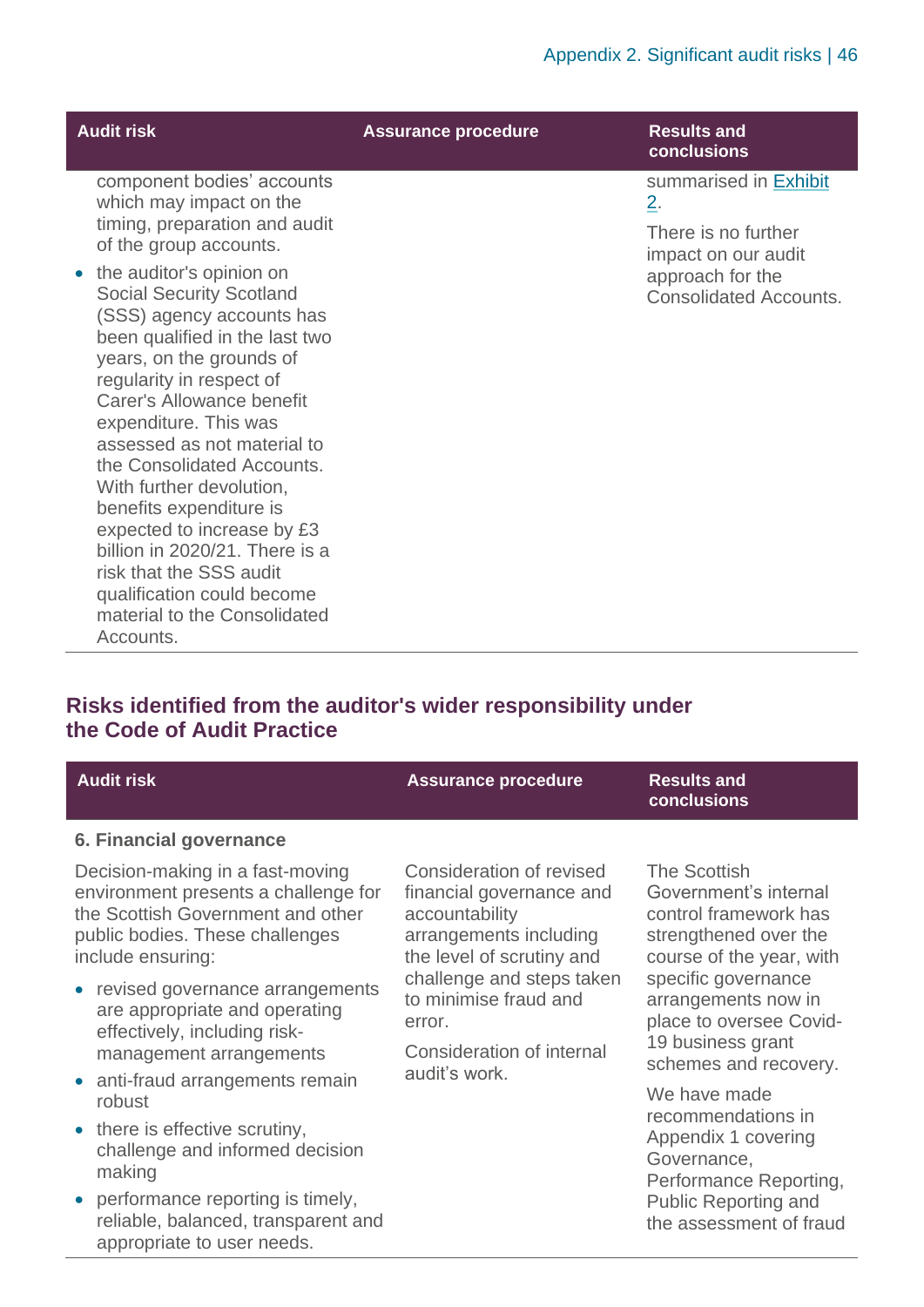| Audit risk | Assurance procedure | Results and conclusions |
|---|---|---|
| component bodies' accounts which may impact on the timing, preparation and audit of the group accounts.<br>• the auditor's opinion on Social Security Scotland (SSS) agency accounts has been qualified in the last two years, on the grounds of regularity in respect of Carer's Allowance benefit expenditure. This was assessed as not material to the Consolidated Accounts. With further devolution, benefits expenditure is expected to increase by £3 billion in 2020/21. There is a risk that the SSS audit qualification could become material to the Consolidated Accounts. | | summarised in Exhibit 2.<br>There is no further impact on our audit approach for the Consolidated Accounts. |

## Risks identified from the auditor's wider responsibility under the Code of Audit Practice

| Audit risk | Assurance procedure | Results and conclusions |
|---|---|---|
| **6. Financial governance** | | |
| Decision-making in a fast-moving environment presents a challenge for the Scottish Government and other public bodies. These challenges include ensuring:<br>• revised governance arrangements are appropriate and operating effectively, including risk-management arrangements<br>• anti-fraud arrangements remain robust<br>• there is effective scrutiny, challenge and informed decision making<br>• performance reporting is timely, reliable, balanced, transparent and appropriate to user needs. | Consideration of revised financial governance and accountability arrangements including the level of scrutiny and challenge and steps taken to minimise fraud and error.<br>Consideration of internal audit's work. | The Scottish Government's internal control framework has strengthened over the course of the year, with specific governance arrangements now in place to oversee Covid-19 business grant schemes and recovery.<br>We have made recommendations in Appendix 1 covering Governance, Performance Reporting, Public Reporting and the assessment of fraud |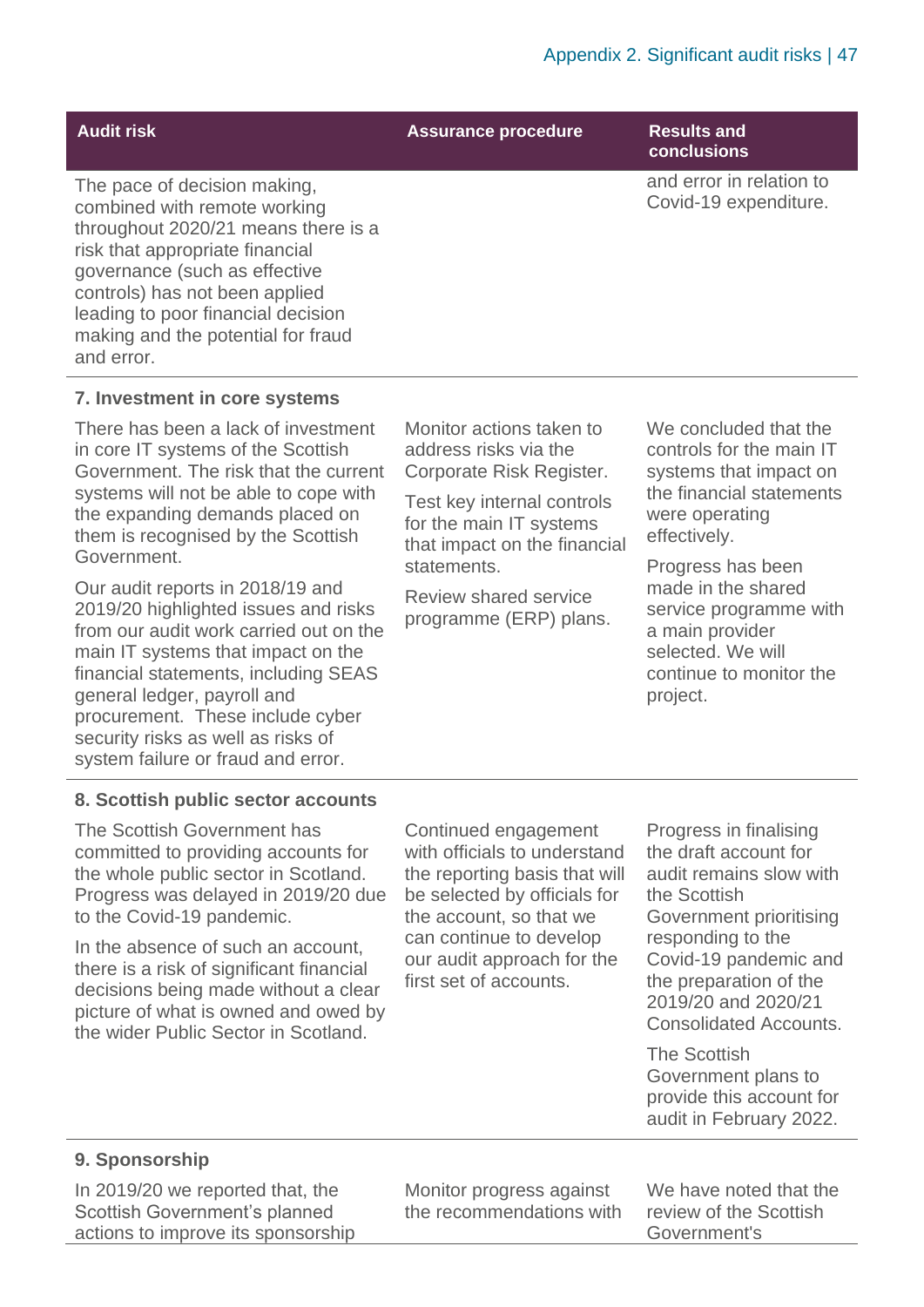| Audit risk | Assurance procedure | Results and conclusions |
|---|---|---|
| The pace of decision making, combined with remote working throughout 2020/21 means there is a risk that appropriate financial governance (such as effective controls) has not been applied leading to poor financial decision making and the potential for fraud and error. | | and error in relation to Covid-19 expenditure. |
| **7. Investment in core systems** | | |
| There has been a lack of investment in core IT systems of the Scottish Government. The risk that the current systems will not be able to cope with the expanding demands placed on them is recognised by the Scottish Government.<br><br>Our audit reports in 2018/19 and 2019/20 highlighted issues and risks from our audit work carried out on the main IT systems that impact on the financial statements, including SEAS general ledger, payroll and procurement. These include cyber security risks as well as risks of system failure or fraud and error. | Monitor actions taken to address risks via the Corporate Risk Register.<br><br>Test key internal controls for the main IT systems that impact on the financial statements.<br><br>Review shared service programme (ERP) plans. | We concluded that the controls for the main IT systems that impact on the financial statements were operating effectively.<br><br>Progress has been made in the shared service programme with a main provider selected. We will continue to monitor the project. |
| **8. Scottish public sector accounts** | | |
| The Scottish Government has committed to providing accounts for the whole public sector in Scotland. Progress was delayed in 2019/20 due to the Covid-19 pandemic.<br><br>In the absence of such an account, there is a risk of significant financial decisions being made without a clear picture of what is owned and owed by the wider Public Sector in Scotland. | Continued engagement with officials to understand the reporting basis that will be selected by officials for the account, so that we can continue to develop our audit approach for the first set of accounts. | Progress in finalising the draft account for audit remains slow with the Scottish Government prioritising responding to the Covid-19 pandemic and the preparation of the 2019/20 and 2020/21 Consolidated Accounts.<br><br>The Scottish Government plans to provide this account for audit in February 2022. |
| **9. Sponsorship** | | |
| In 2019/20 we reported that, the Scottish Government's planned actions to improve its sponsorship | Monitor progress against the recommendations with | We have noted that the review of the Scottish Government's |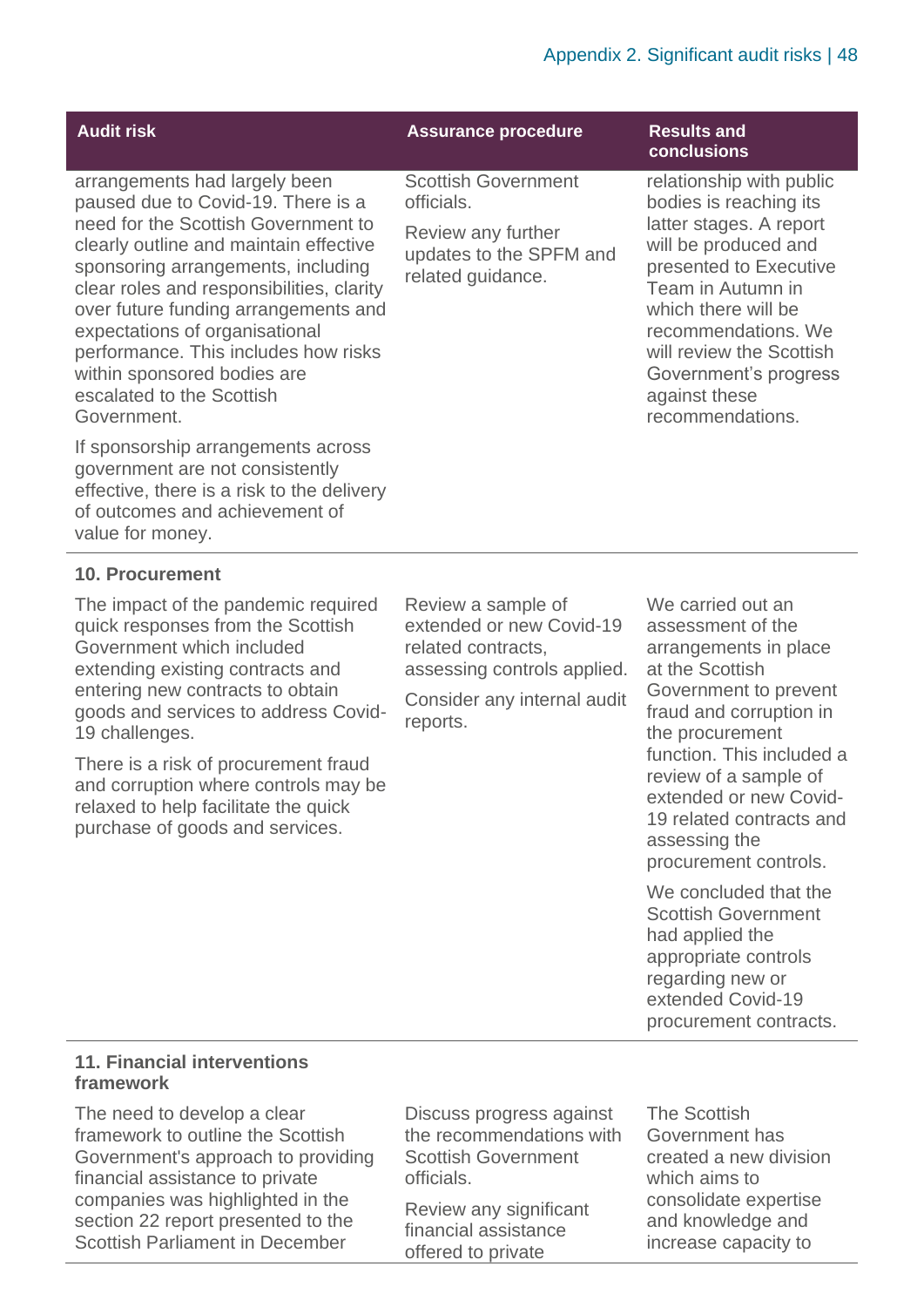| Audit risk | Assurance procedure | Results and conclusions |
|---|---|---|
| arrangements had largely been paused due to Covid-19. There is a need for the Scottish Government to clearly outline and maintain effective sponsoring arrangements, including clear roles and responsibilities, clarity over future funding arrangements and expectations of organisational performance. This includes how risks within sponsored bodies are escalated to the Scottish Government.<br><br>If sponsorship arrangements across government are not consistently effective, there is a risk to the delivery of outcomes and achievement of value for money. | Scottish Government officials.<br><br>Review any further updates to the SPFM and related guidance. | relationship with public bodies is reaching its latter stages. A report will be produced and presented to Executive Team in Autumn in which there will be recommendations. We will review the Scottish Government's progress against these recommendations. |
| **10. Procurement** | | |
| The impact of the pandemic required quick responses from the Scottish Government which included extending existing contracts and entering new contracts to obtain goods and services to address Covid-19 challenges.<br><br>There is a risk of procurement fraud and corruption where controls may be relaxed to help facilitate the quick purchase of goods and services. | Review a sample of extended or new Covid-19 related contracts, assessing controls applied.<br><br>Consider any internal audit reports. | We carried out an assessment of the arrangements in place at the Scottish Government to prevent fraud and corruption in the procurement function. This included a review of a sample of extended or new Covid-19 related contracts and assessing the procurement controls.<br><br>We concluded that the Scottish Government had applied the appropriate controls regarding new or extended Covid-19 procurement contracts. |
| **11. Financial interventions framework** | | |
| The need to develop a clear framework to outline the Scottish Government's approach to providing financial assistance to private companies was highlighted in the section 22 report presented to the Scottish Parliament in December | Discuss progress against the recommendations with Scottish Government officials.<br><br>Review any significant financial assistance offered to private | The Scottish Government has created a new division which aims to consolidate expertise and knowledge and increase capacity to |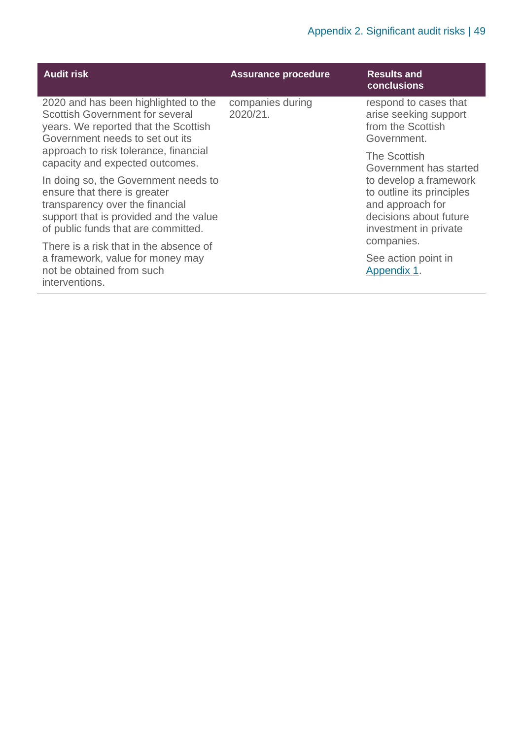| Audit risk | Assurance procedure | Results and conclusions |
| --- | --- | --- |
| 2020 and has been highlighted to the Scottish Government for several years. We reported that the Scottish Government needs to set out its approach to risk tolerance, financial capacity and expected outcomes.<br><br>In doing so, the Government needs to ensure that there is greater transparency over the financial support that is provided and the value of public funds that are committed.<br><br>There is a risk that in the absence of a framework, value for money may not be obtained from such interventions. | companies during 2020/21. | respond to cases that arise seeking support from the Scottish Government.<br><br>The Scottish Government has started to develop a framework to outline its principles and approach for decisions about future investment in private companies.<br><br>See action point in Appendix 1. |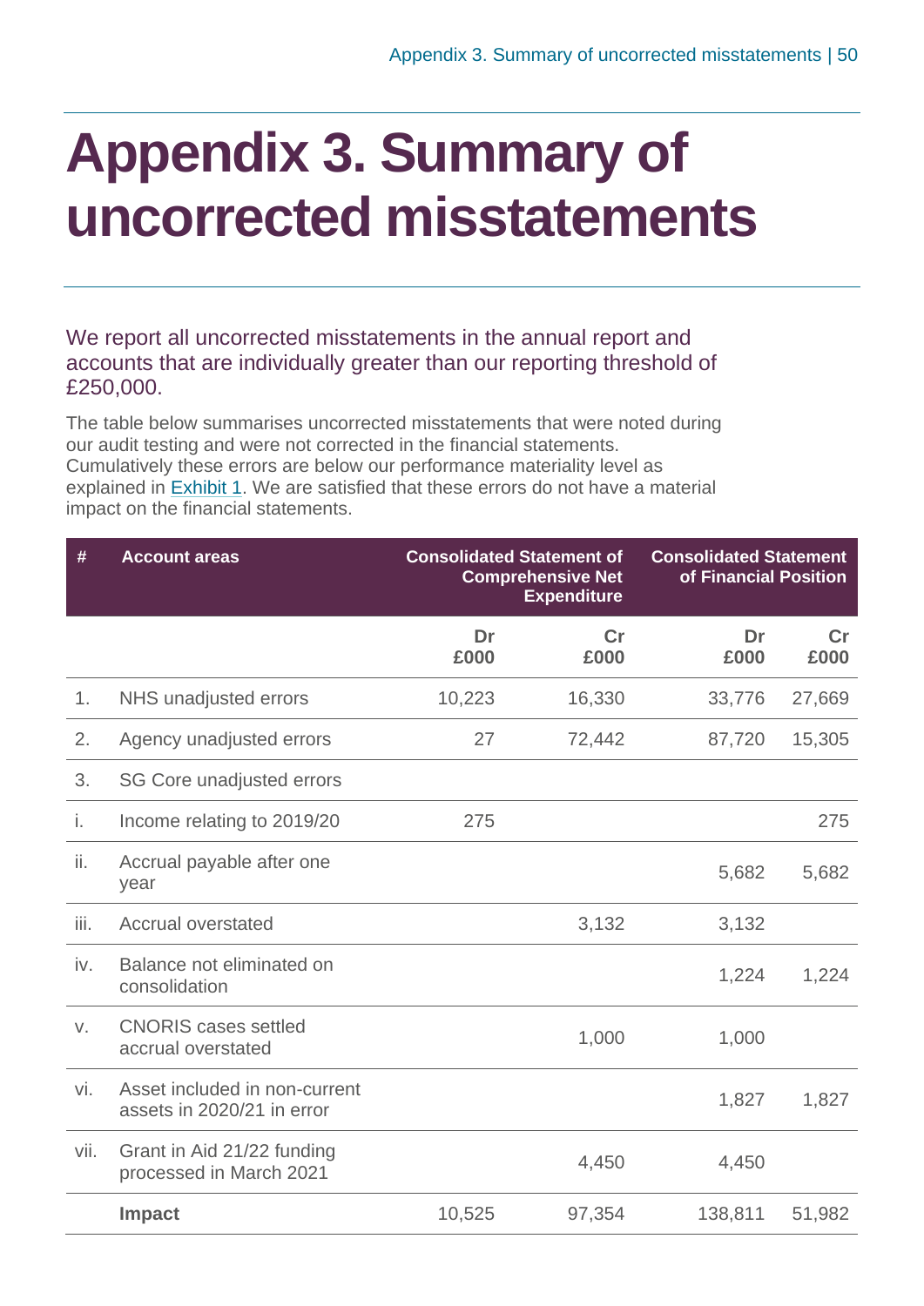# Appendix 3. Summary of uncorrected misstatements

We report all uncorrected misstatements in the annual report and accounts that are individually greater than our reporting threshold of £250,000.

The table below summarises uncorrected misstatements that were noted during our audit testing and were not corrected in the financial statements. Cumulatively these errors are below our performance materiality level as explained in Exhibit 1. We are satisfied that these errors do not have a material impact on the financial statements.

| # | Account areas | Consolidated Statement of Comprehensive Net Expenditure | | Consolidated Statement of Financial Position | |
|---|---|---|---|---|---|
| | | Dr £000 | Cr £000 | Dr £000 | Cr £000 |
| 1. | NHS unadjusted errors | 10,223 | 16,330 | 33,776 | 27,669 |
| 2. | Agency unadjusted errors | 27 | 72,442 | 87,720 | 15,305 |
| 3. | SG Core unadjusted errors | | | | |
| i. | Income relating to 2019/20 | 275 | | | 275 |
| ii. | Accrual payable after one year | | | 5,682 | 5,682 |
| iii. | Accrual overstated | | 3,132 | 3,132 | |
| iv. | Balance not eliminated on consolidation | | | 1,224 | 1,224 |
| v. | CNORIS cases settled accrual overstated | | 1,000 | 1,000 | |
| vi. | Asset included in non-current assets in 2020/21 in error | | | 1,827 | 1,827 |
| vii. | Grant in Aid 21/22 funding processed in March 2021 | | 4,450 | 4,450 | |
| | **Impact** | 10,525 | 97,354 | 138,811 | 51,982 |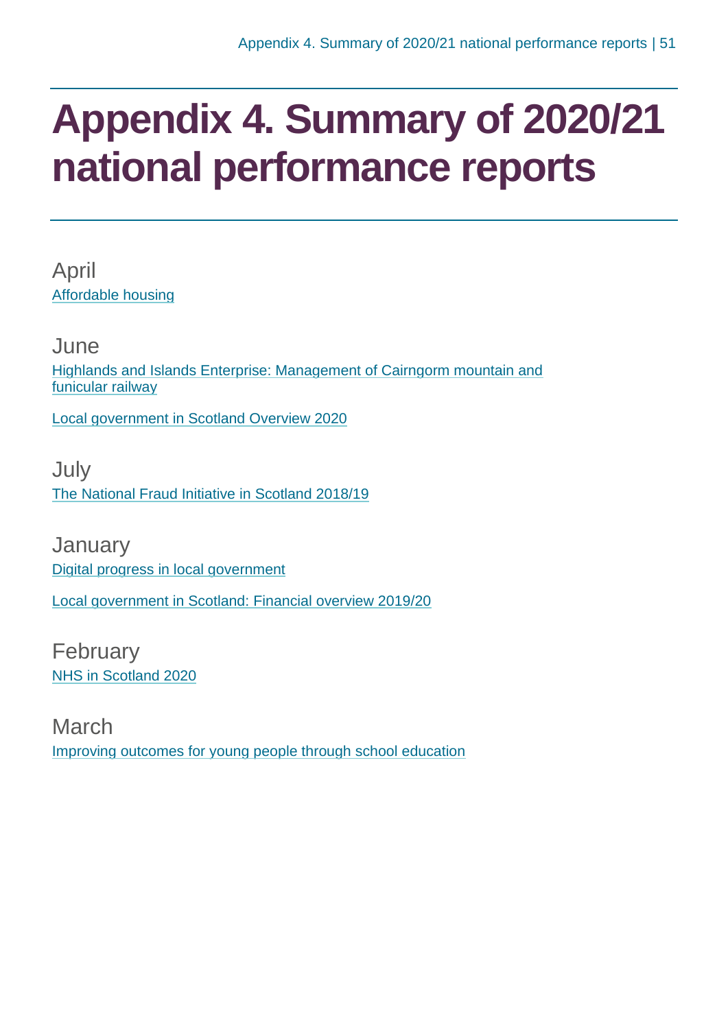# Appendix 4. Summary of 2020/21 national performance reports

## April

Affordable housing

## June

Highlands and Islands Enterprise: Management of Cairngorm mountain and funicular railway

Local government in Scotland Overview 2020

## July

The National Fraud Initiative in Scotland 2018/19

## January

Digital progress in local government

Local government in Scotland: Financial overview 2019/20

## February

NHS in Scotland 2020

## March

Improving outcomes for young people through school education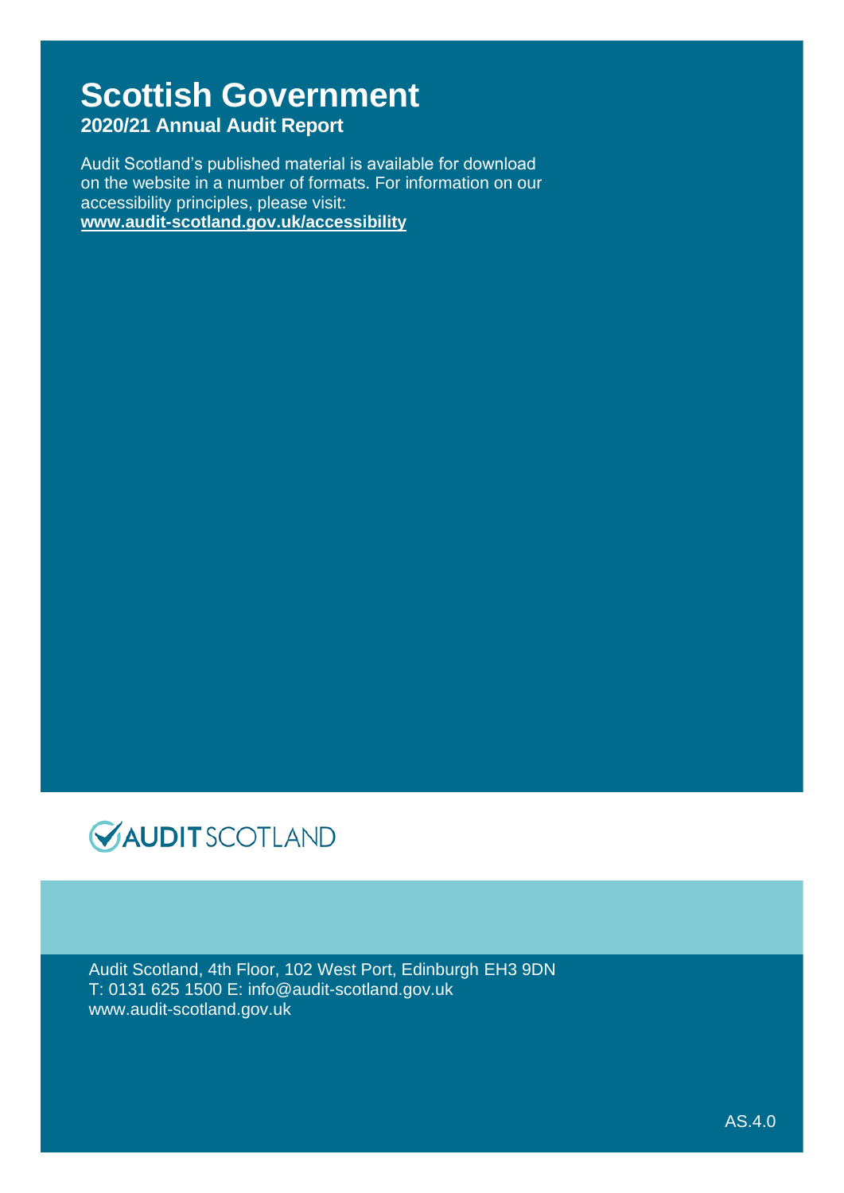# Scottish Government

**2020/21 Annual Audit Report**

Audit Scotland's published material is available for download on the website in a number of formats. For information on our accessibility principles, please visit:
**www.audit-scotland.gov.uk/accessibility**

AUDIT SCOTLAND

Audit Scotland, 4th Floor, 102 West Port, Edinburgh EH3 9DN
T: 0131 625 1500 E: info@audit-scotland.gov.uk
www.audit-scotland.gov.uk

AS.4.0